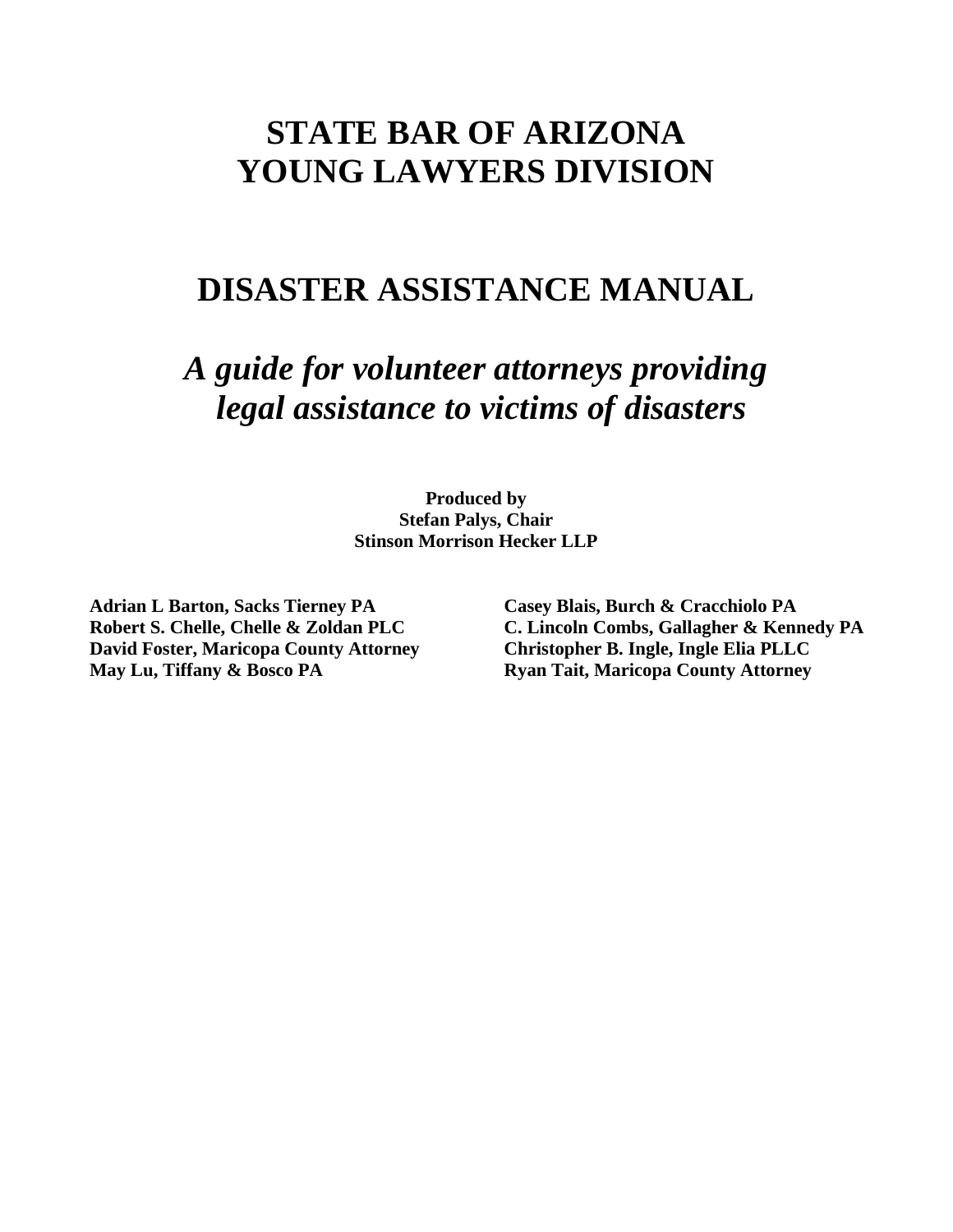# STATE BAR OF ARIZONA
# YOUNG LAWYERS DIVISION

# DISASTER ASSISTANCE MANUAL

## *A guide for volunteer attorneys providing legal assistance to victims of disasters*

**Produced by**
**Stefan Palys, Chair**
**Stinson Morrison Hecker LLP**

**Adrian L Barton, Sacks Tierney PA**
**Robert S. Chelle, Chelle & Zoldan PLC**
**David Foster, Maricopa County Attorney**
**May Lu, Tiffany & Bosco PA**

**Casey Blais, Burch & Cracchiolo PA**
**C. Lincoln Combs, Gallagher & Kennedy PA**
**Christopher B. Ingle, Ingle Elia PLLC**
**Ryan Tait, Maricopa County Attorney**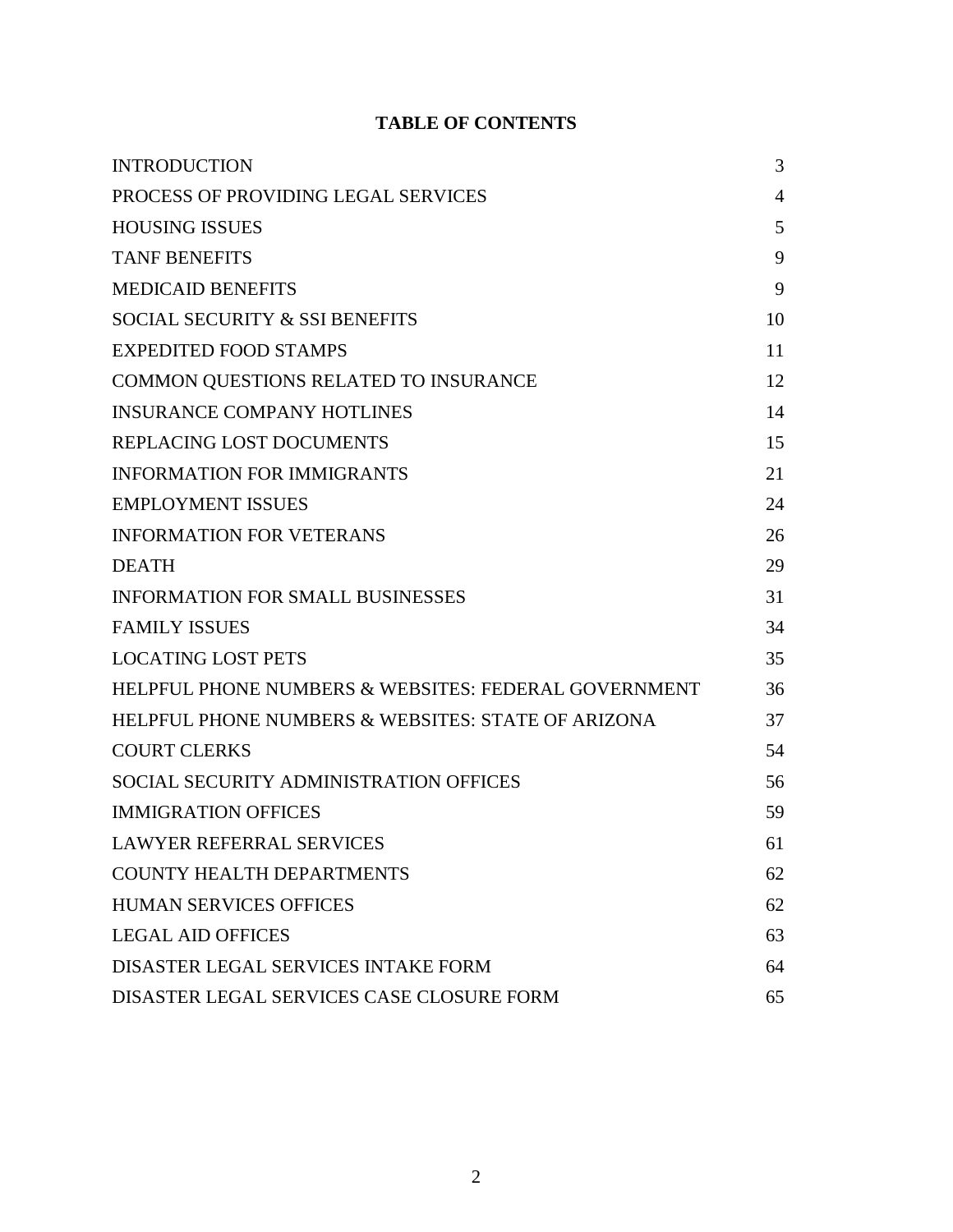# TABLE OF CONTENTS

| | |
|---|---|
| INTRODUCTION | 3 |
| PROCESS OF PROVIDING LEGAL SERVICES | 4 |
| HOUSING ISSUES | 5 |
| TANF BENEFITS | 9 |
| MEDICAID BENEFITS | 9 |
| SOCIAL SECURITY & SSI BENEFITS | 10 |
| EXPEDITED FOOD STAMPS | 11 |
| COMMON QUESTIONS RELATED TO INSURANCE | 12 |
| INSURANCE COMPANY HOTLINES | 14 |
| REPLACING LOST DOCUMENTS | 15 |
| INFORMATION FOR IMMIGRANTS | 21 |
| EMPLOYMENT ISSUES | 24 |
| INFORMATION FOR VETERANS | 26 |
| DEATH | 29 |
| INFORMATION FOR SMALL BUSINESSES | 31 |
| FAMILY ISSUES | 34 |
| LOCATING LOST PETS | 35 |
| HELPFUL PHONE NUMBERS & WEBSITES: FEDERAL GOVERNMENT | 36 |
| HELPFUL PHONE NUMBERS & WEBSITES: STATE OF ARIZONA | 37 |
| COURT CLERKS | 54 |
| SOCIAL SECURITY ADMINISTRATION OFFICES | 56 |
| IMMIGRATION OFFICES | 59 |
| LAWYER REFERRAL SERVICES | 61 |
| COUNTY HEALTH DEPARTMENTS | 62 |
| HUMAN SERVICES OFFICES | 62 |
| LEGAL AID OFFICES | 63 |
| DISASTER LEGAL SERVICES INTAKE FORM | 64 |
| DISASTER LEGAL SERVICES CASE CLOSURE FORM | 65 |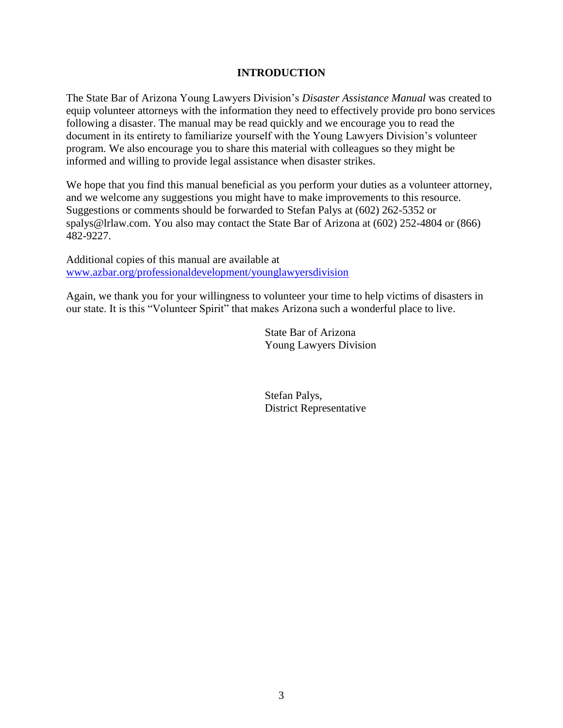# INTRODUCTION

The State Bar of Arizona Young Lawyers Division's *Disaster Assistance Manual* was created to equip volunteer attorneys with the information they need to effectively provide pro bono services following a disaster. The manual may be read quickly and we encourage you to read the document in its entirety to familiarize yourself with the Young Lawyers Division's volunteer program. We also encourage you to share this material with colleagues so they might be informed and willing to provide legal assistance when disaster strikes.

We hope that you find this manual beneficial as you perform your duties as a volunteer attorney, and we welcome any suggestions you might have to make improvements to this resource. Suggestions or comments should be forwarded to Stefan Palys at (602) 262-5352 or spalys@lrlaw.com. You also may contact the State Bar of Arizona at (602) 252-4804 or (866) 482-9227.

Additional copies of this manual are available at [www.azbar.org/professionaldevelopment/younglawyersdivision](www.azbar.org/professionaldevelopment/younglawyersdivision)

Again, we thank you for your willingness to volunteer your time to help victims of disasters in our state. It is this "Volunteer Spirit" that makes Arizona such a wonderful place to live.

State Bar of Arizona
Young Lawyers Division

Stefan Palys,
District Representative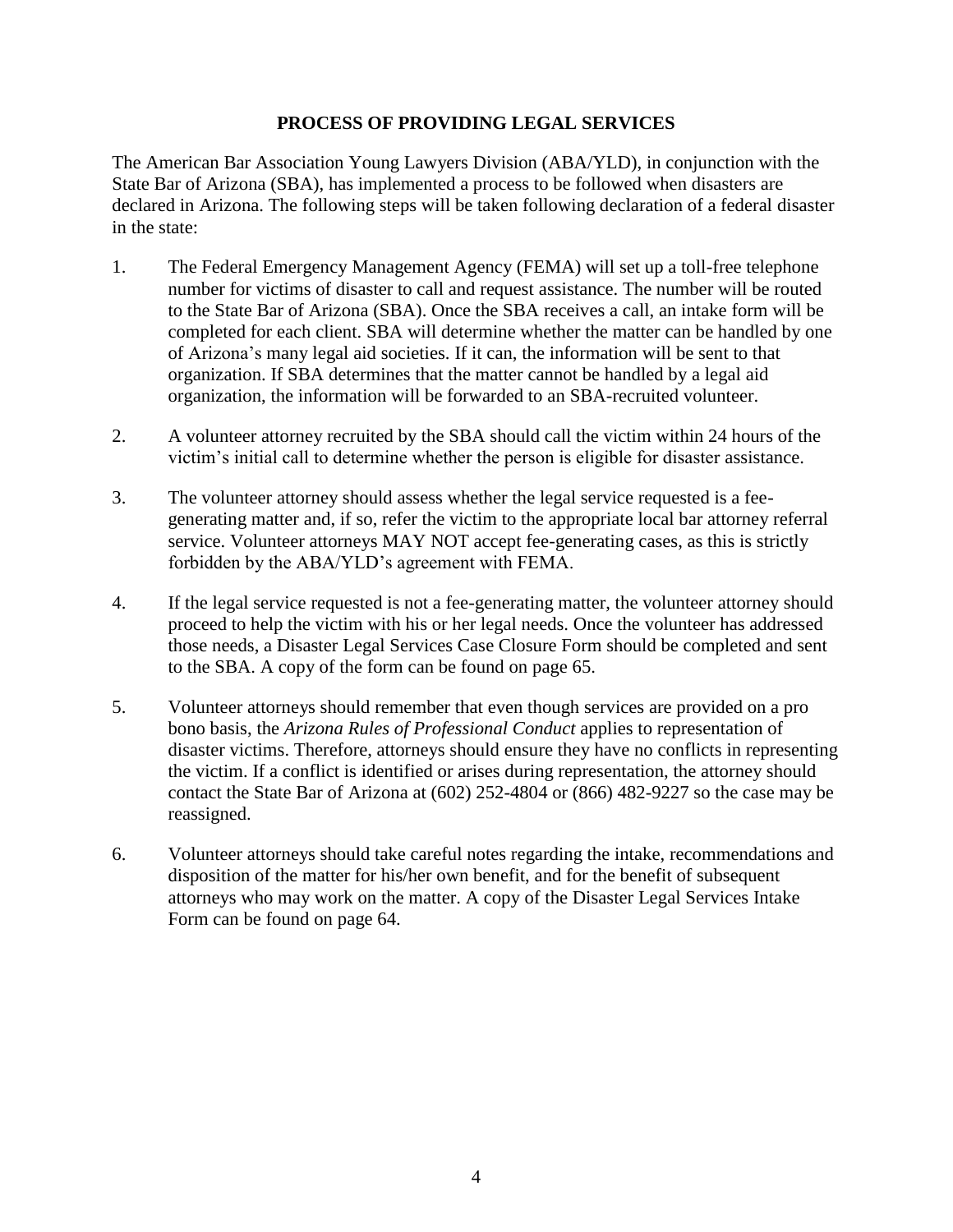## PROCESS OF PROVIDING LEGAL SERVICES

The American Bar Association Young Lawyers Division (ABA/YLD), in conjunction with the State Bar of Arizona (SBA), has implemented a process to be followed when disasters are declared in Arizona. The following steps will be taken following declaration of a federal disaster in the state:

1. The Federal Emergency Management Agency (FEMA) will set up a toll-free telephone number for victims of disaster to call and request assistance. The number will be routed to the State Bar of Arizona (SBA). Once the SBA receives a call, an intake form will be completed for each client. SBA will determine whether the matter can be handled by one of Arizona's many legal aid societies. If it can, the information will be sent to that organization. If SBA determines that the matter cannot be handled by a legal aid organization, the information will be forwarded to an SBA-recruited volunteer.

2. A volunteer attorney recruited by the SBA should call the victim within 24 hours of the victim's initial call to determine whether the person is eligible for disaster assistance.

3. The volunteer attorney should assess whether the legal service requested is a fee-generating matter and, if so, refer the victim to the appropriate local bar attorney referral service. Volunteer attorneys MAY NOT accept fee-generating cases, as this is strictly forbidden by the ABA/YLD's agreement with FEMA.

4. If the legal service requested is not a fee-generating matter, the volunteer attorney should proceed to help the victim with his or her legal needs. Once the volunteer has addressed those needs, a Disaster Legal Services Case Closure Form should be completed and sent to the SBA. A copy of the form can be found on page 65.

5. Volunteer attorneys should remember that even though services are provided on a pro bono basis, the *Arizona Rules of Professional Conduct* applies to representation of disaster victims. Therefore, attorneys should ensure they have no conflicts in representing the victim. If a conflict is identified or arises during representation, the attorney should contact the State Bar of Arizona at (602) 252-4804 or (866) 482-9227 so the case may be reassigned.

6. Volunteer attorneys should take careful notes regarding the intake, recommendations and disposition of the matter for his/her own benefit, and for the benefit of subsequent attorneys who may work on the matter. A copy of the Disaster Legal Services Intake Form can be found on page 64.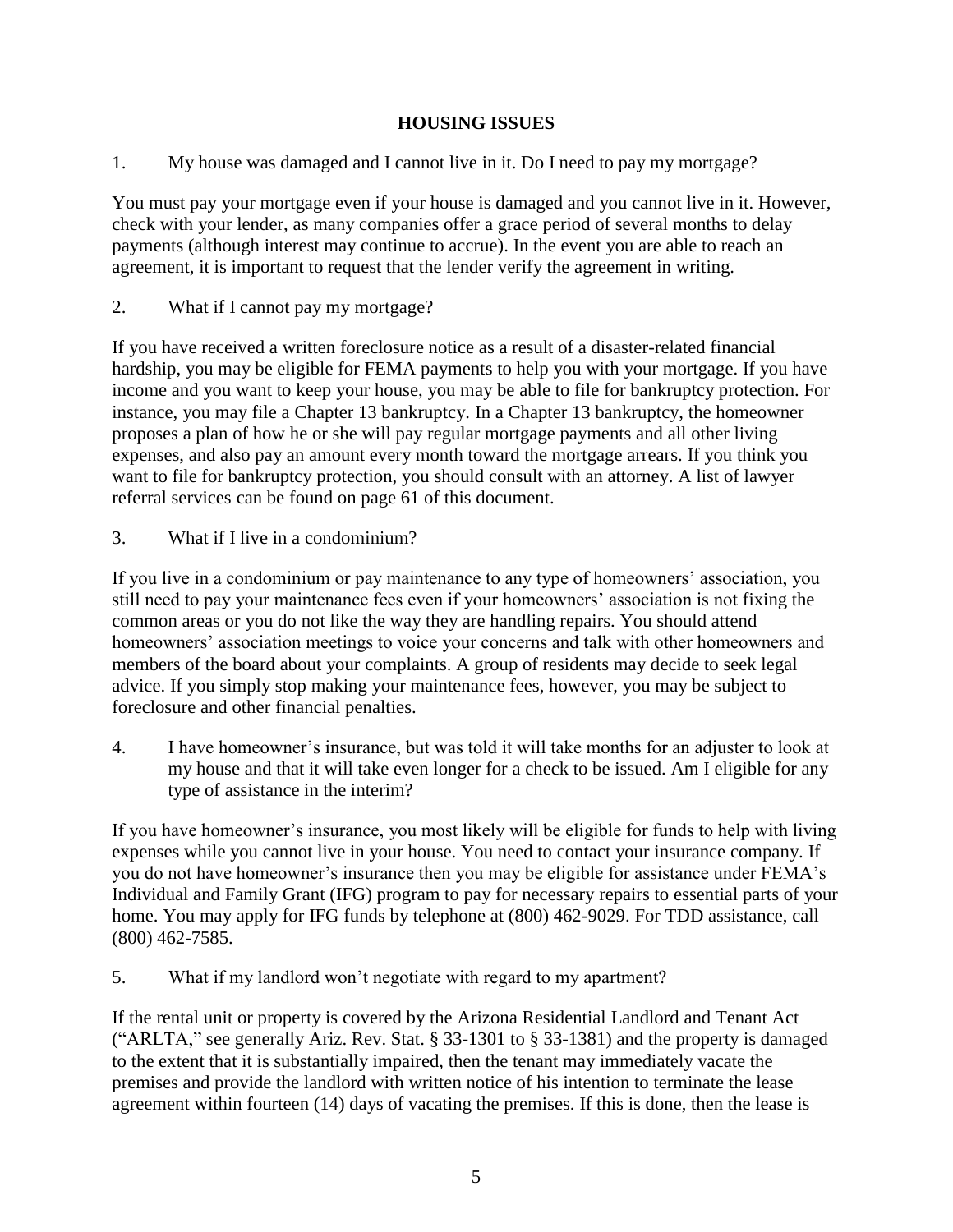## HOUSING ISSUES

1. My house was damaged and I cannot live in it. Do I need to pay my mortgage?

You must pay your mortgage even if your house is damaged and you cannot live in it. However, check with your lender, as many companies offer a grace period of several months to delay payments (although interest may continue to accrue). In the event you are able to reach an agreement, it is important to request that the lender verify the agreement in writing.

2. What if I cannot pay my mortgage?

If you have received a written foreclosure notice as a result of a disaster-related financial hardship, you may be eligible for FEMA payments to help you with your mortgage. If you have income and you want to keep your house, you may be able to file for bankruptcy protection. For instance, you may file a Chapter 13 bankruptcy. In a Chapter 13 bankruptcy, the homeowner proposes a plan of how he or she will pay regular mortgage payments and all other living expenses, and also pay an amount every month toward the mortgage arrears. If you think you want to file for bankruptcy protection, you should consult with an attorney. A list of lawyer referral services can be found on page 61 of this document.

3. What if I live in a condominium?

If you live in a condominium or pay maintenance to any type of homeowners' association, you still need to pay your maintenance fees even if your homeowners' association is not fixing the common areas or you do not like the way they are handling repairs. You should attend homeowners' association meetings to voice your concerns and talk with other homeowners and members of the board about your complaints. A group of residents may decide to seek legal advice. If you simply stop making your maintenance fees, however, you may be subject to foreclosure and other financial penalties.

4. I have homeowner's insurance, but was told it will take months for an adjuster to look at my house and that it will take even longer for a check to be issued. Am I eligible for any type of assistance in the interim?

If you have homeowner's insurance, you most likely will be eligible for funds to help with living expenses while you cannot live in your house. You need to contact your insurance company. If you do not have homeowner's insurance then you may be eligible for assistance under FEMA's Individual and Family Grant (IFG) program to pay for necessary repairs to essential parts of your home. You may apply for IFG funds by telephone at (800) 462-9029. For TDD assistance, call (800) 462-7585.

5. What if my landlord won't negotiate with regard to my apartment?

If the rental unit or property is covered by the Arizona Residential Landlord and Tenant Act ("ARLTA," see generally Ariz. Rev. Stat. § 33-1301 to § 33-1381) and the property is damaged to the extent that it is substantially impaired, then the tenant may immediately vacate the premises and provide the landlord with written notice of his intention to terminate the lease agreement within fourteen (14) days of vacating the premises. If this is done, then the lease is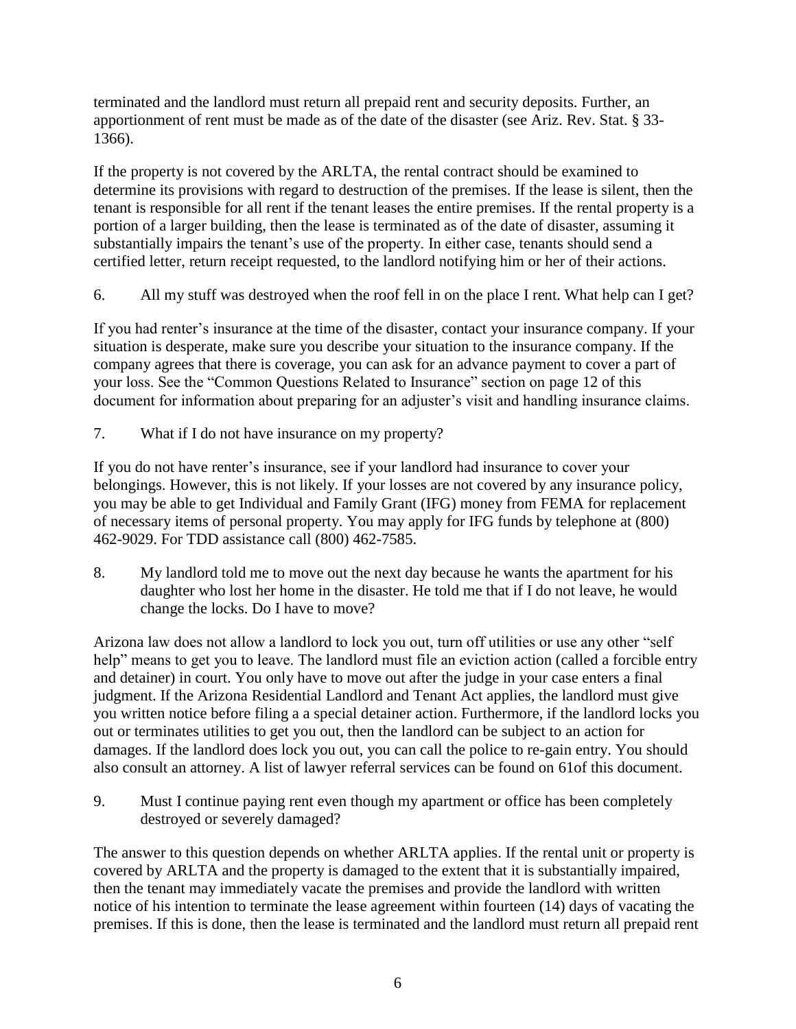terminated and the landlord must return all prepaid rent and security deposits. Further, an apportionment of rent must be made as of the date of the disaster (see Ariz. Rev. Stat. § 33-1366).

If the property is not covered by the ARLTA, the rental contract should be examined to determine its provisions with regard to destruction of the premises. If the lease is silent, then the tenant is responsible for all rent if the tenant leases the entire premises. If the rental property is a portion of a larger building, then the lease is terminated as of the date of disaster, assuming it substantially impairs the tenant's use of the property. In either case, tenants should send a certified letter, return receipt requested, to the landlord notifying him or her of their actions.

6. All my stuff was destroyed when the roof fell in on the place I rent. What help can I get?

If you had renter's insurance at the time of the disaster, contact your insurance company. If your situation is desperate, make sure you describe your situation to the insurance company. If the company agrees that there is coverage, you can ask for an advance payment to cover a part of your loss. See the "Common Questions Related to Insurance" section on page 12 of this document for information about preparing for an adjuster's visit and handling insurance claims.

7. What if I do not have insurance on my property?

If you do not have renter's insurance, see if your landlord had insurance to cover your belongings. However, this is not likely. If your losses are not covered by any insurance policy, you may be able to get Individual and Family Grant (IFG) money from FEMA for replacement of necessary items of personal property. You may apply for IFG funds by telephone at (800) 462-9029. For TDD assistance call (800) 462-7585.

8. My landlord told me to move out the next day because he wants the apartment for his daughter who lost her home in the disaster. He told me that if I do not leave, he would change the locks. Do I have to move?

Arizona law does not allow a landlord to lock you out, turn off utilities or use any other "self help" means to get you to leave. The landlord must file an eviction action (called a forcible entry and detainer) in court. You only have to move out after the judge in your case enters a final judgment. If the Arizona Residential Landlord and Tenant Act applies, the landlord must give you written notice before filing a a special detainer action. Furthermore, if the landlord locks you out or terminates utilities to get you out, then the landlord can be subject to an action for damages. If the landlord does lock you out, you can call the police to re-gain entry. You should also consult an attorney. A list of lawyer referral services can be found on 61of this document.

9. Must I continue paying rent even though my apartment or office has been completely destroyed or severely damaged?

The answer to this question depends on whether ARLTA applies. If the rental unit or property is covered by ARLTA and the property is damaged to the extent that it is substantially impaired, then the tenant may immediately vacate the premises and provide the landlord with written notice of his intention to terminate the lease agreement within fourteen (14) days of vacating the premises. If this is done, then the lease is terminated and the landlord must return all prepaid rent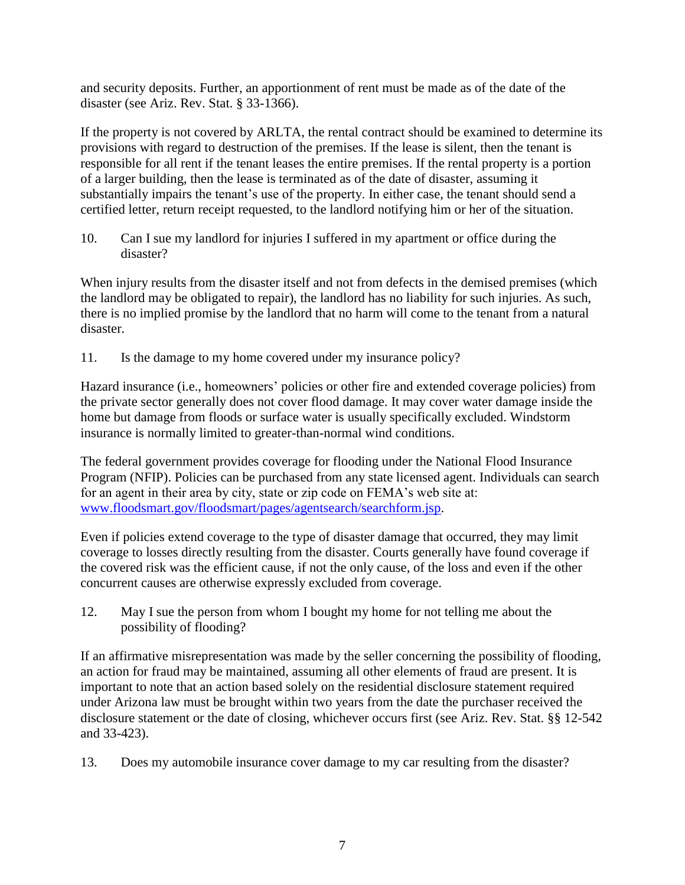and security deposits. Further, an apportionment of rent must be made as of the date of the disaster (see Ariz. Rev. Stat. § 33-1366).

If the property is not covered by ARLTA, the rental contract should be examined to determine its provisions with regard to destruction of the premises. If the lease is silent, then the tenant is responsible for all rent if the tenant leases the entire premises. If the rental property is a portion of a larger building, then the lease is terminated as of the date of disaster, assuming it substantially impairs the tenant's use of the property. In either case, the tenant should send a certified letter, return receipt requested, to the landlord notifying him or her of the situation.

10. Can I sue my landlord for injuries I suffered in my apartment or office during the disaster?

When injury results from the disaster itself and not from defects in the demised premises (which the landlord may be obligated to repair), the landlord has no liability for such injuries. As such, there is no implied promise by the landlord that no harm will come to the tenant from a natural disaster.

11. Is the damage to my home covered under my insurance policy?

Hazard insurance (i.e., homeowners' policies or other fire and extended coverage policies) from the private sector generally does not cover flood damage. It may cover water damage inside the home but damage from floods or surface water is usually specifically excluded. Windstorm insurance is normally limited to greater-than-normal wind conditions.

The federal government provides coverage for flooding under the National Flood Insurance Program (NFIP). Policies can be purchased from any state licensed agent. Individuals can search for an agent in their area by city, state or zip code on FEMA's web site at: [www.floodsmart.gov/floodsmart/pages/agentsearch/searchform.jsp](www.floodsmart.gov/floodsmart/pages/agentsearch/searchform.jsp).

Even if policies extend coverage to the type of disaster damage that occurred, they may limit coverage to losses directly resulting from the disaster. Courts generally have found coverage if the covered risk was the efficient cause, if not the only cause, of the loss and even if the other concurrent causes are otherwise expressly excluded from coverage.

12. May I sue the person from whom I bought my home for not telling me about the possibility of flooding?

If an affirmative misrepresentation was made by the seller concerning the possibility of flooding, an action for fraud may be maintained, assuming all other elements of fraud are present. It is important to note that an action based solely on the residential disclosure statement required under Arizona law must be brought within two years from the date the purchaser received the disclosure statement or the date of closing, whichever occurs first (see Ariz. Rev. Stat. §§ 12-542 and 33-423).

13. Does my automobile insurance cover damage to my car resulting from the disaster?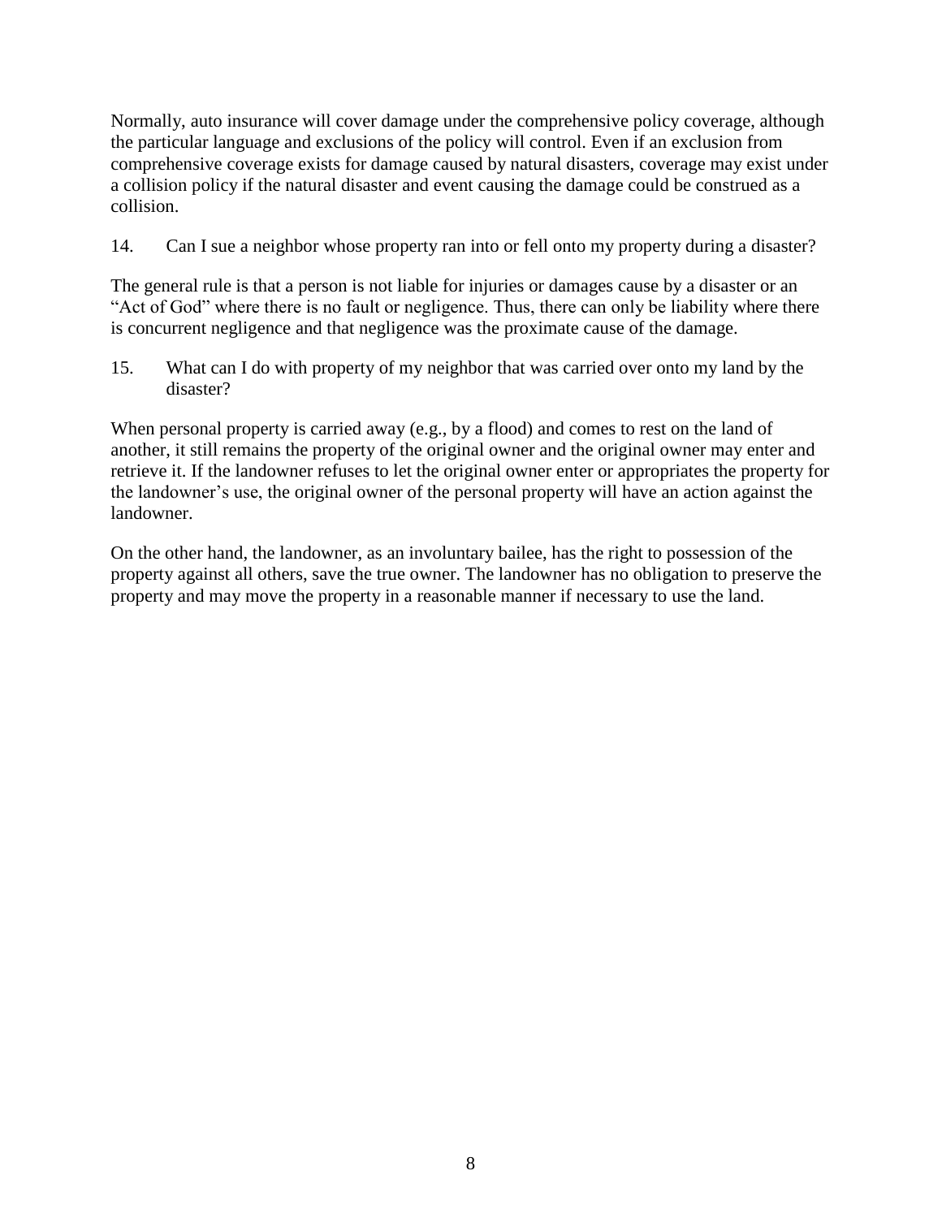Normally, auto insurance will cover damage under the comprehensive policy coverage, although the particular language and exclusions of the policy will control. Even if an exclusion from comprehensive coverage exists for damage caused by natural disasters, coverage may exist under a collision policy if the natural disaster and event causing the damage could be construed as a collision.

14. Can I sue a neighbor whose property ran into or fell onto my property during a disaster?

The general rule is that a person is not liable for injuries or damages cause by a disaster or an "Act of God" where there is no fault or negligence. Thus, there can only be liability where there is concurrent negligence and that negligence was the proximate cause of the damage.

15. What can I do with property of my neighbor that was carried over onto my land by the disaster?

When personal property is carried away (e.g., by a flood) and comes to rest on the land of another, it still remains the property of the original owner and the original owner may enter and retrieve it. If the landowner refuses to let the original owner enter or appropriates the property for the landowner's use, the original owner of the personal property will have an action against the landowner.

On the other hand, the landowner, as an involuntary bailee, has the right to possession of the property against all others, save the true owner. The landowner has no obligation to preserve the property and may move the property in a reasonable manner if necessary to use the land.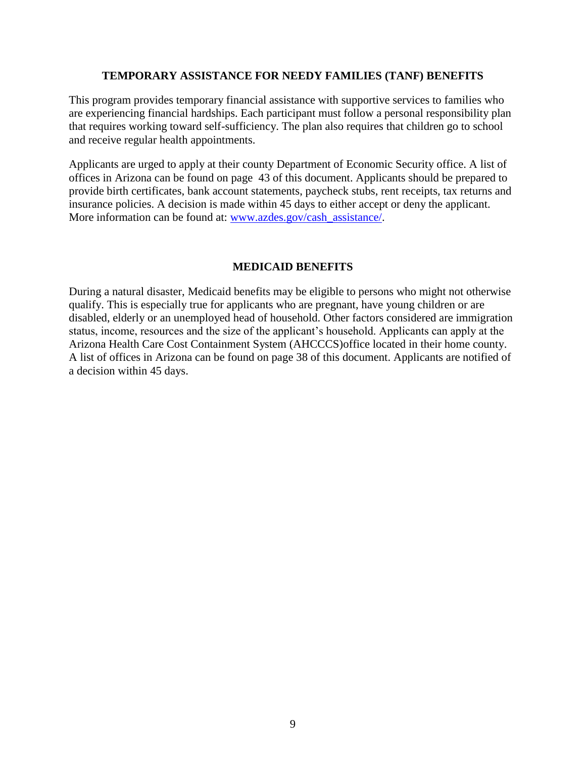## TEMPORARY ASSISTANCE FOR NEEDY FAMILIES (TANF) BENEFITS

This program provides temporary financial assistance with supportive services to families who are experiencing financial hardships. Each participant must follow a personal responsibility plan that requires working toward self-sufficiency. The plan also requires that children go to school and receive regular health appointments.

Applicants are urged to apply at their county Department of Economic Security office. A list of offices in Arizona can be found on page 43 of this document. Applicants should be prepared to provide birth certificates, bank account statements, paycheck stubs, rent receipts, tax returns and insurance policies. A decision is made within 45 days to either accept or deny the applicant. More information can be found at: [www.azdes.gov/cash_assistance/](www.azdes.gov/cash_assistance/).

## MEDICAID BENEFITS

During a natural disaster, Medicaid benefits may be eligible to persons who might not otherwise qualify. This is especially true for applicants who are pregnant, have young children or are disabled, elderly or an unemployed head of household. Other factors considered are immigration status, income, resources and the size of the applicant's household. Applicants can apply at the Arizona Health Care Cost Containment System (AHCCCS)office located in their home county. A list of offices in Arizona can be found on page 38 of this document. Applicants are notified of a decision within 45 days.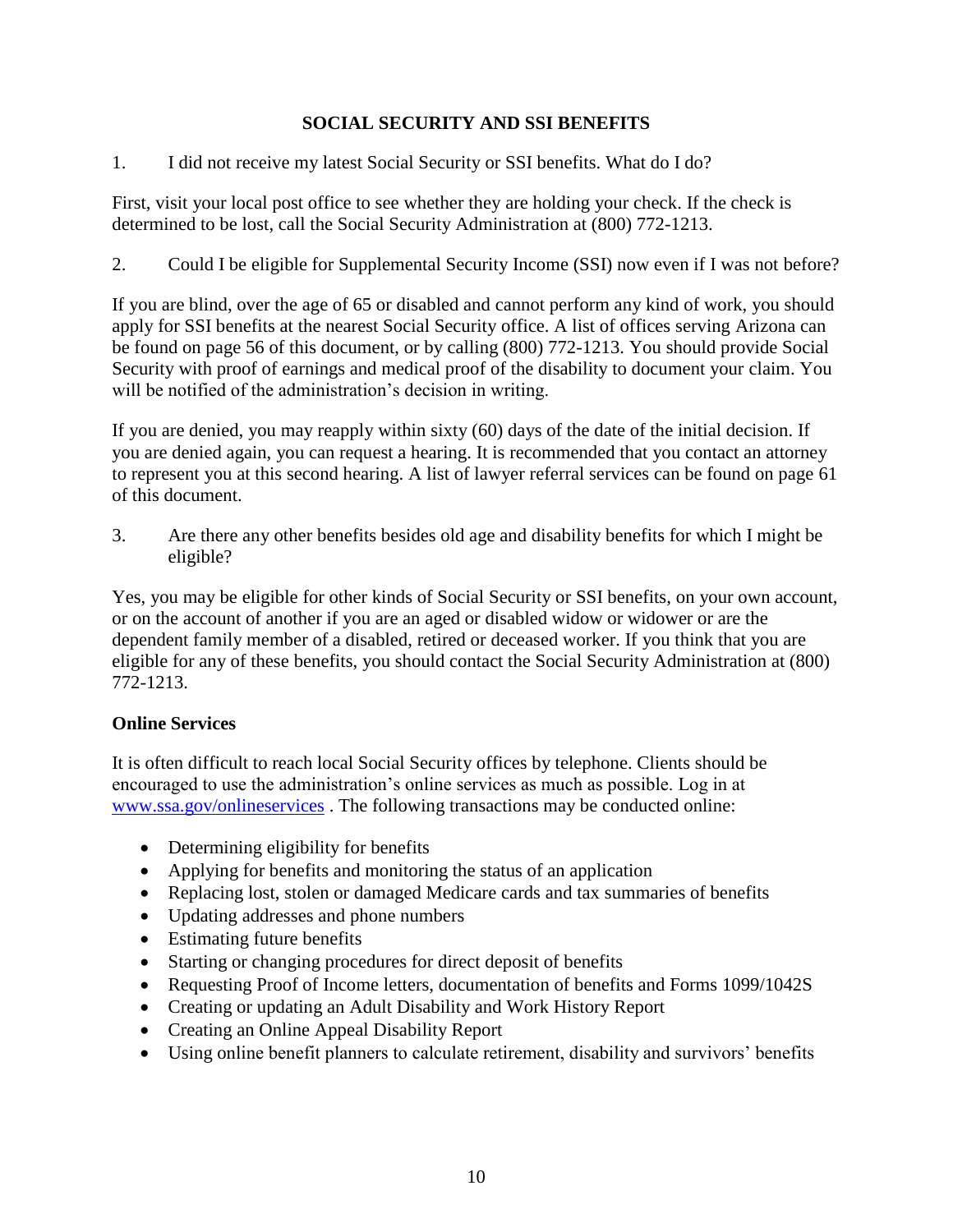## SOCIAL SECURITY AND SSI BENEFITS

1. I did not receive my latest Social Security or SSI benefits. What do I do?

First, visit your local post office to see whether they are holding your check. If the check is determined to be lost, call the Social Security Administration at (800) 772-1213.

2. Could I be eligible for Supplemental Security Income (SSI) now even if I was not before?

If you are blind, over the age of 65 or disabled and cannot perform any kind of work, you should apply for SSI benefits at the nearest Social Security office. A list of offices serving Arizona can be found on page 56 of this document, or by calling (800) 772-1213. You should provide Social Security with proof of earnings and medical proof of the disability to document your claim. You will be notified of the administration's decision in writing.

If you are denied, you may reapply within sixty (60) days of the date of the initial decision. If you are denied again, you can request a hearing. It is recommended that you contact an attorney to represent you at this second hearing. A list of lawyer referral services can be found on page 61 of this document.

3. Are there any other benefits besides old age and disability benefits for which I might be eligible?

Yes, you may be eligible for other kinds of Social Security or SSI benefits, on your own account, or on the account of another if you are an aged or disabled widow or widower or are the dependent family member of a disabled, retired or deceased worker. If you think that you are eligible for any of these benefits, you should contact the Social Security Administration at (800) 772-1213.

### Online Services

It is often difficult to reach local Social Security offices by telephone. Clients should be encouraged to use the administration's online services as much as possible. Log in at [www.ssa.gov/onlineservices](www.ssa.gov/onlineservices) . The following transactions may be conducted online:

- Determining eligibility for benefits
- Applying for benefits and monitoring the status of an application
- Replacing lost, stolen or damaged Medicare cards and tax summaries of benefits
- Updating addresses and phone numbers
- Estimating future benefits
- Starting or changing procedures for direct deposit of benefits
- Requesting Proof of Income letters, documentation of benefits and Forms 1099/1042S
- Creating or updating an Adult Disability and Work History Report
- Creating an Online Appeal Disability Report
- Using online benefit planners to calculate retirement, disability and survivors' benefits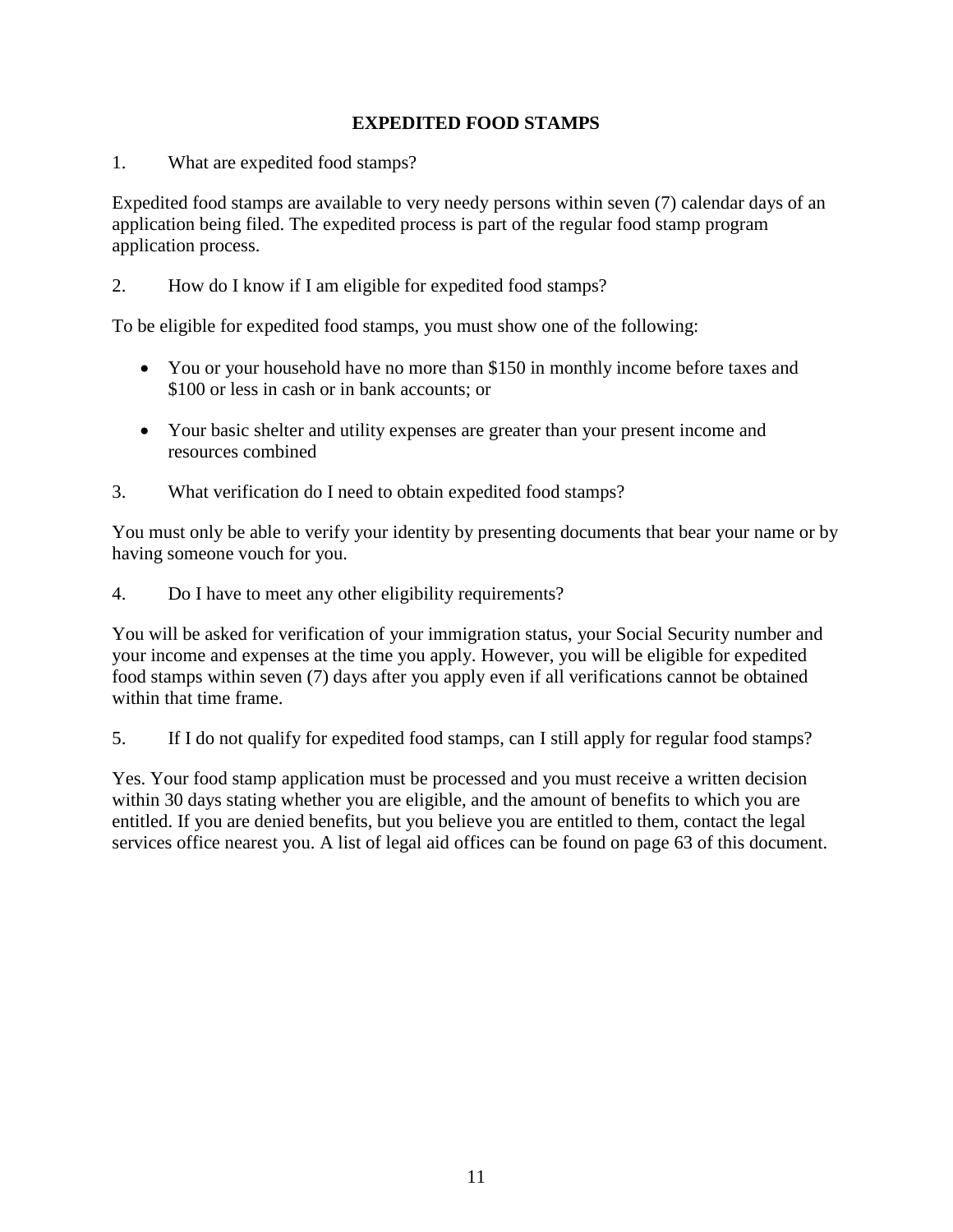## EXPEDITED FOOD STAMPS

1. What are expedited food stamps?

Expedited food stamps are available to very needy persons within seven (7) calendar days of an application being filed. The expedited process is part of the regular food stamp program application process.

2. How do I know if I am eligible for expedited food stamps?

To be eligible for expedited food stamps, you must show one of the following:

- You or your household have no more than $150 in monthly income before taxes and $100 or less in cash or in bank accounts; or
- Your basic shelter and utility expenses are greater than your present income and resources combined

3. What verification do I need to obtain expedited food stamps?

You must only be able to verify your identity by presenting documents that bear your name or by having someone vouch for you.

4. Do I have to meet any other eligibility requirements?

You will be asked for verification of your immigration status, your Social Security number and your income and expenses at the time you apply. However, you will be eligible for expedited food stamps within seven (7) days after you apply even if all verifications cannot be obtained within that time frame.

5. If I do not qualify for expedited food stamps, can I still apply for regular food stamps?

Yes. Your food stamp application must be processed and you must receive a written decision within 30 days stating whether you are eligible, and the amount of benefits to which you are entitled. If you are denied benefits, but you believe you are entitled to them, contact the legal services office nearest you. A list of legal aid offices can be found on page 63 of this document.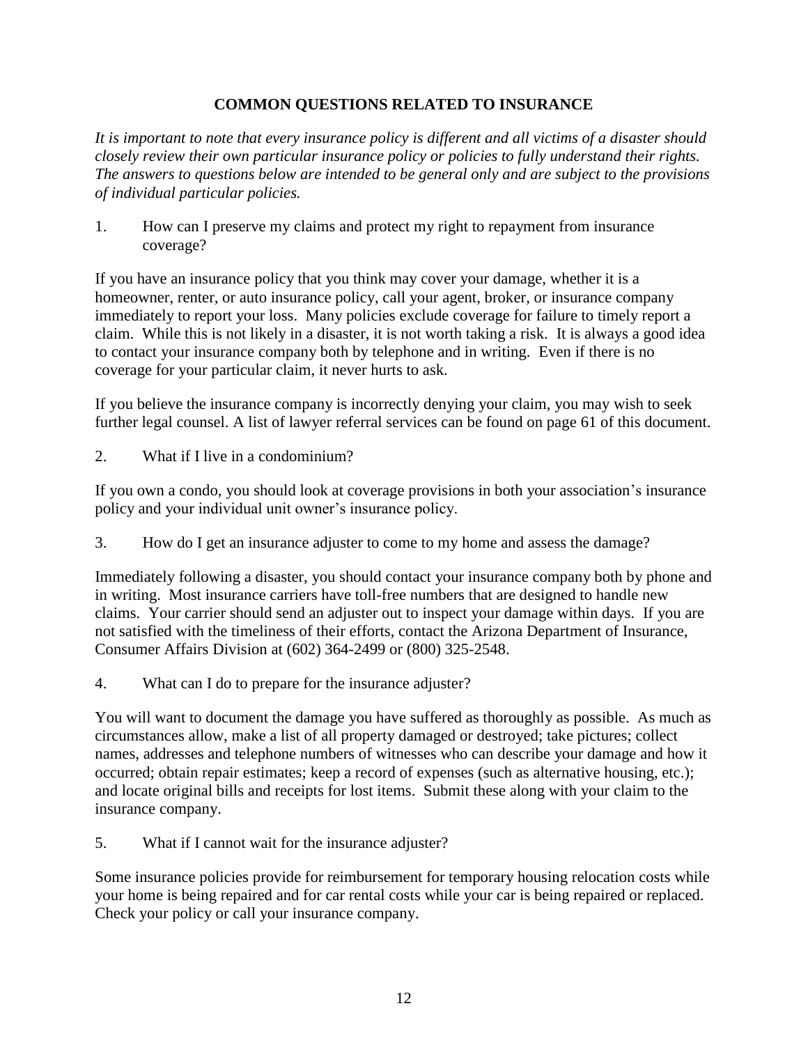## COMMON QUESTIONS RELATED TO INSURANCE

*It is important to note that every insurance policy is different and all victims of a disaster should closely review their own particular insurance policy or policies to fully understand their rights. The answers to questions below are intended to be general only and are subject to the provisions of individual particular policies.*

1. How can I preserve my claims and protect my right to repayment from insurance coverage?

If you have an insurance policy that you think may cover your damage, whether it is a homeowner, renter, or auto insurance policy, call your agent, broker, or insurance company immediately to report your loss. Many policies exclude coverage for failure to timely report a claim. While this is not likely in a disaster, it is not worth taking a risk. It is always a good idea to contact your insurance company both by telephone and in writing. Even if there is no coverage for your particular claim, it never hurts to ask.

If you believe the insurance company is incorrectly denying your claim, you may wish to seek further legal counsel. A list of lawyer referral services can be found on page 61 of this document.

2. What if I live in a condominium?

If you own a condo, you should look at coverage provisions in both your association's insurance policy and your individual unit owner's insurance policy.

3. How do I get an insurance adjuster to come to my home and assess the damage?

Immediately following a disaster, you should contact your insurance company both by phone and in writing. Most insurance carriers have toll-free numbers that are designed to handle new claims. Your carrier should send an adjuster out to inspect your damage within days. If you are not satisfied with the timeliness of their efforts, contact the Arizona Department of Insurance, Consumer Affairs Division at (602) 364-2499 or (800) 325-2548.

4. What can I do to prepare for the insurance adjuster?

You will want to document the damage you have suffered as thoroughly as possible. As much as circumstances allow, make a list of all property damaged or destroyed; take pictures; collect names, addresses and telephone numbers of witnesses who can describe your damage and how it occurred; obtain repair estimates; keep a record of expenses (such as alternative housing, etc.); and locate original bills and receipts for lost items. Submit these along with your claim to the insurance company.

5. What if I cannot wait for the insurance adjuster?

Some insurance policies provide for reimbursement for temporary housing relocation costs while your home is being repaired and for car rental costs while your car is being repaired or replaced. Check your policy or call your insurance company.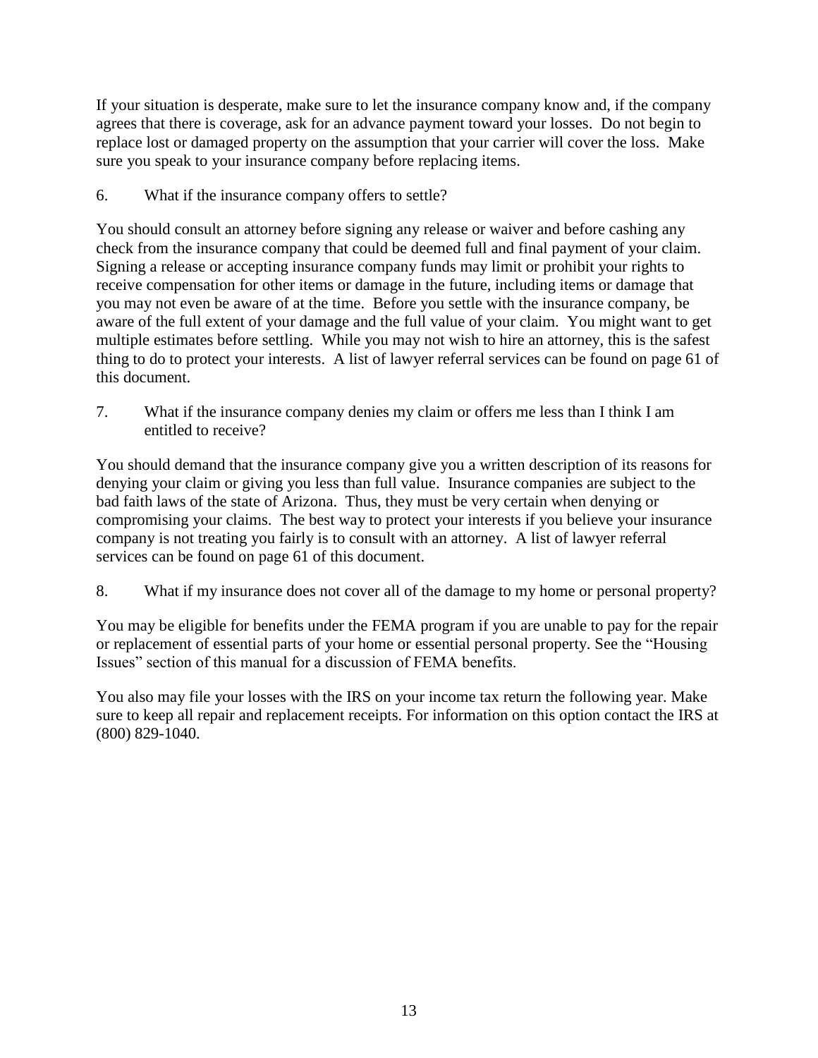If your situation is desperate, make sure to let the insurance company know and, if the company agrees that there is coverage, ask for an advance payment toward your losses. Do not begin to replace lost or damaged property on the assumption that your carrier will cover the loss. Make sure you speak to your insurance company before replacing items.

6. What if the insurance company offers to settle?

You should consult an attorney before signing any release or waiver and before cashing any check from the insurance company that could be deemed full and final payment of your claim. Signing a release or accepting insurance company funds may limit or prohibit your rights to receive compensation for other items or damage in the future, including items or damage that you may not even be aware of at the time. Before you settle with the insurance company, be aware of the full extent of your damage and the full value of your claim. You might want to get multiple estimates before settling. While you may not wish to hire an attorney, this is the safest thing to do to protect your interests. A list of lawyer referral services can be found on page 61 of this document.

7. What if the insurance company denies my claim or offers me less than I think I am entitled to receive?

You should demand that the insurance company give you a written description of its reasons for denying your claim or giving you less than full value. Insurance companies are subject to the bad faith laws of the state of Arizona. Thus, they must be very certain when denying or compromising your claims. The best way to protect your interests if you believe your insurance company is not treating you fairly is to consult with an attorney. A list of lawyer referral services can be found on page 61 of this document.

8. What if my insurance does not cover all of the damage to my home or personal property?

You may be eligible for benefits under the FEMA program if you are unable to pay for the repair or replacement of essential parts of your home or essential personal property. See the "Housing Issues" section of this manual for a discussion of FEMA benefits.

You also may file your losses with the IRS on your income tax return the following year. Make sure to keep all repair and replacement receipts. For information on this option contact the IRS at (800) 829-1040.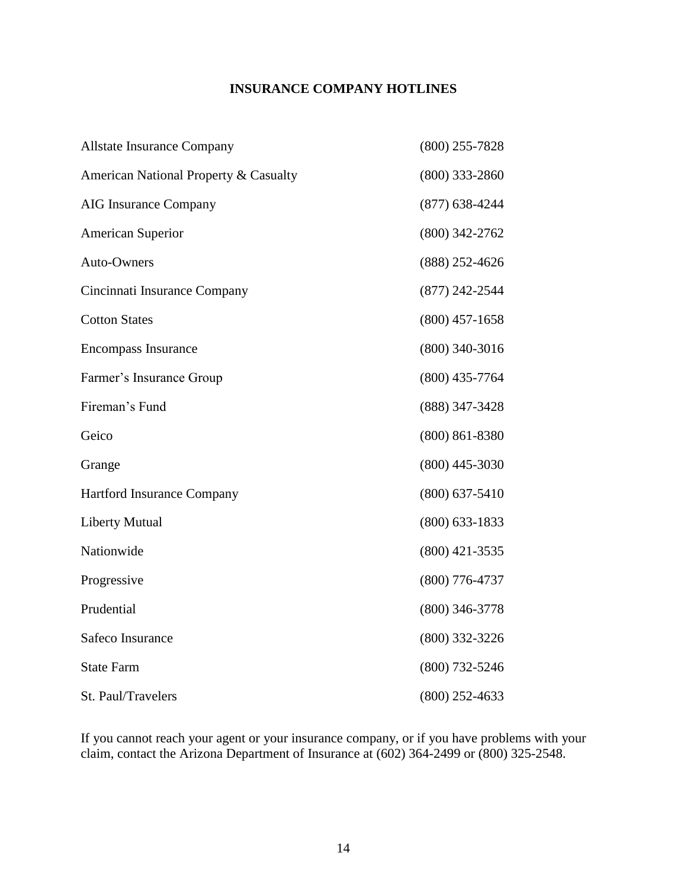# INSURANCE COMPANY HOTLINES

| | |
|---|---|
| Allstate Insurance Company | (800) 255-7828 |
| American National Property & Casualty | (800) 333-2860 |
| AIG Insurance Company | (877) 638-4244 |
| American Superior | (800) 342-2762 |
| Auto-Owners | (888) 252-4626 |
| Cincinnati Insurance Company | (877) 242-2544 |
| Cotton States | (800) 457-1658 |
| Encompass Insurance | (800) 340-3016 |
| Farmer's Insurance Group | (800) 435-7764 |
| Fireman's Fund | (888) 347-3428 |
| Geico | (800) 861-8380 |
| Grange | (800) 445-3030 |
| Hartford Insurance Company | (800) 637-5410 |
| Liberty Mutual | (800) 633-1833 |
| Nationwide | (800) 421-3535 |
| Progressive | (800) 776-4737 |
| Prudential | (800) 346-3778 |
| Safeco Insurance | (800) 332-3226 |
| State Farm | (800) 732-5246 |
| St. Paul/Travelers | (800) 252-4633 |

If you cannot reach your agent or your insurance company, or if you have problems with your claim, contact the Arizona Department of Insurance at (602) 364-2499 or (800) 325-2548.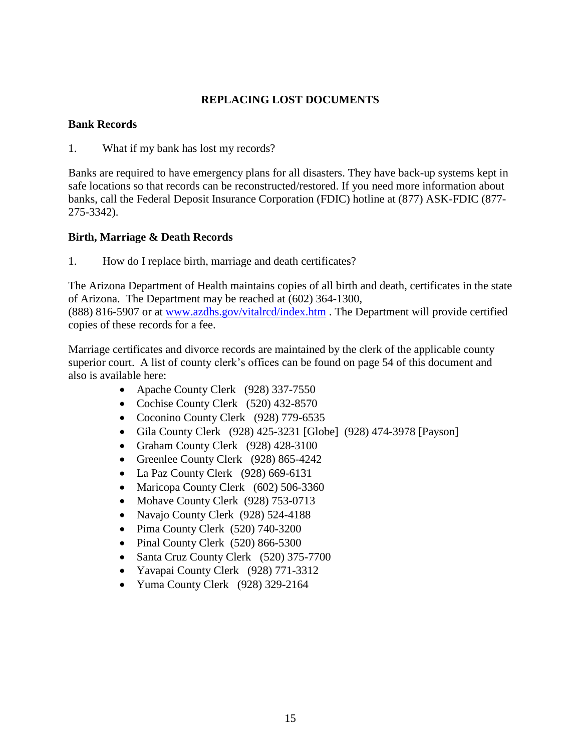# REPLACING LOST DOCUMENTS

## Bank Records

1. What if my bank has lost my records?

Banks are required to have emergency plans for all disasters. They have back-up systems kept in safe locations so that records can be reconstructed/restored. If you need more information about banks, call the Federal Deposit Insurance Corporation (FDIC) hotline at (877) ASK-FDIC (877-275-3342).

## Birth, Marriage & Death Records

1. How do I replace birth, marriage and death certificates?

The Arizona Department of Health maintains copies of all birth and death, certificates in the state of Arizona. The Department may be reached at (602) 364-1300, (888) 816-5907 or at [www.azdhs.gov/vitalrcd/index.htm](http://www.azdhs.gov/vitalrcd/index.htm) . The Department will provide certified copies of these records for a fee.

Marriage certificates and divorce records are maintained by the clerk of the applicable county superior court. A list of county clerk's offices can be found on page 54 of this document and also is available here:

- Apache County Clerk (928) 337-7550
- Cochise County Clerk (520) 432-8570
- Coconino County Clerk (928) 779-6535
- Gila County Clerk (928) 425-3231 [Globe] (928) 474-3978 [Payson]
- Graham County Clerk (928) 428-3100
- Greenlee County Clerk (928) 865-4242
- La Paz County Clerk (928) 669-6131
- Maricopa County Clerk (602) 506-3360
- Mohave County Clerk (928) 753-0713
- Navajo County Clerk (928) 524-4188
- Pima County Clerk (520) 740-3200
- Pinal County Clerk (520) 866-5300
- Santa Cruz County Clerk (520) 375-7700
- Yavapai County Clerk (928) 771-3312
- Yuma County Clerk (928) 329-2164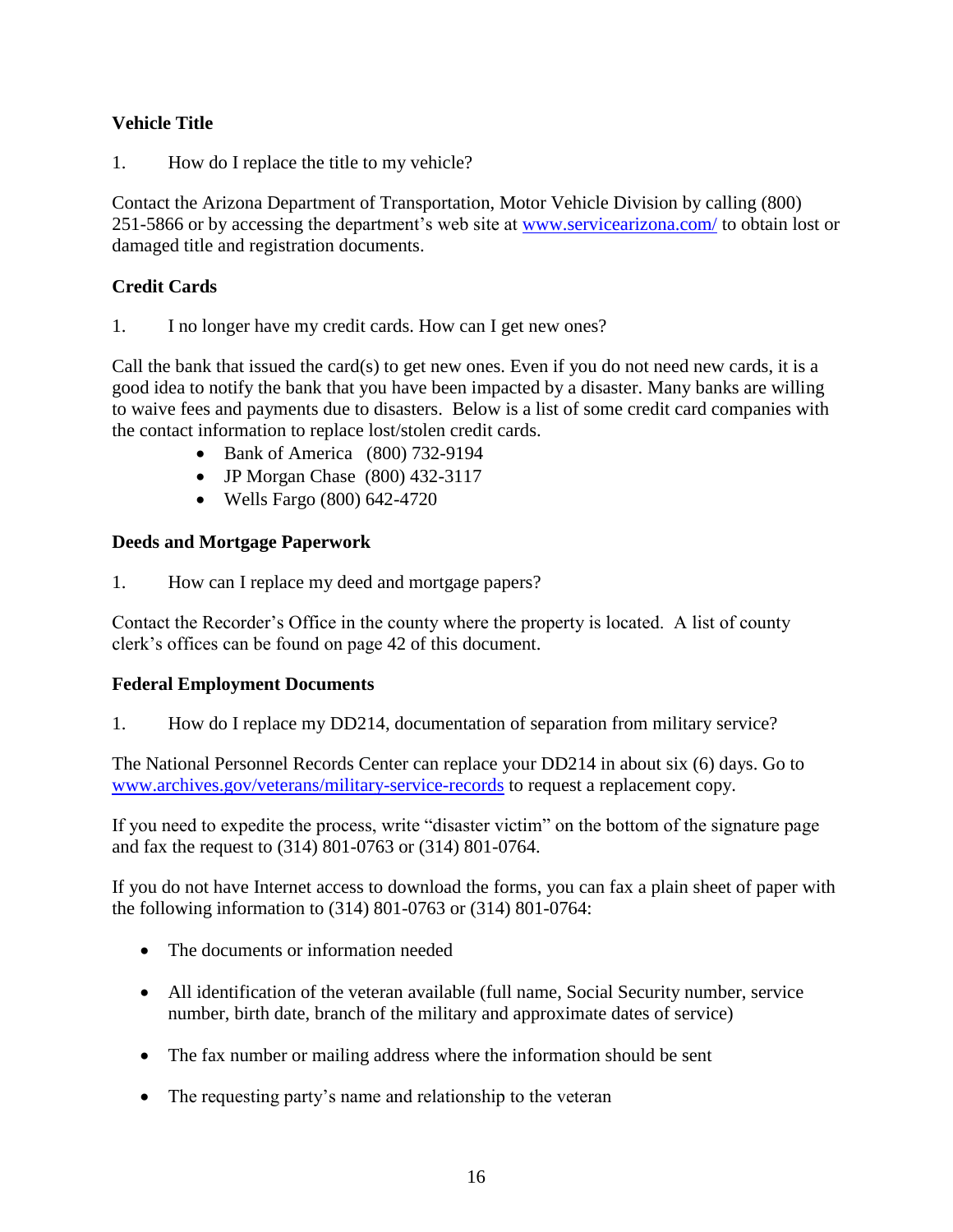## Vehicle Title

1. How do I replace the title to my vehicle?

Contact the Arizona Department of Transportation, Motor Vehicle Division by calling (800) 251-5866 or by accessing the department's web site at [www.servicearizona.com/](http://www.servicearizona.com/) to obtain lost or damaged title and registration documents.

## Credit Cards

1. I no longer have my credit cards. How can I get new ones?

Call the bank that issued the card(s) to get new ones. Even if you do not need new cards, it is a good idea to notify the bank that you have been impacted by a disaster. Many banks are willing to waive fees and payments due to disasters. Below is a list of some credit card companies with the contact information to replace lost/stolen credit cards.

- Bank of America (800) 732-9194
- JP Morgan Chase (800) 432-3117
- Wells Fargo (800) 642-4720

## Deeds and Mortgage Paperwork

1. How can I replace my deed and mortgage papers?

Contact the Recorder's Office in the county where the property is located. A list of county clerk's offices can be found on page 42 of this document.

## Federal Employment Documents

1. How do I replace my DD214, documentation of separation from military service?

The National Personnel Records Center can replace your DD214 in about six (6) days. Go to [www.archives.gov/veterans/military-service-records](http://www.archives.gov/veterans/military-service-records) to request a replacement copy.

If you need to expedite the process, write "disaster victim" on the bottom of the signature page and fax the request to (314) 801-0763 or (314) 801-0764.

If you do not have Internet access to download the forms, you can fax a plain sheet of paper with the following information to (314) 801-0763 or (314) 801-0764:

- The documents or information needed
- All identification of the veteran available (full name, Social Security number, service number, birth date, branch of the military and approximate dates of service)
- The fax number or mailing address where the information should be sent
- The requesting party's name and relationship to the veteran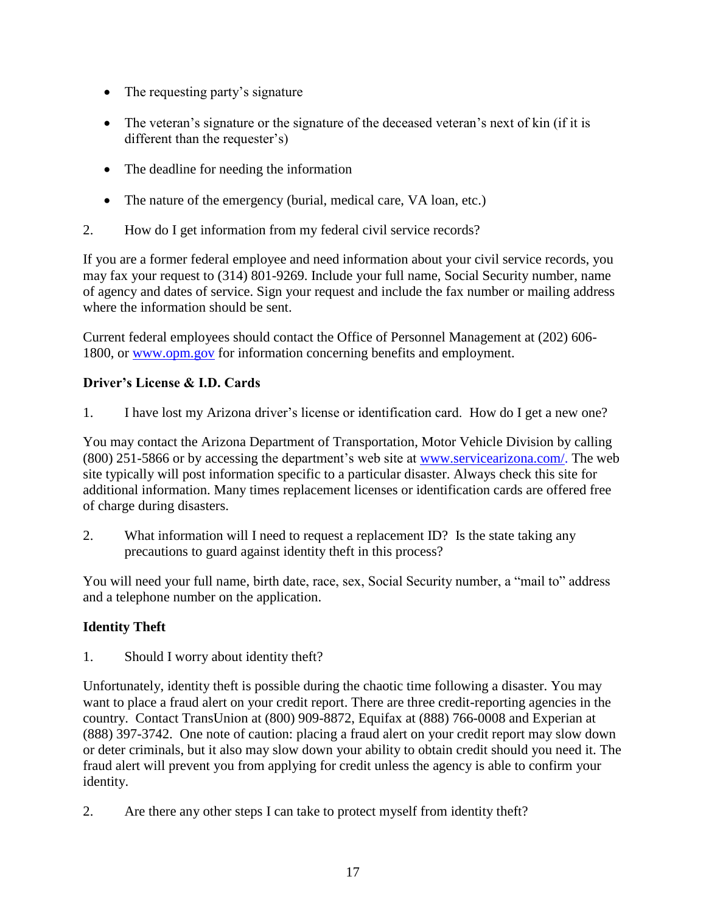- The requesting party's signature

- The veteran's signature or the signature of the deceased veteran's next of kin (if it is different than the requester's)

- The deadline for needing the information

- The nature of the emergency (burial, medical care, VA loan, etc.)

2. How do I get information from my federal civil service records?

If you are a former federal employee and need information about your civil service records, you may fax your request to (314) 801-9269. Include your full name, Social Security number, name of agency and dates of service. Sign your request and include the fax number or mailing address where the information should be sent.

Current federal employees should contact the Office of Personnel Management at (202) 606-1800, or [www.opm.gov](http://www.opm.gov) for information concerning benefits and employment.

**Driver's License & I.D. Cards**

1. I have lost my Arizona driver's license or identification card. How do I get a new one?

You may contact the Arizona Department of Transportation, Motor Vehicle Division by calling (800) 251-5866 or by accessing the department's web site at [www.servicearizona.com/](http://www.servicearizona.com/). The web site typically will post information specific to a particular disaster. Always check this site for additional information. Many times replacement licenses or identification cards are offered free of charge during disasters.

2. What information will I need to request a replacement ID? Is the state taking any precautions to guard against identity theft in this process?

You will need your full name, birth date, race, sex, Social Security number, a "mail to" address and a telephone number on the application.

**Identity Theft**

1. Should I worry about identity theft?

Unfortunately, identity theft is possible during the chaotic time following a disaster. You may want to place a fraud alert on your credit report. There are three credit-reporting agencies in the country. Contact TransUnion at (800) 909-8872, Equifax at (888) 766-0008 and Experian at (888) 397-3742. One note of caution: placing a fraud alert on your credit report may slow down or deter criminals, but it also may slow down your ability to obtain credit should you need it. The fraud alert will prevent you from applying for credit unless the agency is able to confirm your identity.

2. Are there any other steps I can take to protect myself from identity theft?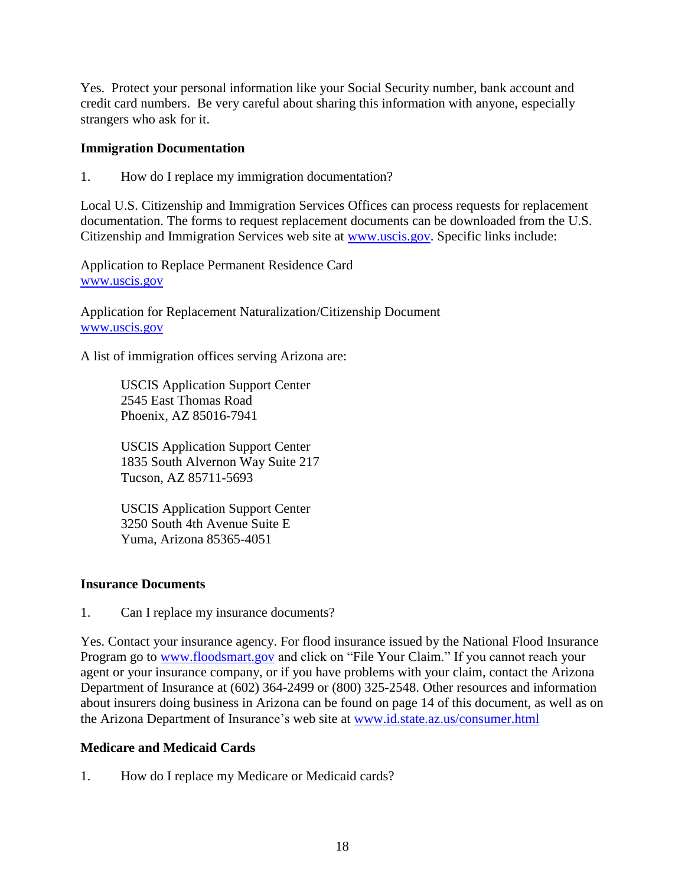Yes. Protect your personal information like your Social Security number, bank account and credit card numbers. Be very careful about sharing this information with anyone, especially strangers who ask for it.

**Immigration Documentation**

1. How do I replace my immigration documentation?

Local U.S. Citizenship and Immigration Services Offices can process requests for replacement documentation. The forms to request replacement documents can be downloaded from the U.S. Citizenship and Immigration Services web site at www.uscis.gov. Specific links include:

Application to Replace Permanent Residence Card
www.uscis.gov

Application for Replacement Naturalization/Citizenship Document
www.uscis.gov

A list of immigration offices serving Arizona are:

> USCIS Application Support Center
> 2545 East Thomas Road
> Phoenix, AZ 85016-7941
>
> USCIS Application Support Center
> 1835 South Alvernon Way Suite 217
> Tucson, AZ 85711-5693
>
> USCIS Application Support Center
> 3250 South 4th Avenue Suite E
> Yuma, Arizona 85365-4051

**Insurance Documents**

1. Can I replace my insurance documents?

Yes. Contact your insurance agency. For flood insurance issued by the National Flood Insurance Program go to www.floodsmart.gov and click on "File Your Claim." If you cannot reach your agent or your insurance company, or if you have problems with your claim, contact the Arizona Department of Insurance at (602) 364-2499 or (800) 325-2548. Other resources and information about insurers doing business in Arizona can be found on page 14 of this document, as well as on the Arizona Department of Insurance's web site at www.id.state.az.us/consumer.html

**Medicare and Medicaid Cards**

1. How do I replace my Medicare or Medicaid cards?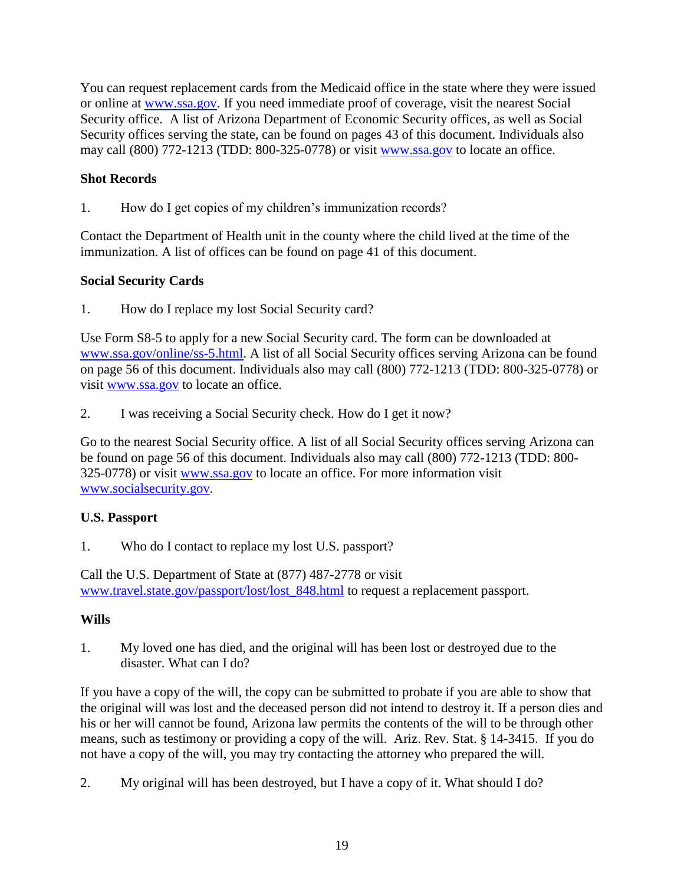You can request replacement cards from the Medicaid office in the state where they were issued or online at www.ssa.gov. If you need immediate proof of coverage, visit the nearest Social Security office. A list of Arizona Department of Economic Security offices, as well as Social Security offices serving the state, can be found on pages 43 of this document. Individuals also may call (800) 772-1213 (TDD: 800-325-0778) or visit www.ssa.gov to locate an office.

**Shot Records**

1. How do I get copies of my children's immunization records?

Contact the Department of Health unit in the county where the child lived at the time of the immunization. A list of offices can be found on page 41 of this document.

**Social Security Cards**

1. How do I replace my lost Social Security card?

Use Form S8-5 to apply for a new Social Security card. The form can be downloaded at www.ssa.gov/online/ss-5.html. A list of all Social Security offices serving Arizona can be found on page 56 of this document. Individuals also may call (800) 772-1213 (TDD: 800-325-0778) or visit www.ssa.gov to locate an office.

2. I was receiving a Social Security check. How do I get it now?

Go to the nearest Social Security office. A list of all Social Security offices serving Arizona can be found on page 56 of this document. Individuals also may call (800) 772-1213 (TDD: 800-325-0778) or visit www.ssa.gov to locate an office. For more information visit www.socialsecurity.gov.

**U.S. Passport**

1. Who do I contact to replace my lost U.S. passport?

Call the U.S. Department of State at (877) 487-2778 or visit www.travel.state.gov/passport/lost/lost_848.html to request a replacement passport.

**Wills**

1. My loved one has died, and the original will has been lost or destroyed due to the disaster. What can I do?

If you have a copy of the will, the copy can be submitted to probate if you are able to show that the original will was lost and the deceased person did not intend to destroy it. If a person dies and his or her will cannot be found, Arizona law permits the contents of the will to be through other means, such as testimony or providing a copy of the will. Ariz. Rev. Stat. § 14-3415. If you do not have a copy of the will, you may try contacting the attorney who prepared the will.

2. My original will has been destroyed, but I have a copy of it. What should I do?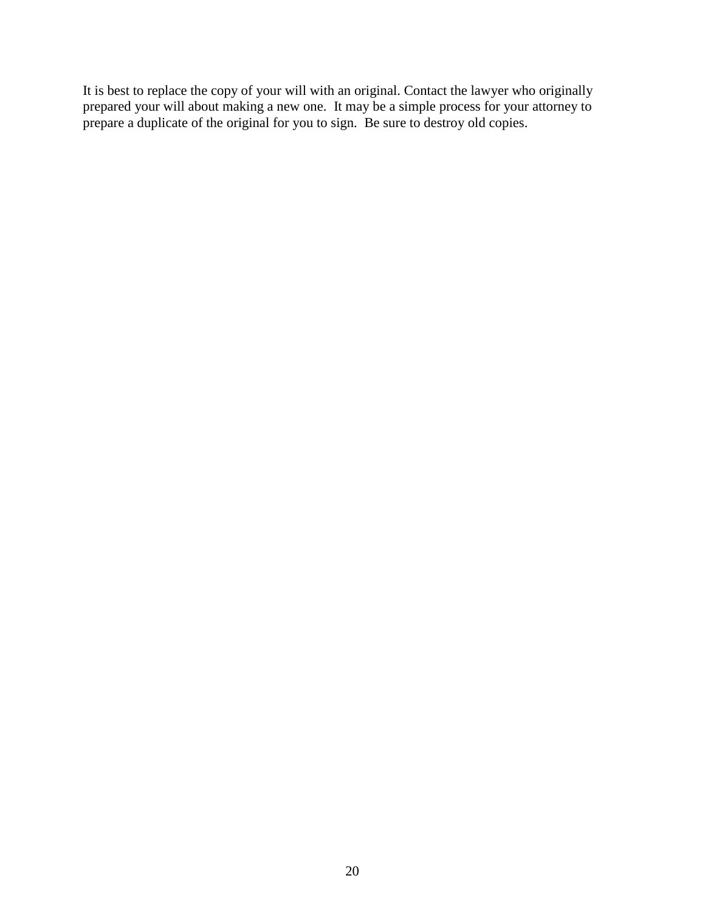It is best to replace the copy of your will with an original. Contact the lawyer who originally prepared your will about making a new one. It may be a simple process for your attorney to prepare a duplicate of the original for you to sign. Be sure to destroy old copies.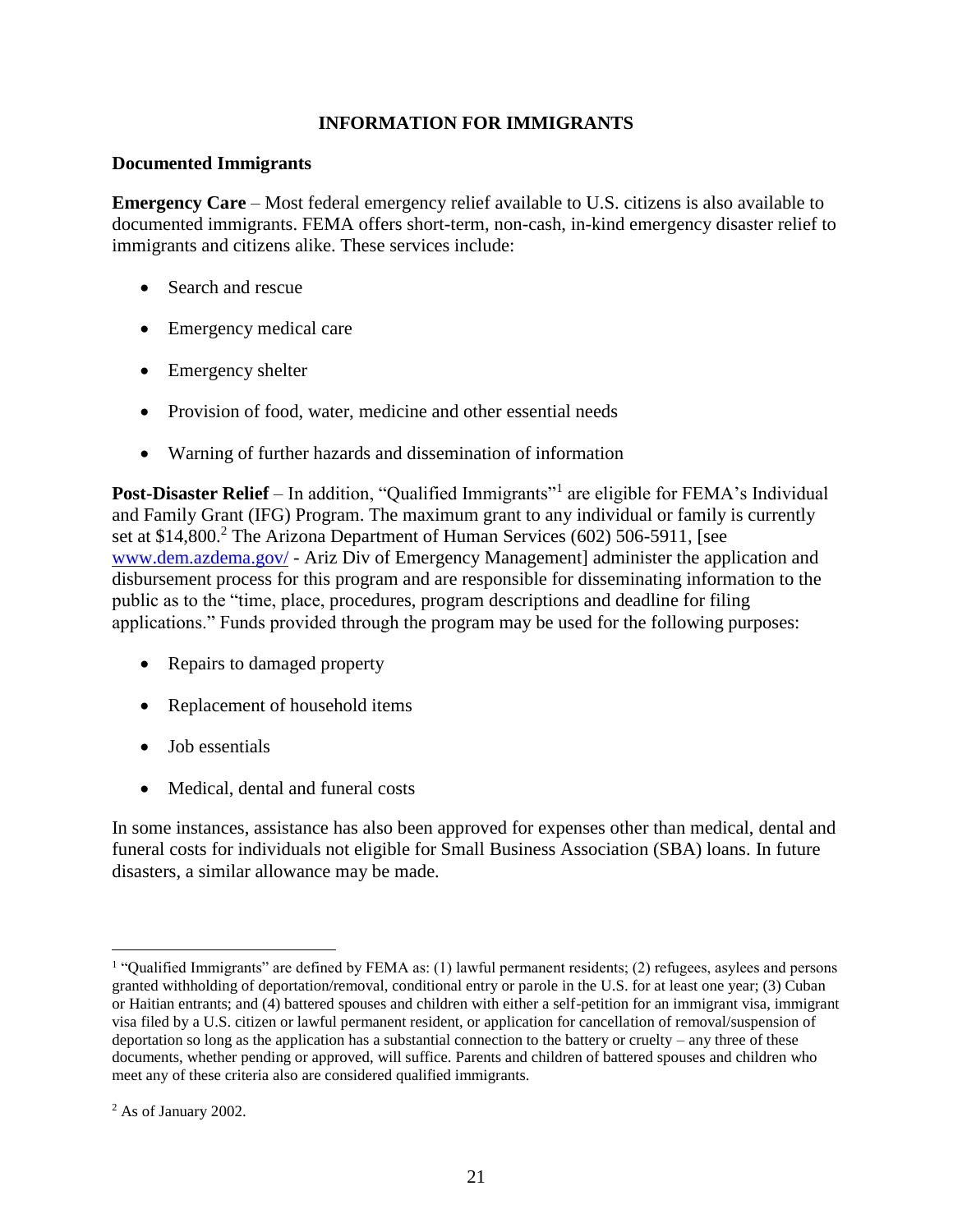## INFORMATION FOR IMMIGRANTS

### Documented Immigrants

**Emergency Care** – Most federal emergency relief available to U.S. citizens is also available to documented immigrants. FEMA offers short-term, non-cash, in-kind emergency disaster relief to immigrants and citizens alike. These services include:

- Search and rescue
- Emergency medical care
- Emergency shelter
- Provision of food, water, medicine and other essential needs
- Warning of further hazards and dissemination of information

**Post-Disaster Relief** – In addition, "Qualified Immigrants"[1] are eligible for FEMA's Individual and Family Grant (IFG) Program. The maximum grant to any individual or family is currently set at $14,800.[2] The Arizona Department of Human Services (602) 506-5911, [see www.dem.azdema.gov/ - Ariz Div of Emergency Management] administer the application and disbursement process for this program and are responsible for disseminating information to the public as to the "time, place, procedures, program descriptions and deadline for filing applications." Funds provided through the program may be used for the following purposes:

- Repairs to damaged property
- Replacement of household items
- Job essentials
- Medical, dental and funeral costs

In some instances, assistance has also been approved for expenses other than medical, dental and funeral costs for individuals not eligible for Small Business Association (SBA) loans. In future disasters, a similar allowance may be made.

---

[1] "Qualified Immigrants" are defined by FEMA as: (1) lawful permanent residents; (2) refugees, asylees and persons granted withholding of deportation/removal, conditional entry or parole in the U.S. for at least one year; (3) Cuban or Haitian entrants; and (4) battered spouses and children with either a self-petition for an immigrant visa, immigrant visa filed by a U.S. citizen or lawful permanent resident, or application for cancellation of removal/suspension of deportation so long as the application has a substantial connection to the battery or cruelty – any three of these documents, whether pending or approved, will suffice. Parents and children of battered spouses and children who meet any of these criteria also are considered qualified immigrants.

[2] As of January 2002.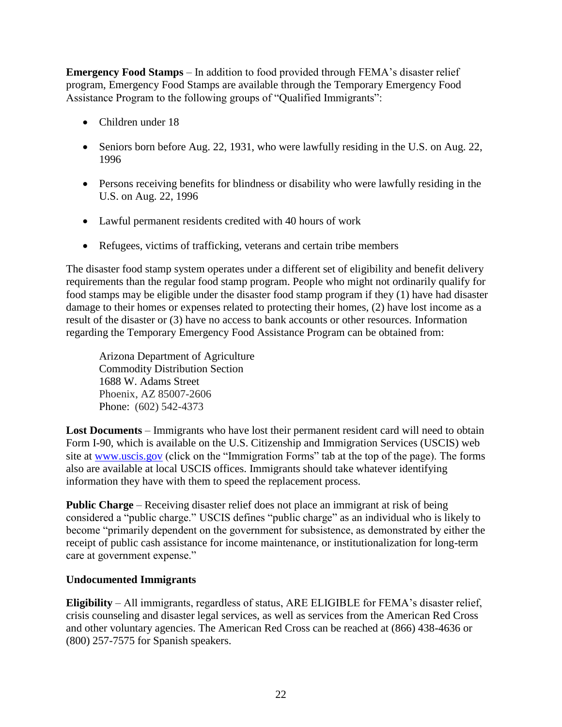**Emergency Food Stamps** – In addition to food provided through FEMA's disaster relief program, Emergency Food Stamps are available through the Temporary Emergency Food Assistance Program to the following groups of "Qualified Immigrants":

- Children under 18
- Seniors born before Aug. 22, 1931, who were lawfully residing in the U.S. on Aug. 22, 1996
- Persons receiving benefits for blindness or disability who were lawfully residing in the U.S. on Aug. 22, 1996
- Lawful permanent residents credited with 40 hours of work
- Refugees, victims of trafficking, veterans and certain tribe members

The disaster food stamp system operates under a different set of eligibility and benefit delivery requirements than the regular food stamp program. People who might not ordinarily qualify for food stamps may be eligible under the disaster food stamp program if they (1) have had disaster damage to their homes or expenses related to protecting their homes, (2) have lost income as a result of the disaster or (3) have no access to bank accounts or other resources. Information regarding the Temporary Emergency Food Assistance Program can be obtained from:

Arizona Department of Agriculture
Commodity Distribution Section
1688 W. Adams Street
Phoenix, AZ 85007-2606
Phone: (602) 542-4373

**Lost Documents** – Immigrants who have lost their permanent resident card will need to obtain Form I-90, which is available on the U.S. Citizenship and Immigration Services (USCIS) web site at www.uscis.gov (click on the "Immigration Forms" tab at the top of the page). The forms also are available at local USCIS offices. Immigrants should take whatever identifying information they have with them to speed the replacement process.

**Public Charge** – Receiving disaster relief does not place an immigrant at risk of being considered a "public charge." USCIS defines "public charge" as an individual who is likely to become "primarily dependent on the government for subsistence, as demonstrated by either the receipt of public cash assistance for income maintenance, or institutionalization for long-term care at government expense."

### Undocumented Immigrants

**Eligibility** – All immigrants, regardless of status, ARE ELIGIBLE for FEMA's disaster relief, crisis counseling and disaster legal services, as well as services from the American Red Cross and other voluntary agencies. The American Red Cross can be reached at (866) 438-4636 or (800) 257-7575 for Spanish speakers.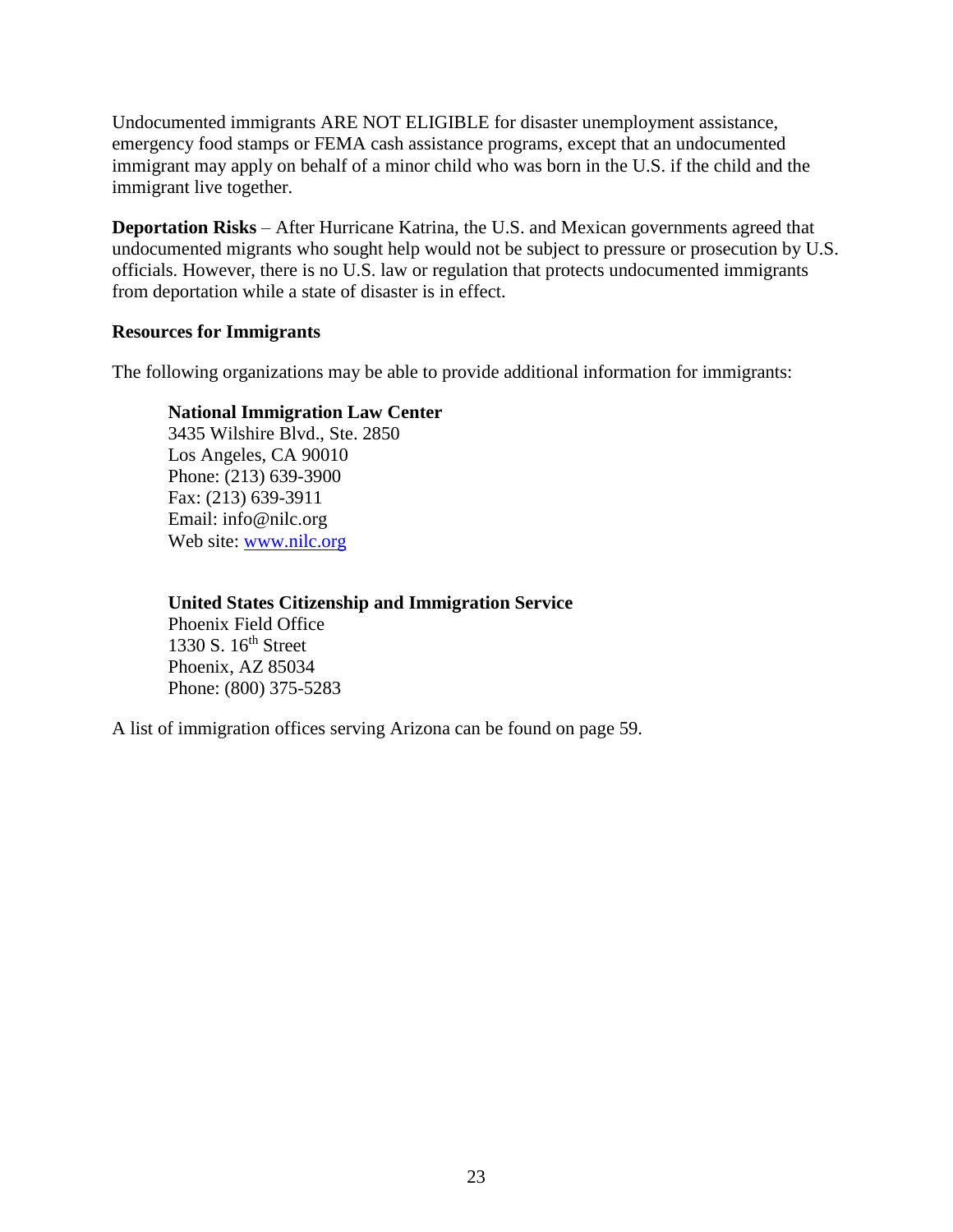Undocumented immigrants ARE NOT ELIGIBLE for disaster unemployment assistance, emergency food stamps or FEMA cash assistance programs, except that an undocumented immigrant may apply on behalf of a minor child who was born in the U.S. if the child and the immigrant live together.

**Deportation Risks** – After Hurricane Katrina, the U.S. and Mexican governments agreed that undocumented migrants who sought help would not be subject to pressure or prosecution by U.S. officials. However, there is no U.S. law or regulation that protects undocumented immigrants from deportation while a state of disaster is in effect.

**Resources for Immigrants**

The following organizations may be able to provide additional information for immigrants:

**National Immigration Law Center**
3435 Wilshire Blvd., Ste. 2850
Los Angeles, CA 90010
Phone: (213) 639-3900
Fax: (213) 639-3911
Email: info@nilc.org
Web site: www.nilc.org

**United States Citizenship and Immigration Service**
Phoenix Field Office
1330 S. 16th Street
Phoenix, AZ 85034
Phone: (800) 375-5283

A list of immigration offices serving Arizona can be found on page 59.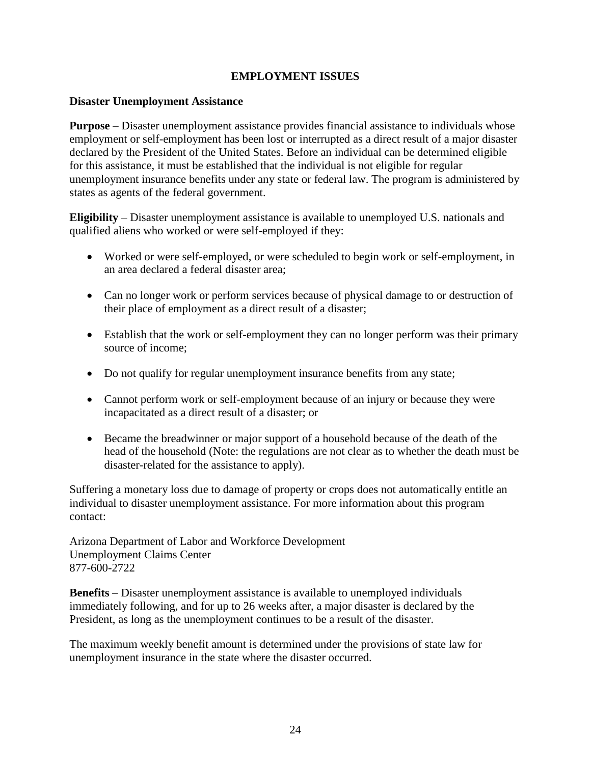# EMPLOYMENT ISSUES

## Disaster Unemployment Assistance

**Purpose** – Disaster unemployment assistance provides financial assistance to individuals whose employment or self-employment has been lost or interrupted as a direct result of a major disaster declared by the President of the United States. Before an individual can be determined eligible for this assistance, it must be established that the individual is not eligible for regular unemployment insurance benefits under any state or federal law. The program is administered by states as agents of the federal government.

**Eligibility** – Disaster unemployment assistance is available to unemployed U.S. nationals and qualified aliens who worked or were self-employed if they:

- Worked or were self-employed, or were scheduled to begin work or self-employment, in an area declared a federal disaster area;
- Can no longer work or perform services because of physical damage to or destruction of their place of employment as a direct result of a disaster;
- Establish that the work or self-employment they can no longer perform was their primary source of income;
- Do not qualify for regular unemployment insurance benefits from any state;
- Cannot perform work or self-employment because of an injury or because they were incapacitated as a direct result of a disaster; or
- Became the breadwinner or major support of a household because of the death of the head of the household (Note: the regulations are not clear as to whether the death must be disaster-related for the assistance to apply).

Suffering a monetary loss due to damage of property or crops does not automatically entitle an individual to disaster unemployment assistance. For more information about this program contact:

Arizona Department of Labor and Workforce Development
Unemployment Claims Center
877-600-2722

**Benefits** – Disaster unemployment assistance is available to unemployed individuals immediately following, and for up to 26 weeks after, a major disaster is declared by the President, as long as the unemployment continues to be a result of the disaster.

The maximum weekly benefit amount is determined under the provisions of state law for unemployment insurance in the state where the disaster occurred.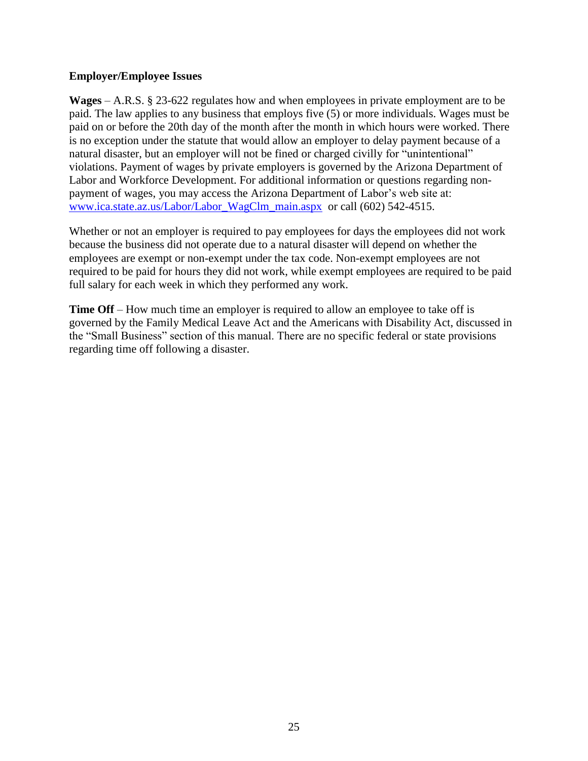**Employer/Employee Issues**

**Wages** – A.R.S. § 23-622 regulates how and when employees in private employment are to be paid. The law applies to any business that employs five (5) or more individuals. Wages must be paid on or before the 20th day of the month after the month in which hours were worked. There is no exception under the statute that would allow an employer to delay payment because of a natural disaster, but an employer will not be fined or charged civilly for "unintentional" violations. Payment of wages by private employers is governed by the Arizona Department of Labor and Workforce Development. For additional information or questions regarding non-payment of wages, you may access the Arizona Department of Labor's web site at: [www.ica.state.az.us/Labor/Labor_WagClm_main.aspx](http://www.ica.state.az.us/Labor/Labor_WagClm_main.aspx) or call (602) 542-4515.

Whether or not an employer is required to pay employees for days the employees did not work because the business did not operate due to a natural disaster will depend on whether the employees are exempt or non-exempt under the tax code. Non-exempt employees are not required to be paid for hours they did not work, while exempt employees are required to be paid full salary for each week in which they performed any work.

**Time Off** – How much time an employer is required to allow an employee to take off is governed by the Family Medical Leave Act and the Americans with Disability Act, discussed in the "Small Business" section of this manual. There are no specific federal or state provisions regarding time off following a disaster.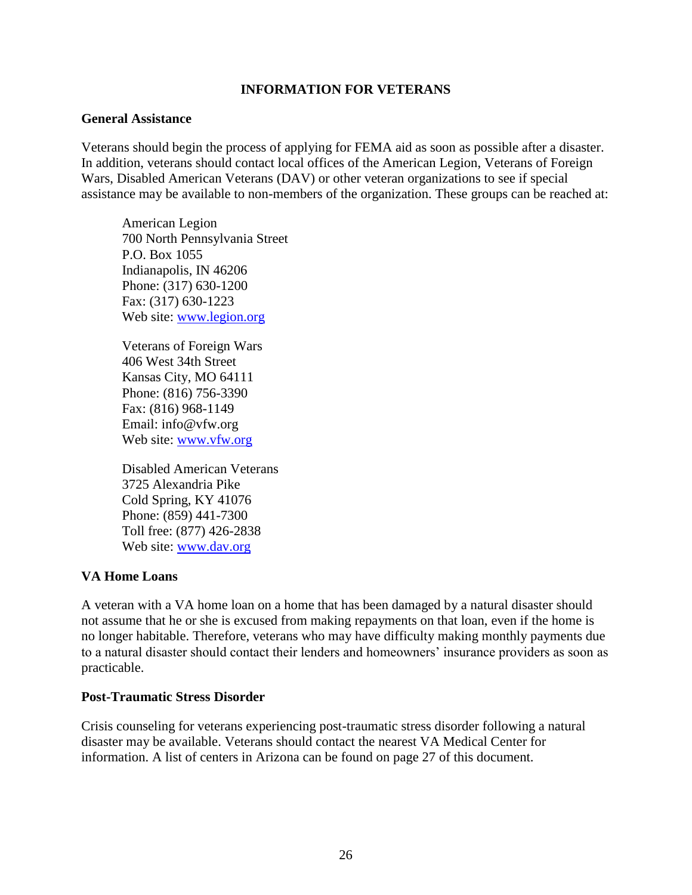# INFORMATION FOR VETERANS

## General Assistance

Veterans should begin the process of applying for FEMA aid as soon as possible after a disaster. In addition, veterans should contact local offices of the American Legion, Veterans of Foreign Wars, Disabled American Veterans (DAV) or other veteran organizations to see if special assistance may be available to non-members of the organization. These groups can be reached at:

American Legion
700 North Pennsylvania Street
P.O. Box 1055
Indianapolis, IN 46206
Phone: (317) 630-1200
Fax: (317) 630-1223
Web site: www.legion.org

Veterans of Foreign Wars
406 West 34th Street
Kansas City, MO 64111
Phone: (816) 756-3390
Fax: (816) 968-1149
Email: info@vfw.org
Web site: www.vfw.org

Disabled American Veterans
3725 Alexandria Pike
Cold Spring, KY 41076
Phone: (859) 441-7300
Toll free: (877) 426-2838
Web site: www.dav.org

## VA Home Loans

A veteran with a VA home loan on a home that has been damaged by a natural disaster should not assume that he or she is excused from making repayments on that loan, even if the home is no longer habitable. Therefore, veterans who may have difficulty making monthly payments due to a natural disaster should contact their lenders and homeowners' insurance providers as soon as practicable.

## Post-Traumatic Stress Disorder

Crisis counseling for veterans experiencing post-traumatic stress disorder following a natural disaster may be available. Veterans should contact the nearest VA Medical Center for information. A list of centers in Arizona can be found on page 27 of this document.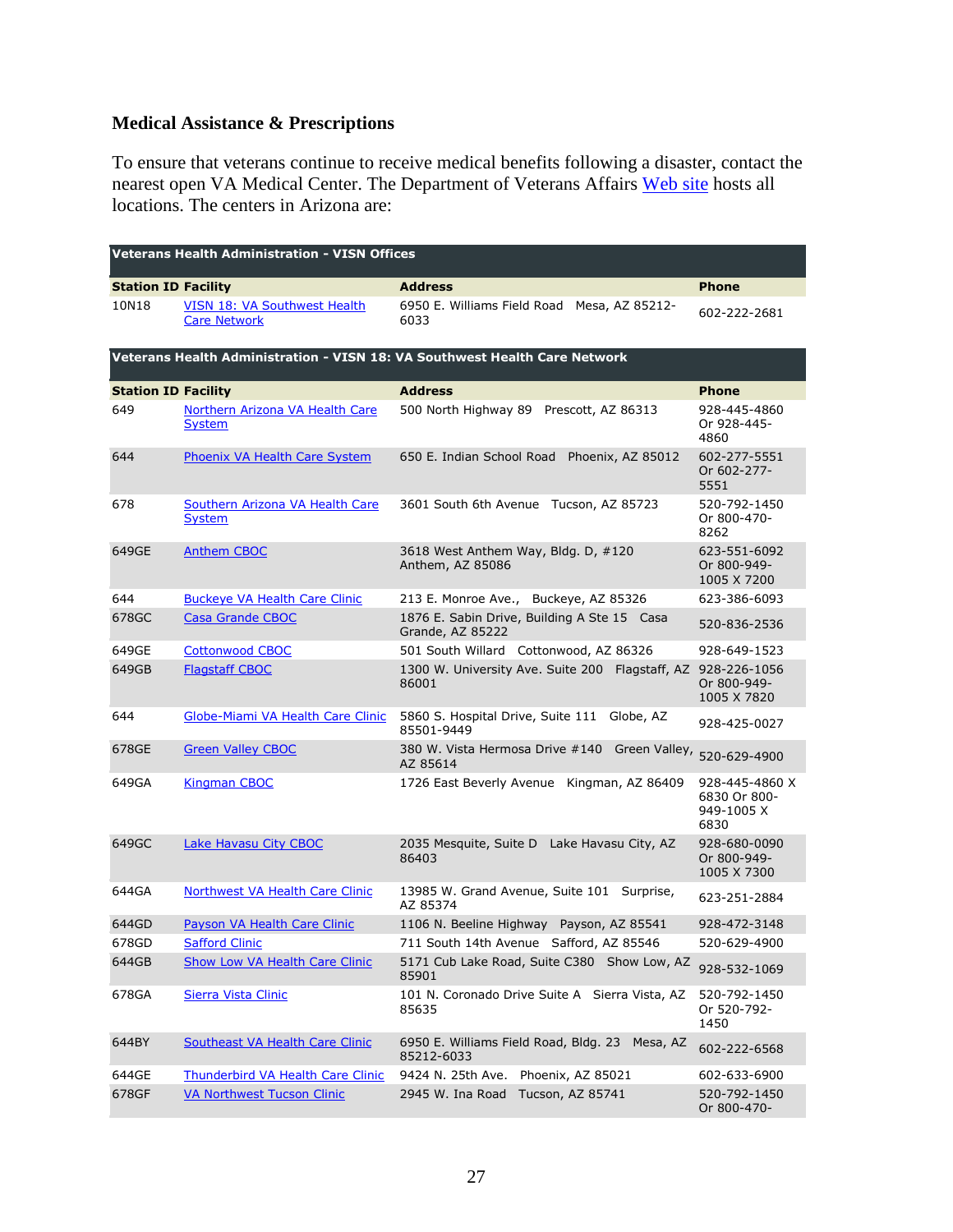## Medical Assistance & Prescriptions

To ensure that veterans continue to receive medical benefits following a disaster, contact the nearest open VA Medical Center. The Department of Veterans Affairs Web site hosts all locations. The centers in Arizona are:

| Veterans Health Administration - VISN Offices | | | |
|---|---|---|---|
| **Station ID** | **Facility** | **Address** | **Phone** |
| 10N18 | VISN 18: VA Southwest Health Care Network | 6950 E. Williams Field Road Mesa, AZ 85212-6033 | 602-222-2681 |

| Veterans Health Administration - VISN 18: VA Southwest Health Care Network | | | |
|---|---|---|---|
| **Station ID** | **Facility** | **Address** | **Phone** |
| 649 | Northern Arizona VA Health Care System | 500 North Highway 89 Prescott, AZ 86313 | 928-445-4860 Or 928-445-4860 |
| 644 | Phoenix VA Health Care System | 650 E. Indian School Road Phoenix, AZ 85012 | 602-277-5551 Or 602-277-5551 |
| 678 | Southern Arizona VA Health Care System | 3601 South 6th Avenue Tucson, AZ 85723 | 520-792-1450 Or 800-470-8262 |
| 649GE | Anthem CBOC | 3618 West Anthem Way, Bldg. D, #120 Anthem, AZ 85086 | 623-551-6092 Or 800-949-1005 X 7200 |
| 644 | Buckeye VA Health Care Clinic | 213 E. Monroe Ave., Buckeye, AZ 85326 | 623-386-6093 |
| 678GC | Casa Grande CBOC | 1876 E. Sabin Drive, Building A Ste 15 Casa Grande, AZ 85222 | 520-836-2536 |
| 649GE | Cottonwood CBOC | 501 South Willard Cottonwood, AZ 86326 | 928-649-1523 |
| 649GB | Flagstaff CBOC | 1300 W. University Ave. Suite 200 Flagstaff, AZ 86001 | 928-226-1056 Or 800-949-1005 X 7820 |
| 644 | Globe-Miami VA Health Care Clinic | 5860 S. Hospital Drive, Suite 111 Globe, AZ 85501-9449 | 928-425-0027 |
| 678GE | Green Valley CBOC | 380 W. Vista Hermosa Drive #140 Green Valley, AZ 85614 | 520-629-4900 |
| 649GA | Kingman CBOC | 1726 East Beverly Avenue Kingman, AZ 86409 | 928-445-4860 X 6830 Or 800-949-1005 X 6830 |
| 649GC | Lake Havasu City CBOC | 2035 Mesquite, Suite D Lake Havasu City, AZ 86403 | 928-680-0090 Or 800-949-1005 X 7300 |
| 644GA | Northwest VA Health Care Clinic | 13985 W. Grand Avenue, Suite 101 Surprise, AZ 85374 | 623-251-2884 |
| 644GD | Payson VA Health Care Clinic | 1106 N. Beeline Highway Payson, AZ 85541 | 928-472-3148 |
| 678GD | Safford Clinic | 711 South 14th Avenue Safford, AZ 85546 | 520-629-4900 |
| 644GB | Show Low VA Health Care Clinic | 5171 Cub Lake Road, Suite C380 Show Low, AZ 85901 | 928-532-1069 |
| 678GA | Sierra Vista Clinic | 101 N. Coronado Drive Suite A Sierra Vista, AZ 85635 | 520-792-1450 Or 520-792-1450 |
| 644BY | Southeast VA Health Care Clinic | 6950 E. Williams Field Road, Bldg. 23 Mesa, AZ 85212-6033 | 602-222-6568 |
| 644GE | Thunderbird VA Health Care Clinic | 9424 N. 25th Ave. Phoenix, AZ 85021 | 602-633-6900 |
| 678GF | VA Northwest Tucson Clinic | 2945 W. Ina Road Tucson, AZ 85741 | 520-792-1450 Or 800-470- |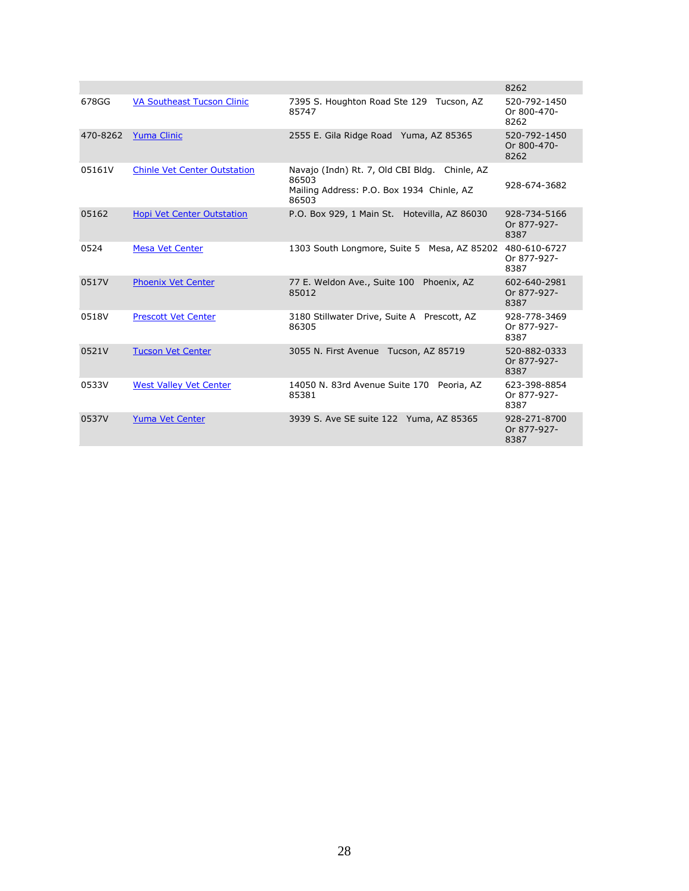| | | | 8262 |
|---|---|---|---|
| 678GG | VA Southeast Tucson Clinic | 7395 S. Houghton Road Ste 129 Tucson, AZ 85747 | 520-792-1450 Or 800-470-8262 |
| 470-8262 | Yuma Clinic | 2555 E. Gila Ridge Road Yuma, AZ 85365 | 520-792-1450 Or 800-470-8262 |
| 05161V | Chinle Vet Center Outstation | Navajo (Indn) Rt. 7, Old CBI Bldg. Chinle, AZ 86503<br>Mailing Address: P.O. Box 1934 Chinle, AZ 86503 | 928-674-3682 |
| 05162 | Hopi Vet Center Outstation | P.O. Box 929, 1 Main St. Hotevilla, AZ 86030 | 928-734-5166 Or 877-927-8387 |
| 0524 | Mesa Vet Center | 1303 South Longmore, Suite 5 Mesa, AZ 85202 | 480-610-6727 Or 877-927-8387 |
| 0517V | Phoenix Vet Center | 77 E. Weldon Ave., Suite 100 Phoenix, AZ 85012 | 602-640-2981 Or 877-927-8387 |
| 0518V | Prescott Vet Center | 3180 Stillwater Drive, Suite A Prescott, AZ 86305 | 928-778-3469 Or 877-927-8387 |
| 0521V | Tucson Vet Center | 3055 N. First Avenue Tucson, AZ 85719 | 520-882-0333 Or 877-927-8387 |
| 0533V | West Valley Vet Center | 14050 N. 83rd Avenue Suite 170 Peoria, AZ 85381 | 623-398-8854 Or 877-927-8387 |
| 0537V | Yuma Vet Center | 3939 S. Ave SE suite 122 Yuma, AZ 85365 | 928-271-8700 Or 877-927-8387 |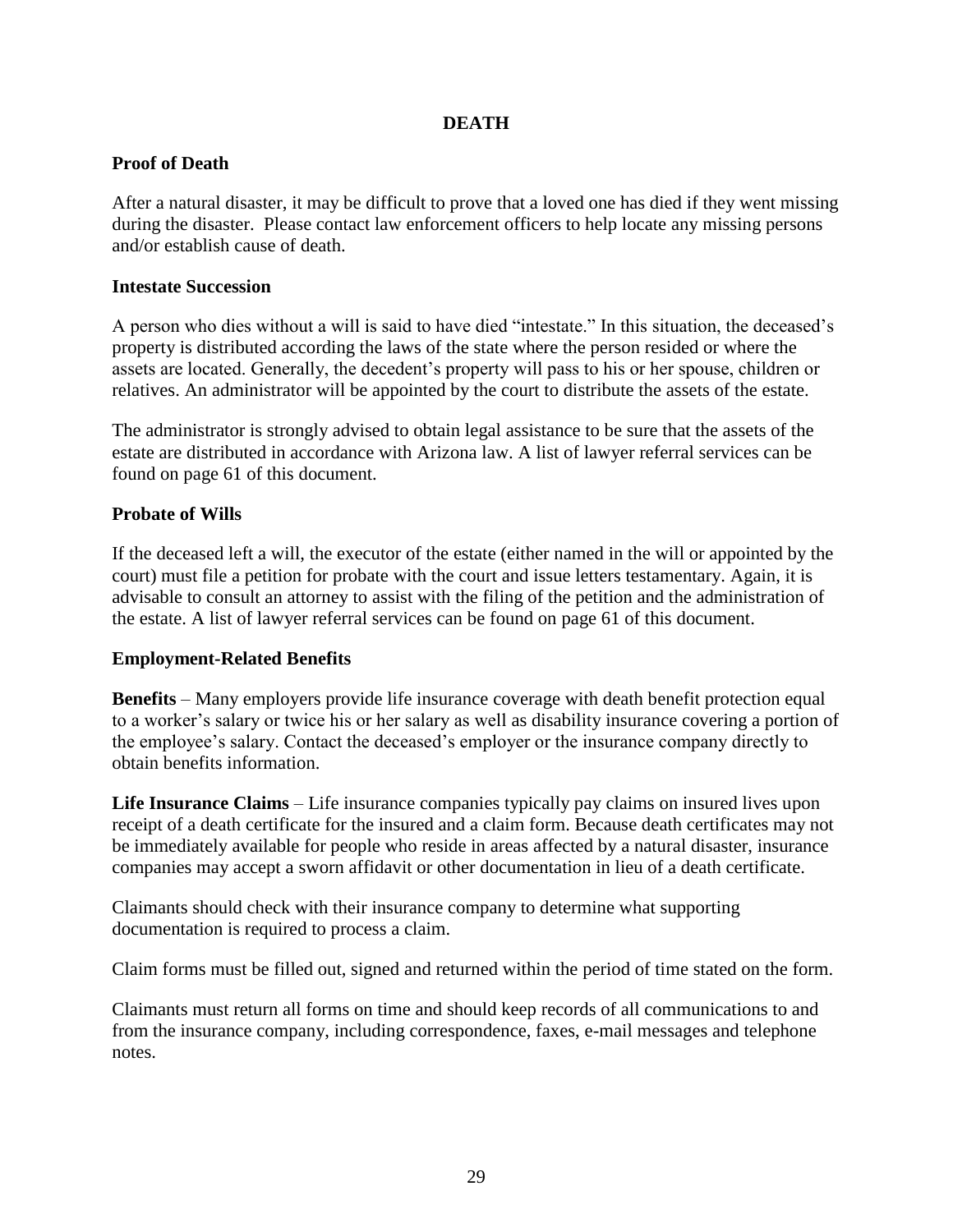# DEATH

## Proof of Death

After a natural disaster, it may be difficult to prove that a loved one has died if they went missing during the disaster. Please contact law enforcement officers to help locate any missing persons and/or establish cause of death.

## Intestate Succession

A person who dies without a will is said to have died "intestate." In this situation, the deceased's property is distributed according the laws of the state where the person resided or where the assets are located. Generally, the decedent's property will pass to his or her spouse, children or relatives. An administrator will be appointed by the court to distribute the assets of the estate.

The administrator is strongly advised to obtain legal assistance to be sure that the assets of the estate are distributed in accordance with Arizona law. A list of lawyer referral services can be found on page 61 of this document.

## Probate of Wills

If the deceased left a will, the executor of the estate (either named in the will or appointed by the court) must file a petition for probate with the court and issue letters testamentary. Again, it is advisable to consult an attorney to assist with the filing of the petition and the administration of the estate. A list of lawyer referral services can be found on page 61 of this document.

## Employment-Related Benefits

**Benefits** – Many employers provide life insurance coverage with death benefit protection equal to a worker's salary or twice his or her salary as well as disability insurance covering a portion of the employee's salary. Contact the deceased's employer or the insurance company directly to obtain benefits information.

**Life Insurance Claims** – Life insurance companies typically pay claims on insured lives upon receipt of a death certificate for the insured and a claim form. Because death certificates may not be immediately available for people who reside in areas affected by a natural disaster, insurance companies may accept a sworn affidavit or other documentation in lieu of a death certificate.

Claimants should check with their insurance company to determine what supporting documentation is required to process a claim.

Claim forms must be filled out, signed and returned within the period of time stated on the form.

Claimants must return all forms on time and should keep records of all communications to and from the insurance company, including correspondence, faxes, e-mail messages and telephone notes.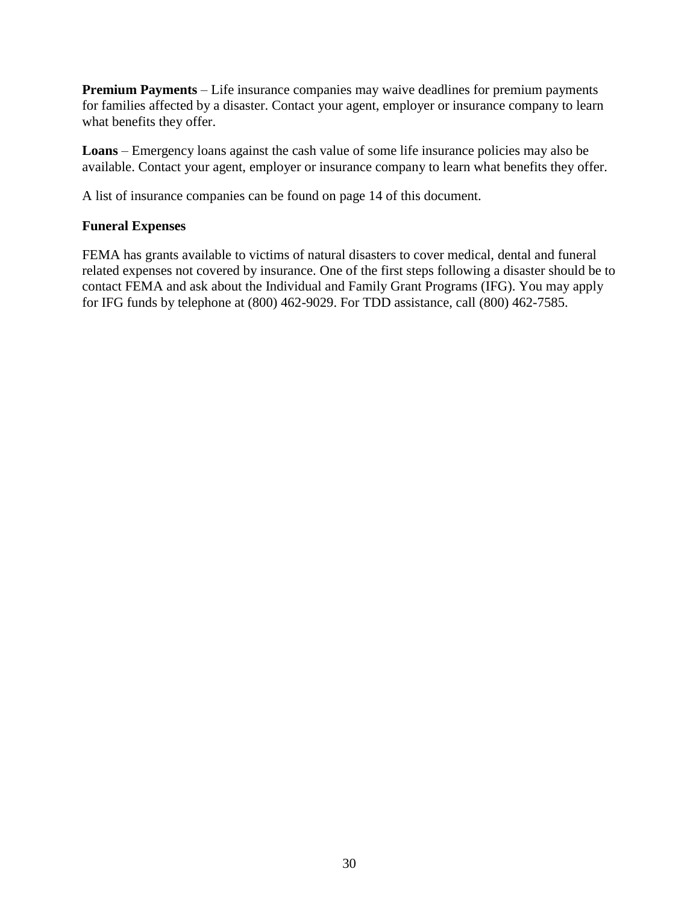**Premium Payments** – Life insurance companies may waive deadlines for premium payments for families affected by a disaster. Contact your agent, employer or insurance company to learn what benefits they offer.

**Loans** – Emergency loans against the cash value of some life insurance policies may also be available. Contact your agent, employer or insurance company to learn what benefits they offer.

A list of insurance companies can be found on page 14 of this document.

**Funeral Expenses**

FEMA has grants available to victims of natural disasters to cover medical, dental and funeral related expenses not covered by insurance. One of the first steps following a disaster should be to contact FEMA and ask about the Individual and Family Grant Programs (IFG). You may apply for IFG funds by telephone at (800) 462-9029. For TDD assistance, call (800) 462-7585.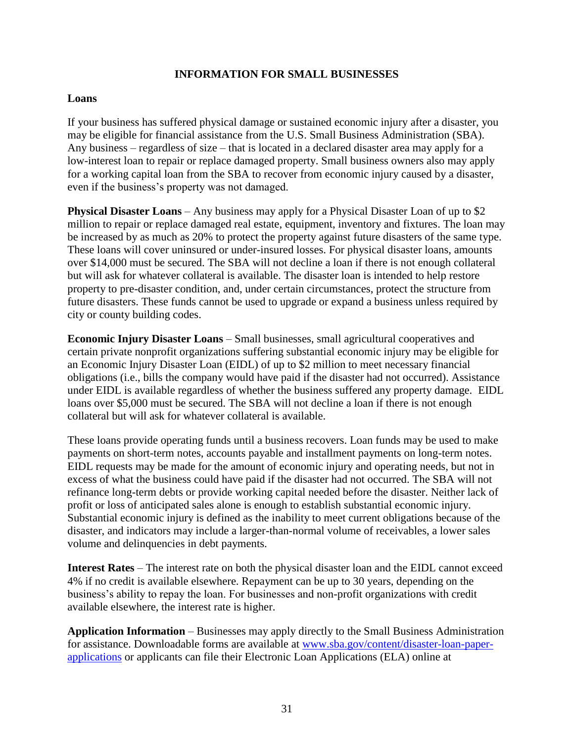## INFORMATION FOR SMALL BUSINESSES

### Loans

If your business has suffered physical damage or sustained economic injury after a disaster, you may be eligible for financial assistance from the U.S. Small Business Administration (SBA). Any business – regardless of size – that is located in a declared disaster area may apply for a low-interest loan to repair or replace damaged property. Small business owners also may apply for a working capital loan from the SBA to recover from economic injury caused by a disaster, even if the business's property was not damaged.

**Physical Disaster Loans** – Any business may apply for a Physical Disaster Loan of up to $2 million to repair or replace damaged real estate, equipment, inventory and fixtures. The loan may be increased by as much as 20% to protect the property against future disasters of the same type. These loans will cover uninsured or under-insured losses. For physical disaster loans, amounts over $14,000 must be secured. The SBA will not decline a loan if there is not enough collateral but will ask for whatever collateral is available. The disaster loan is intended to help restore property to pre-disaster condition, and, under certain circumstances, protect the structure from future disasters. These funds cannot be used to upgrade or expand a business unless required by city or county building codes.

**Economic Injury Disaster Loans** – Small businesses, small agricultural cooperatives and certain private nonprofit organizations suffering substantial economic injury may be eligible for an Economic Injury Disaster Loan (EIDL) of up to $2 million to meet necessary financial obligations (i.e., bills the company would have paid if the disaster had not occurred). Assistance under EIDL is available regardless of whether the business suffered any property damage. EIDL loans over $5,000 must be secured. The SBA will not decline a loan if there is not enough collateral but will ask for whatever collateral is available.

These loans provide operating funds until a business recovers. Loan funds may be used to make payments on short-term notes, accounts payable and installment payments on long-term notes. EIDL requests may be made for the amount of economic injury and operating needs, but not in excess of what the business could have paid if the disaster had not occurred. The SBA will not refinance long-term debts or provide working capital needed before the disaster. Neither lack of profit or loss of anticipated sales alone is enough to establish substantial economic injury. Substantial economic injury is defined as the inability to meet current obligations because of the disaster, and indicators may include a larger-than-normal volume of receivables, a lower sales volume and delinquencies in debt payments.

**Interest Rates** – The interest rate on both the physical disaster loan and the EIDL cannot exceed 4% if no credit is available elsewhere. Repayment can be up to 30 years, depending on the business's ability to repay the loan. For businesses and non-profit organizations with credit available elsewhere, the interest rate is higher.

**Application Information** – Businesses may apply directly to the Small Business Administration for assistance. Downloadable forms are available at [www.sba.gov/content/disaster-loan-paper-applications](www.sba.gov/content/disaster-loan-paper-applications) or applicants can file their Electronic Loan Applications (ELA) online at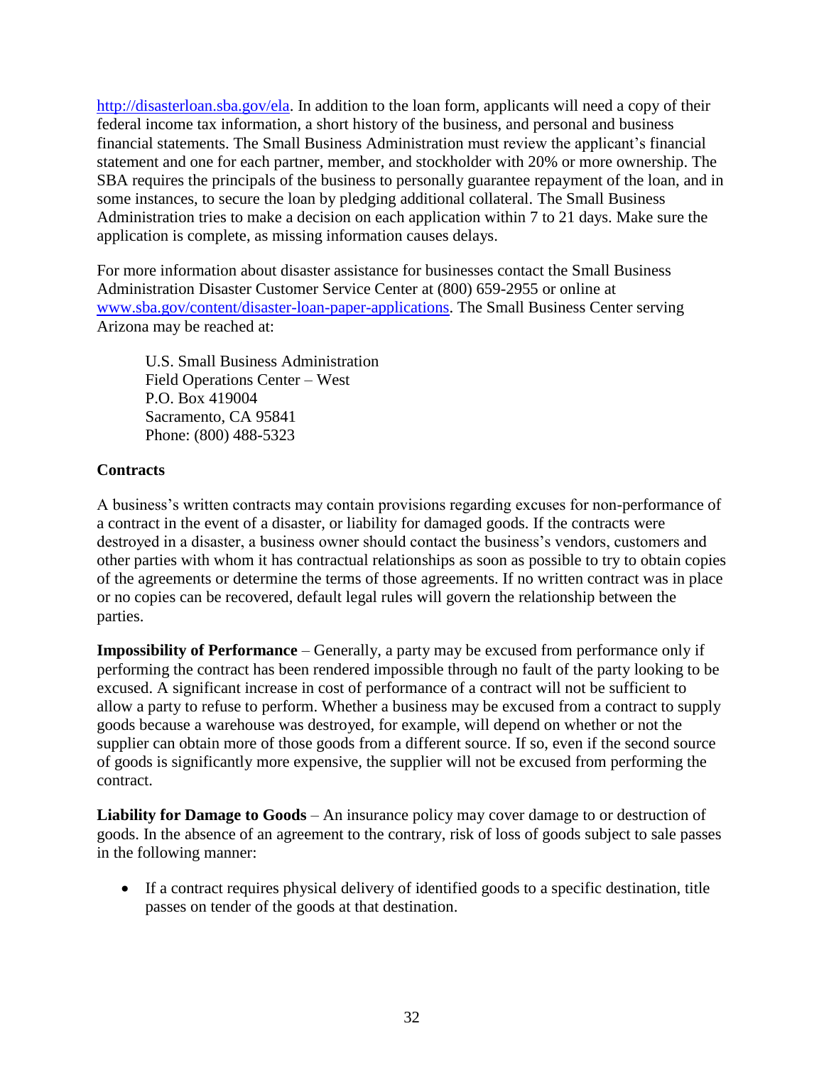http://disasterloan.sba.gov/ela. In addition to the loan form, applicants will need a copy of their federal income tax information, a short history of the business, and personal and business financial statements. The Small Business Administration must review the applicant's financial statement and one for each partner, member, and stockholder with 20% or more ownership. The SBA requires the principals of the business to personally guarantee repayment of the loan, and in some instances, to secure the loan by pledging additional collateral. The Small Business Administration tries to make a decision on each application within 7 to 21 days. Make sure the application is complete, as missing information causes delays.

For more information about disaster assistance for businesses contact the Small Business Administration Disaster Customer Service Center at (800) 659-2955 or online at www.sba.gov/content/disaster-loan-paper-applications. The Small Business Center serving Arizona may be reached at:

> U.S. Small Business Administration
> Field Operations Center – West
> P.O. Box 419004
> Sacramento, CA 95841
> Phone: (800) 488-5323

**Contracts**

A business's written contracts may contain provisions regarding excuses for non-performance of a contract in the event of a disaster, or liability for damaged goods. If the contracts were destroyed in a disaster, a business owner should contact the business's vendors, customers and other parties with whom it has contractual relationships as soon as possible to try to obtain copies of the agreements or determine the terms of those agreements. If no written contract was in place or no copies can be recovered, default legal rules will govern the relationship between the parties.

**Impossibility of Performance** – Generally, a party may be excused from performance only if performing the contract has been rendered impossible through no fault of the party looking to be excused. A significant increase in cost of performance of a contract will not be sufficient to allow a party to refuse to perform. Whether a business may be excused from a contract to supply goods because a warehouse was destroyed, for example, will depend on whether or not the supplier can obtain more of those goods from a different source. If so, even if the second source of goods is significantly more expensive, the supplier will not be excused from performing the contract.

**Liability for Damage to Goods** – An insurance policy may cover damage to or destruction of goods. In the absence of an agreement to the contrary, risk of loss of goods subject to sale passes in the following manner:

- If a contract requires physical delivery of identified goods to a specific destination, title passes on tender of the goods at that destination.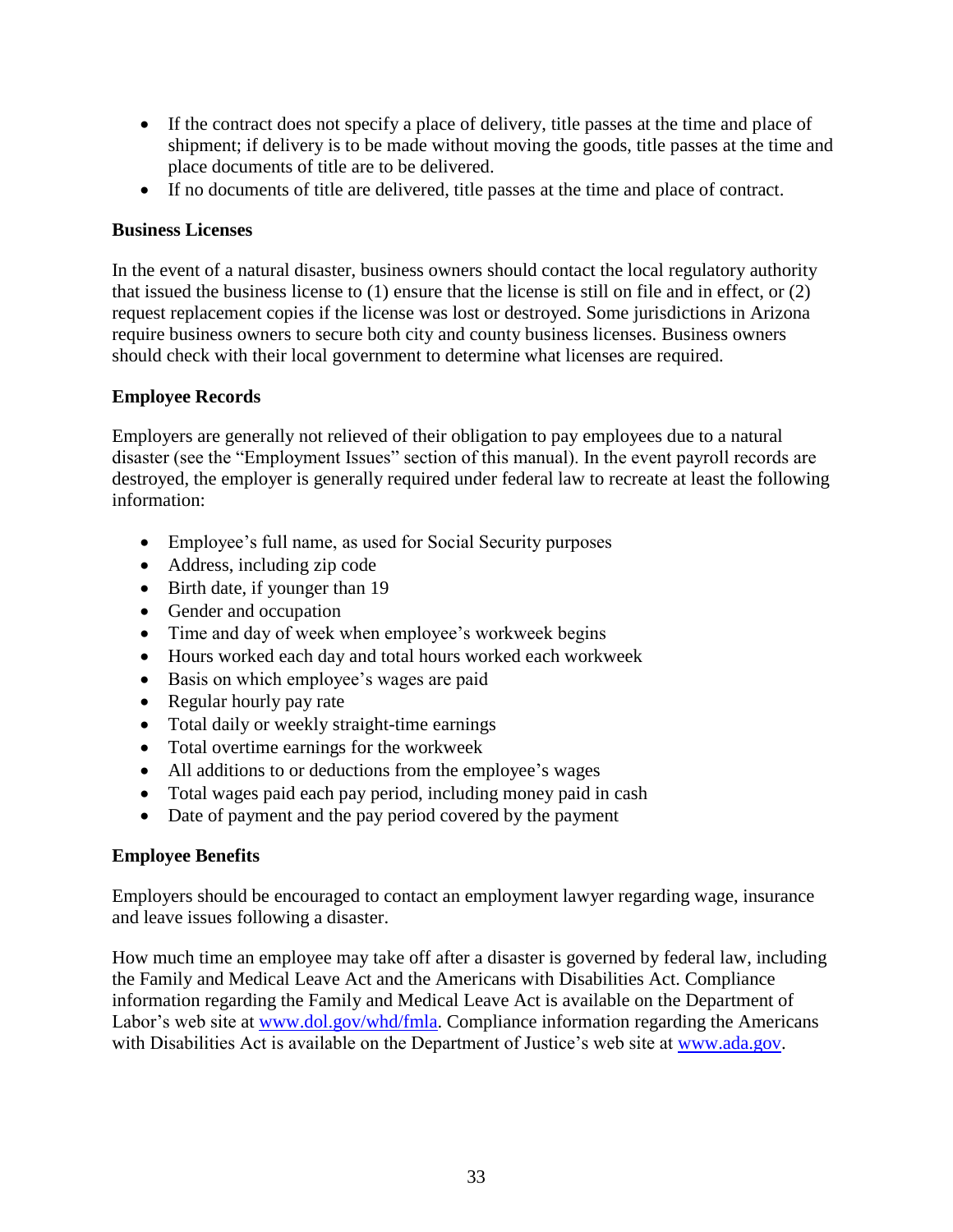- If the contract does not specify a place of delivery, title passes at the time and place of shipment; if delivery is to be made without moving the goods, title passes at the time and place documents of title are to be delivered.
- If no documents of title are delivered, title passes at the time and place of contract.

**Business Licenses**

In the event of a natural disaster, business owners should contact the local regulatory authority that issued the business license to (1) ensure that the license is still on file and in effect, or (2) request replacement copies if the license was lost or destroyed. Some jurisdictions in Arizona require business owners to secure both city and county business licenses. Business owners should check with their local government to determine what licenses are required.

**Employee Records**

Employers are generally not relieved of their obligation to pay employees due to a natural disaster (see the "Employment Issues" section of this manual). In the event payroll records are destroyed, the employer is generally required under federal law to recreate at least the following information:

- Employee's full name, as used for Social Security purposes
- Address, including zip code
- Birth date, if younger than 19
- Gender and occupation
- Time and day of week when employee's workweek begins
- Hours worked each day and total hours worked each workweek
- Basis on which employee's wages are paid
- Regular hourly pay rate
- Total daily or weekly straight-time earnings
- Total overtime earnings for the workweek
- All additions to or deductions from the employee's wages
- Total wages paid each pay period, including money paid in cash
- Date of payment and the pay period covered by the payment

**Employee Benefits**

Employers should be encouraged to contact an employment lawyer regarding wage, insurance and leave issues following a disaster.

How much time an employee may take off after a disaster is governed by federal law, including the Family and Medical Leave Act and the Americans with Disabilities Act. Compliance information regarding the Family and Medical Leave Act is available on the Department of Labor's web site at www.dol.gov/whd/fmla. Compliance information regarding the Americans with Disabilities Act is available on the Department of Justice's web site at www.ada.gov.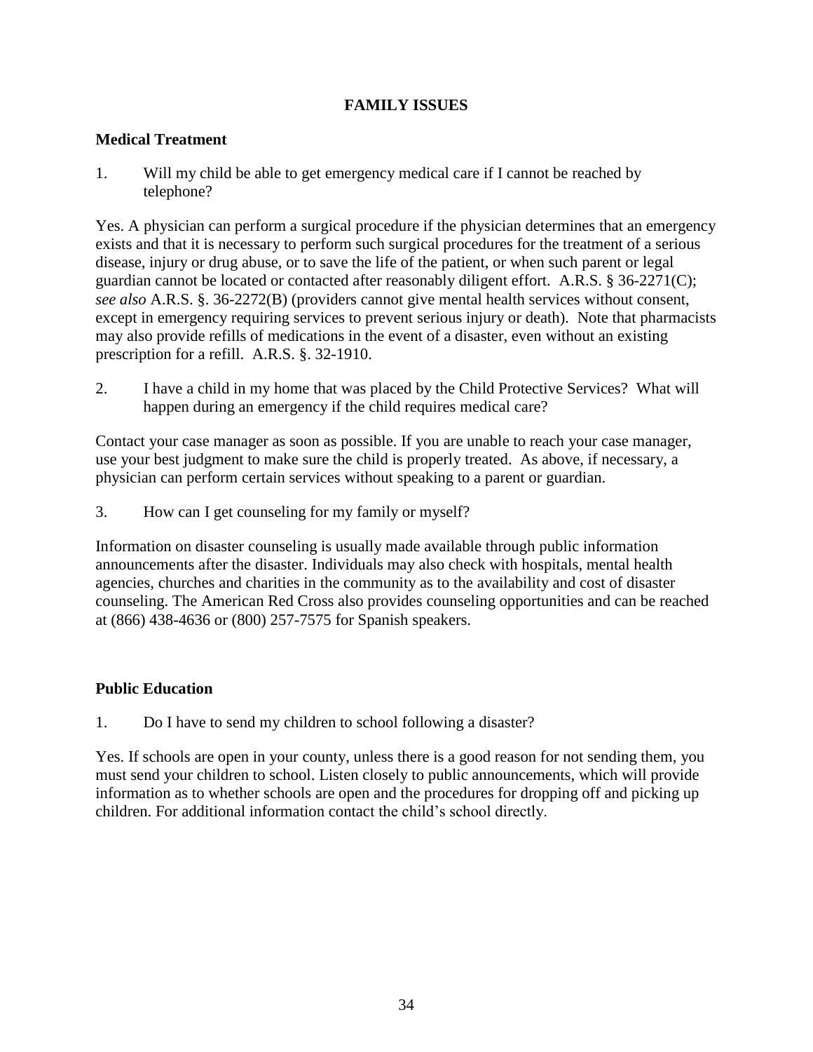# FAMILY ISSUES

## Medical Treatment

1. Will my child be able to get emergency medical care if I cannot be reached by telephone?

Yes. A physician can perform a surgical procedure if the physician determines that an emergency exists and that it is necessary to perform such surgical procedures for the treatment of a serious disease, injury or drug abuse, or to save the life of the patient, or when such parent or legal guardian cannot be located or contacted after reasonably diligent effort. A.R.S. § 36-2271(C); *see also* A.R.S. §. 36-2272(B) (providers cannot give mental health services without consent, except in emergency requiring services to prevent serious injury or death). Note that pharmacists may also provide refills of medications in the event of a disaster, even without an existing prescription for a refill. A.R.S. §. 32-1910.

2. I have a child in my home that was placed by the Child Protective Services? What will happen during an emergency if the child requires medical care?

Contact your case manager as soon as possible. If you are unable to reach your case manager, use your best judgment to make sure the child is properly treated. As above, if necessary, a physician can perform certain services without speaking to a parent or guardian.

3. How can I get counseling for my family or myself?

Information on disaster counseling is usually made available through public information announcements after the disaster. Individuals may also check with hospitals, mental health agencies, churches and charities in the community as to the availability and cost of disaster counseling. The American Red Cross also provides counseling opportunities and can be reached at (866) 438-4636 or (800) 257-7575 for Spanish speakers.

## Public Education

1. Do I have to send my children to school following a disaster?

Yes. If schools are open in your county, unless there is a good reason for not sending them, you must send your children to school. Listen closely to public announcements, which will provide information as to whether schools are open and the procedures for dropping off and picking up children. For additional information contact the child's school directly.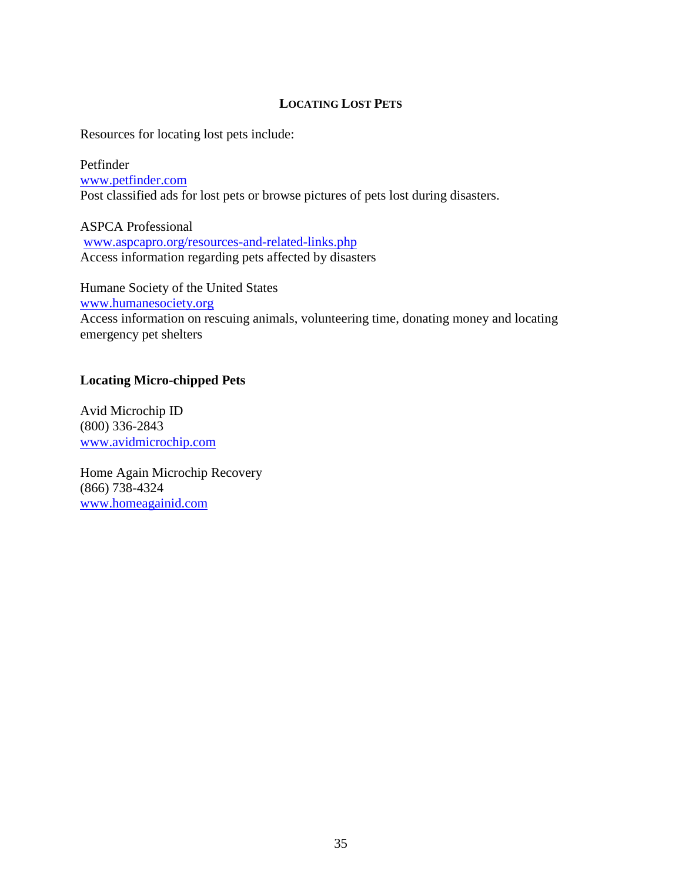## Locating Lost Pets

Resources for locating lost pets include:

Petfinder
www.petfinder.com
Post classified ads for lost pets or browse pictures of pets lost during disasters.

ASPCA Professional
www.aspcapro.org/resources-and-related-links.php
Access information regarding pets affected by disasters

Humane Society of the United States
www.humanesociety.org
Access information on rescuing animals, volunteering time, donating money and locating emergency pet shelters

### Locating Micro-chipped Pets

Avid Microchip ID
(800) 336-2843
www.avidmicrochip.com

Home Again Microchip Recovery
(866) 738-4324
www.homeagainid.com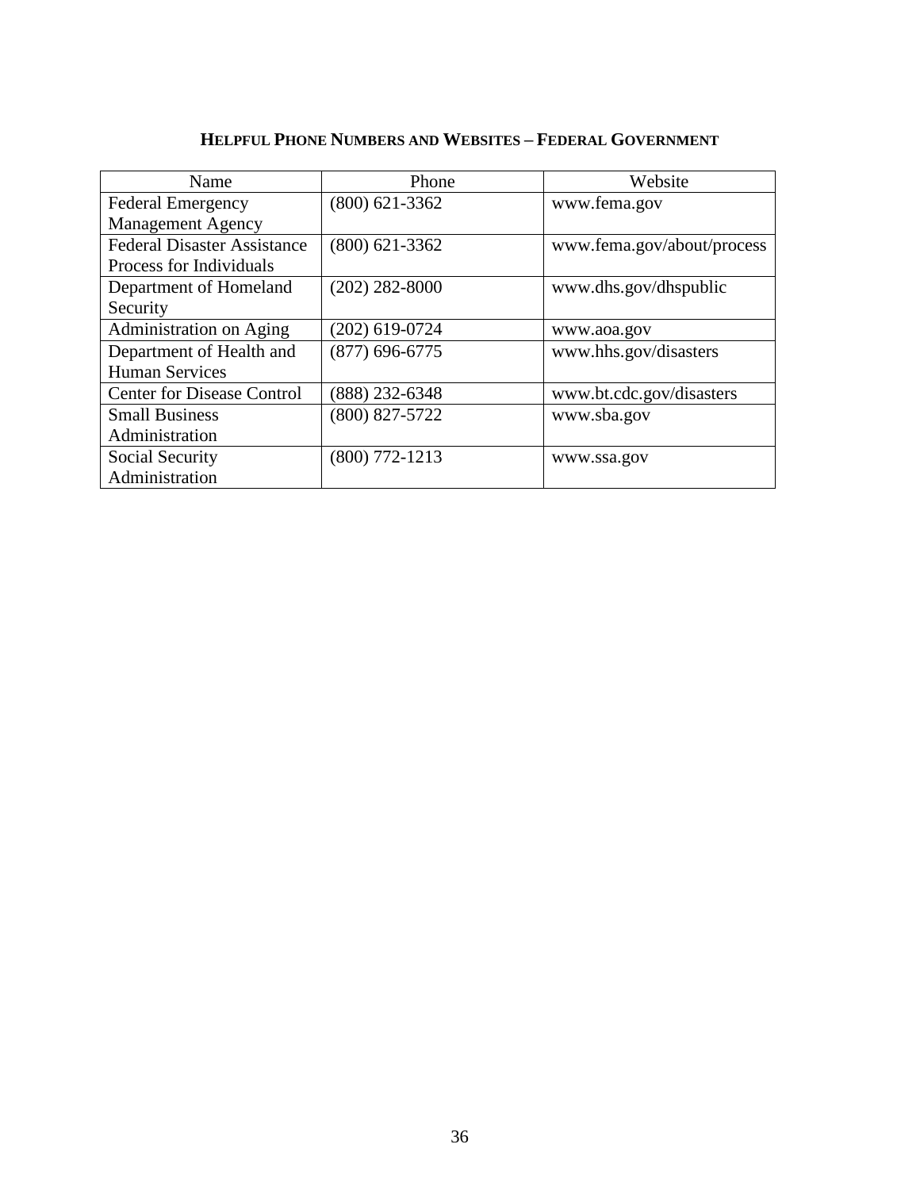## HELPFUL PHONE NUMBERS AND WEBSITES – FEDERAL GOVERNMENT

| Name | Phone | Website |
|---|---|---|
| Federal Emergency Management Agency | (800) 621-3362 | www.fema.gov |
| Federal Disaster Assistance Process for Individuals | (800) 621-3362 | www.fema.gov/about/process |
| Department of Homeland Security | (202) 282-8000 | www.dhs.gov/dhspublic |
| Administration on Aging | (202) 619-0724 | www.aoa.gov |
| Department of Health and Human Services | (877) 696-6775 | www.hhs.gov/disasters |
| Center for Disease Control | (888) 232-6348 | www.bt.cdc.gov/disasters |
| Small Business Administration | (800) 827-5722 | www.sba.gov |
| Social Security Administration | (800) 772-1213 | www.ssa.gov |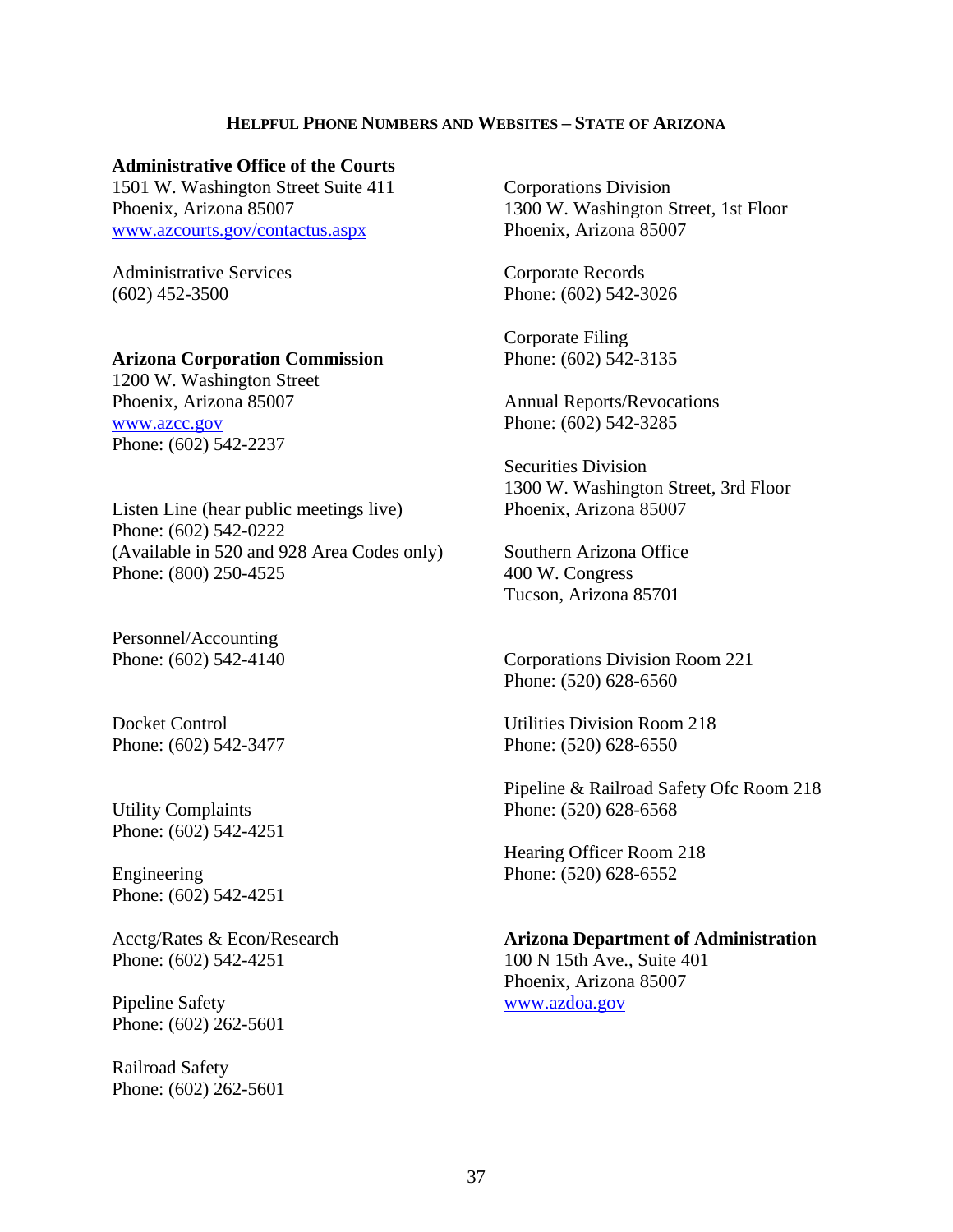## Helpful Phone Numbers and Websites – State of Arizona

**Administrative Office of the Courts**
1501 W. Washington Street Suite 411
Phoenix, Arizona 85007
www.azcourts.gov/contactus.aspx

Administrative Services
(602) 452-3500

**Arizona Corporation Commission**
1200 W. Washington Street
Phoenix, Arizona 85007
www.azcc.gov
Phone: (602) 542-2237

Listen Line (hear public meetings live)
Phone: (602) 542-0222
(Available in 520 and 928 Area Codes only)
Phone: (800) 250-4525

Personnel/Accounting
Phone: (602) 542-4140

Docket Control
Phone: (602) 542-3477

Utility Complaints
Phone: (602) 542-4251

Engineering
Phone: (602) 542-4251

Acctg/Rates & Econ/Research
Phone: (602) 542-4251

Pipeline Safety
Phone: (602) 262-5601

Railroad Safety
Phone: (602) 262-5601

Corporations Division
1300 W. Washington Street, 1st Floor
Phoenix, Arizona 85007

Corporate Records
Phone: (602) 542-3026

Corporate Filing
Phone: (602) 542-3135

Annual Reports/Revocations
Phone: (602) 542-3285

Securities Division
1300 W. Washington Street, 3rd Floor
Phoenix, Arizona 85007

Southern Arizona Office
400 W. Congress
Tucson, Arizona 85701

Corporations Division Room 221
Phone: (520) 628-6560

Utilities Division Room 218
Phone: (520) 628-6550

Pipeline & Railroad Safety Ofc Room 218
Phone: (520) 628-6568

Hearing Officer Room 218
Phone: (520) 628-6552

**Arizona Department of Administration**
100 N 15th Ave., Suite 401
Phoenix, Arizona 85007
www.azdoa.gov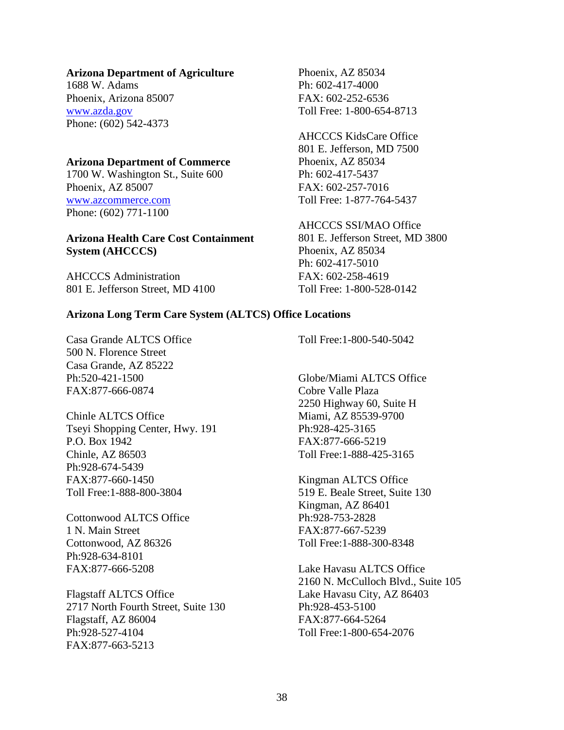**Arizona Department of Agriculture**
1688 W. Adams
Phoenix, Arizona 85007
www.azda.gov
Phone: (602) 542-4373

**Arizona Department of Commerce**
1700 W. Washington St., Suite 600
Phoenix, AZ 85007
www.azcommerce.com
Phone: (602) 771-1100

**Arizona Health Care Cost Containment System (AHCCCS)**

AHCCCS Administration
801 E. Jefferson Street, MD 4100
Phoenix, AZ 85034
Ph: 602-417-4000
FAX: 602-252-6536
Toll Free: 1-800-654-8713

AHCCCS KidsCare Office
801 E. Jefferson, MD 7500
Phoenix, AZ 85034
Ph: 602-417-5437
FAX: 602-257-7016
Toll Free: 1-877-764-5437

AHCCCS SSI/MAO Office
801 E. Jefferson Street, MD 3800
Phoenix, AZ 85034
Ph: 602-417-5010
FAX: 602-258-4619
Toll Free: 1-800-528-0142

**Arizona Long Term Care System (ALTCS) Office Locations**

Casa Grande ALTCS Office
500 N. Florence Street
Casa Grande, AZ 85222
Ph:520-421-1500
FAX:877-666-0874
Toll Free:1-800-540-5042

Chinle ALTCS Office
Tseyi Shopping Center, Hwy. 191
P.O. Box 1942
Chinle, AZ 86503
Ph:928-674-5439
FAX:877-660-1450
Toll Free:1-888-800-3804

Cottonwood ALTCS Office
1 N. Main Street
Cottonwood, AZ 86326
Ph:928-634-8101
FAX:877-666-5208

Flagstaff ALTCS Office
2717 North Fourth Street, Suite 130
Flagstaff, AZ 86004
Ph:928-527-4104
FAX:877-663-5213

Globe/Miami ALTCS Office
Cobre Valle Plaza
2250 Highway 60, Suite H
Miami, AZ 85539-9700
Ph:928-425-3165
FAX:877-666-5219
Toll Free:1-888-425-3165

Kingman ALTCS Office
519 E. Beale Street, Suite 130
Kingman, AZ 86401
Ph:928-753-2828
FAX:877-667-5239
Toll Free:1-888-300-8348

Lake Havasu ALTCS Office
2160 N. McCulloch Blvd., Suite 105
Lake Havasu City, AZ 86403
Ph:928-453-5100
FAX:877-664-5264
Toll Free:1-800-654-2076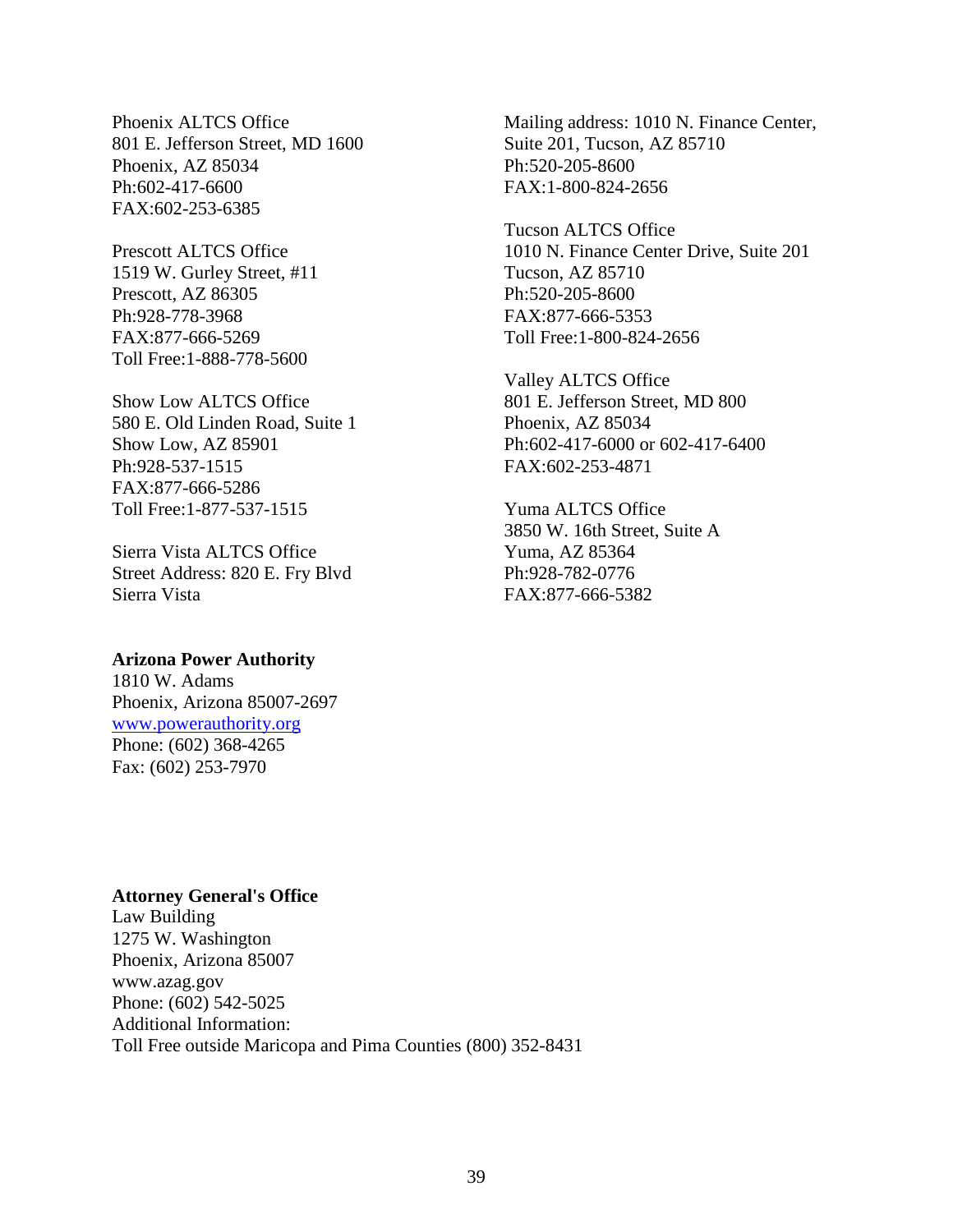Phoenix ALTCS Office
801 E. Jefferson Street, MD 1600
Phoenix, AZ 85034
Ph:602-417-6600
FAX:602-253-6385

Prescott ALTCS Office
1519 W. Gurley Street, #11
Prescott, AZ 86305
Ph:928-778-3968
FAX:877-666-5269
Toll Free:1-888-778-5600

Show Low ALTCS Office
580 E. Old Linden Road, Suite 1
Show Low, AZ 85901
Ph:928-537-1515
FAX:877-666-5286
Toll Free:1-877-537-1515

Sierra Vista ALTCS Office
Street Address: 820 E. Fry Blvd
Sierra Vista

Mailing address: 1010 N. Finance Center, Suite 201, Tucson, AZ 85710
Ph:520-205-8600
FAX:1-800-824-2656

Tucson ALTCS Office
1010 N. Finance Center Drive, Suite 201
Tucson, AZ 85710
Ph:520-205-8600
FAX:877-666-5353
Toll Free:1-800-824-2656

Valley ALTCS Office
801 E. Jefferson Street, MD 800
Phoenix, AZ 85034
Ph:602-417-6000 or 602-417-6400
FAX:602-253-4871

Yuma ALTCS Office
3850 W. 16th Street, Suite A
Yuma, AZ 85364
Ph:928-782-0776
FAX:877-666-5382

**Arizona Power Authority**
1810 W. Adams
Phoenix, Arizona 85007-2697
www.powerauthority.org
Phone: (602) 368-4265
Fax: (602) 253-7970

**Attorney General's Office**
Law Building
1275 W. Washington
Phoenix, Arizona 85007
www.azag.gov
Phone: (602) 542-5025
Additional Information:
Toll Free outside Maricopa and Pima Counties (800) 352-8431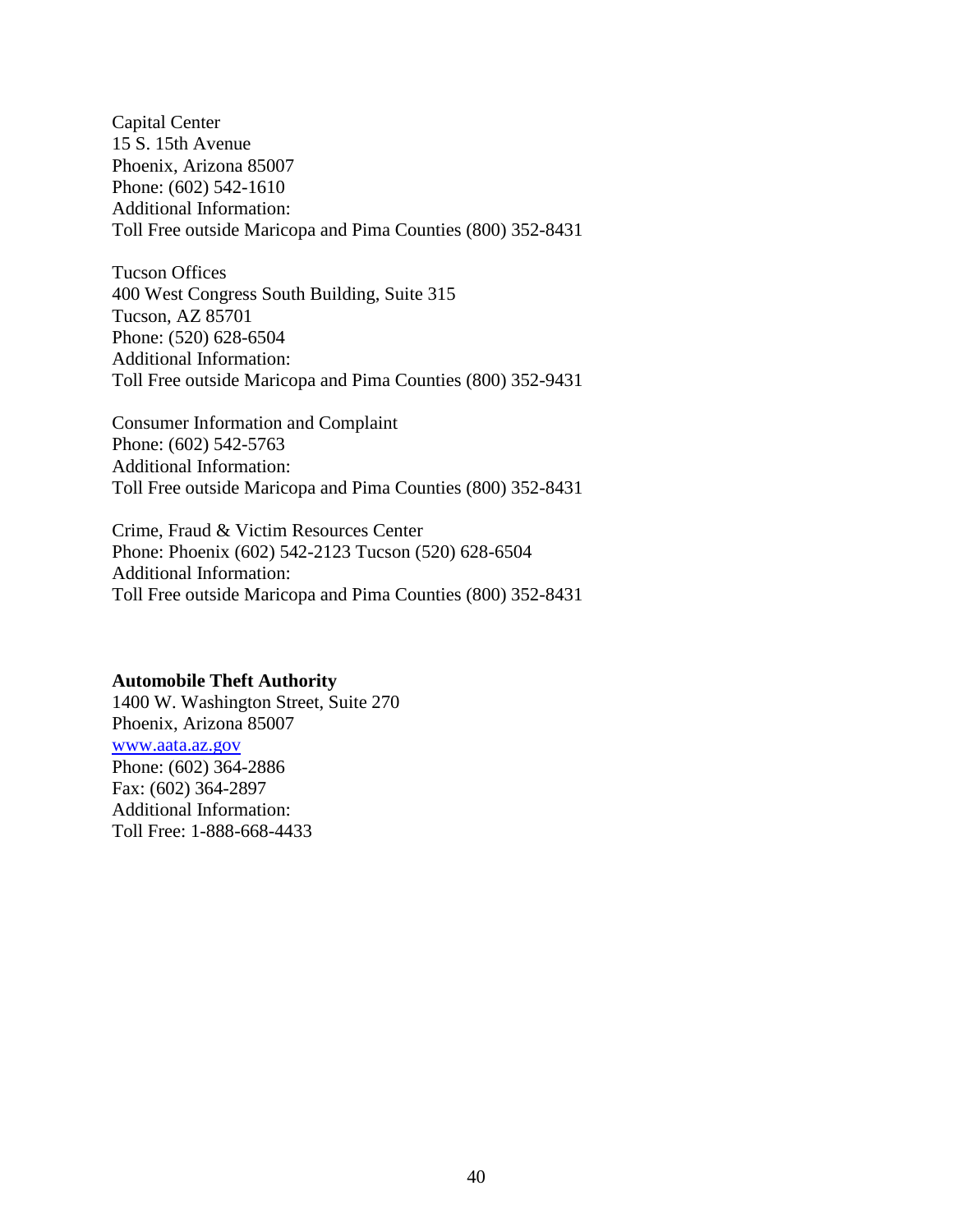Capital Center
15 S. 15th Avenue
Phoenix, Arizona 85007
Phone: (602) 542-1610
Additional Information:
Toll Free outside Maricopa and Pima Counties (800) 352-8431

Tucson Offices
400 West Congress South Building, Suite 315
Tucson, AZ 85701
Phone: (520) 628-6504
Additional Information:
Toll Free outside Maricopa and Pima Counties (800) 352-9431

Consumer Information and Complaint
Phone: (602) 542-5763
Additional Information:
Toll Free outside Maricopa and Pima Counties (800) 352-8431

Crime, Fraud & Victim Resources Center
Phone: Phoenix (602) 542-2123 Tucson (520) 628-6504
Additional Information:
Toll Free outside Maricopa and Pima Counties (800) 352-8431

**Automobile Theft Authority**
1400 W. Washington Street, Suite 270
Phoenix, Arizona 85007
[www.aata.az.gov](http://www.aata.az.gov)
Phone: (602) 364-2886
Fax: (602) 364-2897
Additional Information:
Toll Free: 1-888-668-4433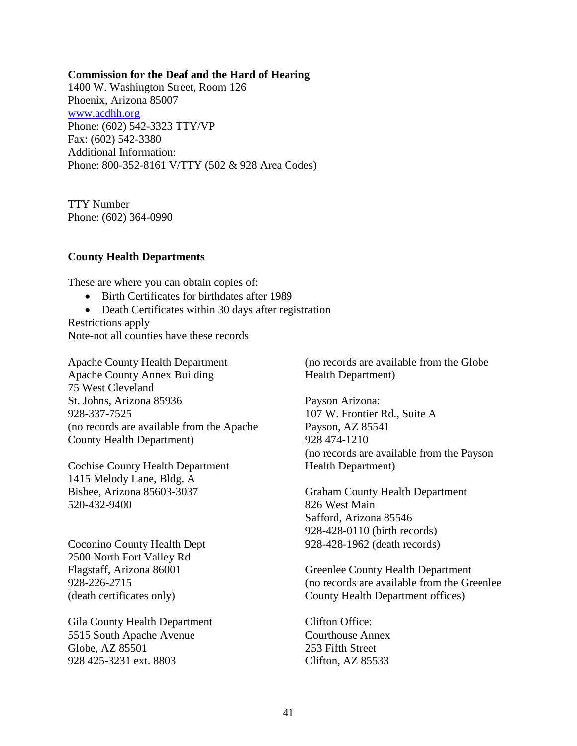**Commission for the Deaf and the Hard of Hearing**
1400 W. Washington Street, Room 126
Phoenix, Arizona 85007
www.acdhh.org
Phone: (602) 542-3323 TTY/VP
Fax: (602) 542-3380
Additional Information:
Phone: 800-352-8161 V/TTY (502 & 928 Area Codes)

TTY Number
Phone: (602) 364-0990

**County Health Departments**

These are where you can obtain copies of:

- Birth Certificates for birthdates after 1989
- Death Certificates within 30 days after registration

Restrictions apply
Note-not all counties have these records

Apache County Health Department
Apache County Annex Building
75 West Cleveland
St. Johns, Arizona 85936
928-337-7525
(no records are available from the Apache County Health Department)

Cochise County Health Department
1415 Melody Lane, Bldg. A
Bisbee, Arizona 85603-3037
520-432-9400

Coconino County Health Dept
2500 North Fort Valley Rd
Flagstaff, Arizona 86001
928-226-2715
(death certificates only)

Gila County Health Department
5515 South Apache Avenue
Globe, AZ 85501
928 425-3231 ext. 8803
(no records are available from the Globe Health Department)

Payson Arizona:
107 W. Frontier Rd., Suite A
Payson, AZ 85541
928 474-1210
(no records are available from the Payson Health Department)

Graham County Health Department
826 West Main
Safford, Arizona 85546
928-428-0110 (birth records)
928-428-1962 (death records)

Greenlee County Health Department
(no records are available from the Greenlee County Health Department offices)

Clifton Office:
Courthouse Annex
253 Fifth Street
Clifton, AZ 85533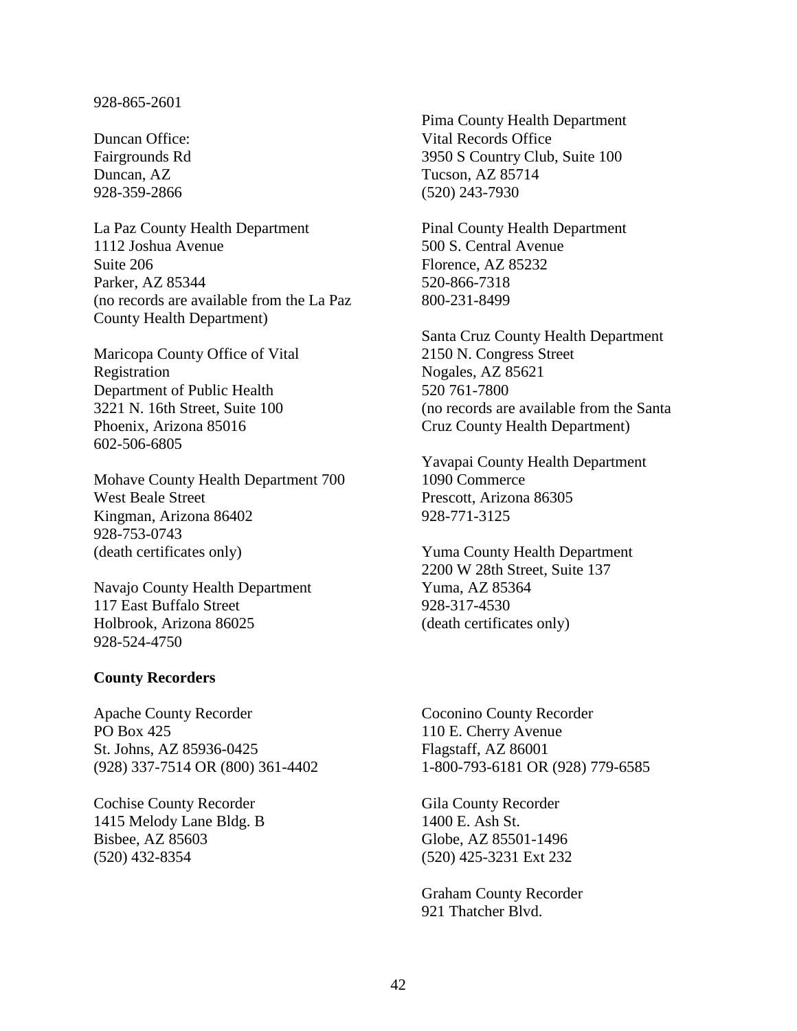928-865-2601

Duncan Office:
Fairgrounds Rd
Duncan, AZ
928-359-2866

La Paz County Health Department
1112 Joshua Avenue
Suite 206
Parker, AZ 85344
(no records are available from the La Paz County Health Department)

Maricopa County Office of Vital Registration
Department of Public Health
3221 N. 16th Street, Suite 100
Phoenix, Arizona 85016
602-506-6805

Mohave County Health Department 700 West Beale Street
Kingman, Arizona 86402
928-753-0743
(death certificates only)

Navajo County Health Department
117 East Buffalo Street
Holbrook, Arizona 86025
928-524-4750

Pima County Health Department
Vital Records Office
3950 S Country Club, Suite 100
Tucson, AZ 85714
(520) 243-7930

Pinal County Health Department
500 S. Central Avenue
Florence, AZ 85232
520-866-7318
800-231-8499

Santa Cruz County Health Department
2150 N. Congress Street
Nogales, AZ 85621
520 761-7800
(no records are available from the Santa Cruz County Health Department)

Yavapai County Health Department
1090 Commerce
Prescott, Arizona 86305
928-771-3125

Yuma County Health Department
2200 W 28th Street, Suite 137
Yuma, AZ 85364
928-317-4530
(death certificates only)

**County Recorders**

Apache County Recorder
PO Box 425
St. Johns, AZ 85936-0425
(928) 337-7514 OR (800) 361-4402

Cochise County Recorder
1415 Melody Lane Bldg. B
Bisbee, AZ 85603
(520) 432-8354

Coconino County Recorder
110 E. Cherry Avenue
Flagstaff, AZ 86001
1-800-793-6181 OR (928) 779-6585

Gila County Recorder
1400 E. Ash St.
Globe, AZ 85501-1496
(520) 425-3231 Ext 232

Graham County Recorder
921 Thatcher Blvd.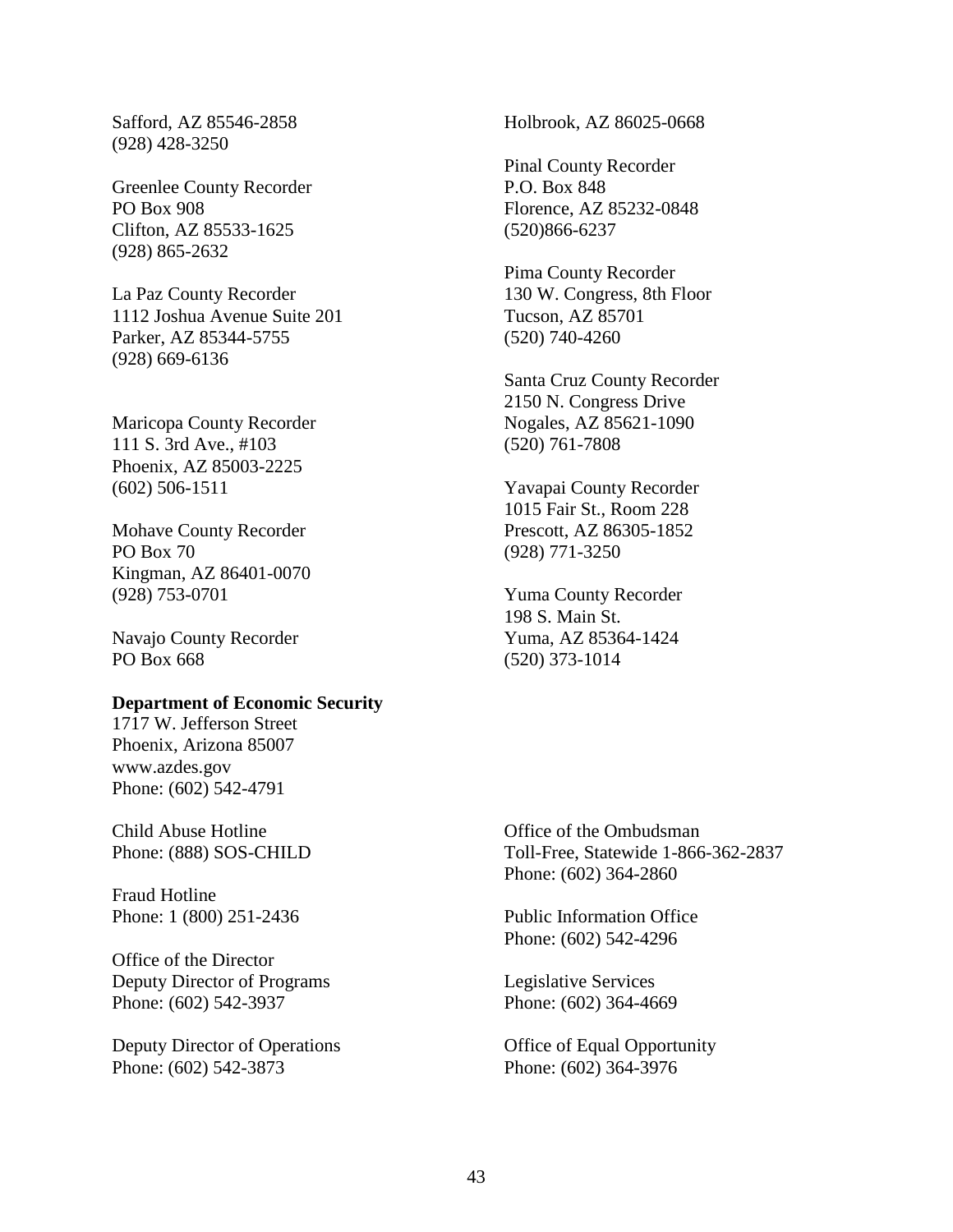Safford, AZ 85546-2858
(928) 428-3250

Greenlee County Recorder
PO Box 908
Clifton, AZ 85533-1625
(928) 865-2632

La Paz County Recorder
1112 Joshua Avenue Suite 201
Parker, AZ 85344-5755
(928) 669-6136

Maricopa County Recorder
111 S. 3rd Ave., #103
Phoenix, AZ 85003-2225
(602) 506-1511

Mohave County Recorder
PO Box 70
Kingman, AZ 86401-0070
(928) 753-0701

Navajo County Recorder
PO Box 668
Holbrook, AZ 86025-0668

Pinal County Recorder
P.O. Box 848
Florence, AZ 85232-0848
(520)866-6237

Pima County Recorder
130 W. Congress, 8th Floor
Tucson, AZ 85701
(520) 740-4260

Santa Cruz County Recorder
2150 N. Congress Drive
Nogales, AZ 85621-1090
(520) 761-7808

Yavapai County Recorder
1015 Fair St., Room 228
Prescott, AZ 86305-1852
(928) 771-3250

Yuma County Recorder
198 S. Main St.
Yuma, AZ 85364-1424
(520) 373-1014

**Department of Economic Security**
1717 W. Jefferson Street
Phoenix, Arizona 85007
www.azdes.gov
Phone: (602) 542-4791

Child Abuse Hotline
Phone: (888) SOS-CHILD

Fraud Hotline
Phone: 1 (800) 251-2436

Office of the Director
Deputy Director of Programs
Phone: (602) 542-3937

Deputy Director of Operations
Phone: (602) 542-3873

Office of the Ombudsman
Toll-Free, Statewide 1-866-362-2837
Phone: (602) 364-2860

Public Information Office
Phone: (602) 542-4296

Legislative Services
Phone: (602) 364-4669

Office of Equal Opportunity
Phone: (602) 364-3976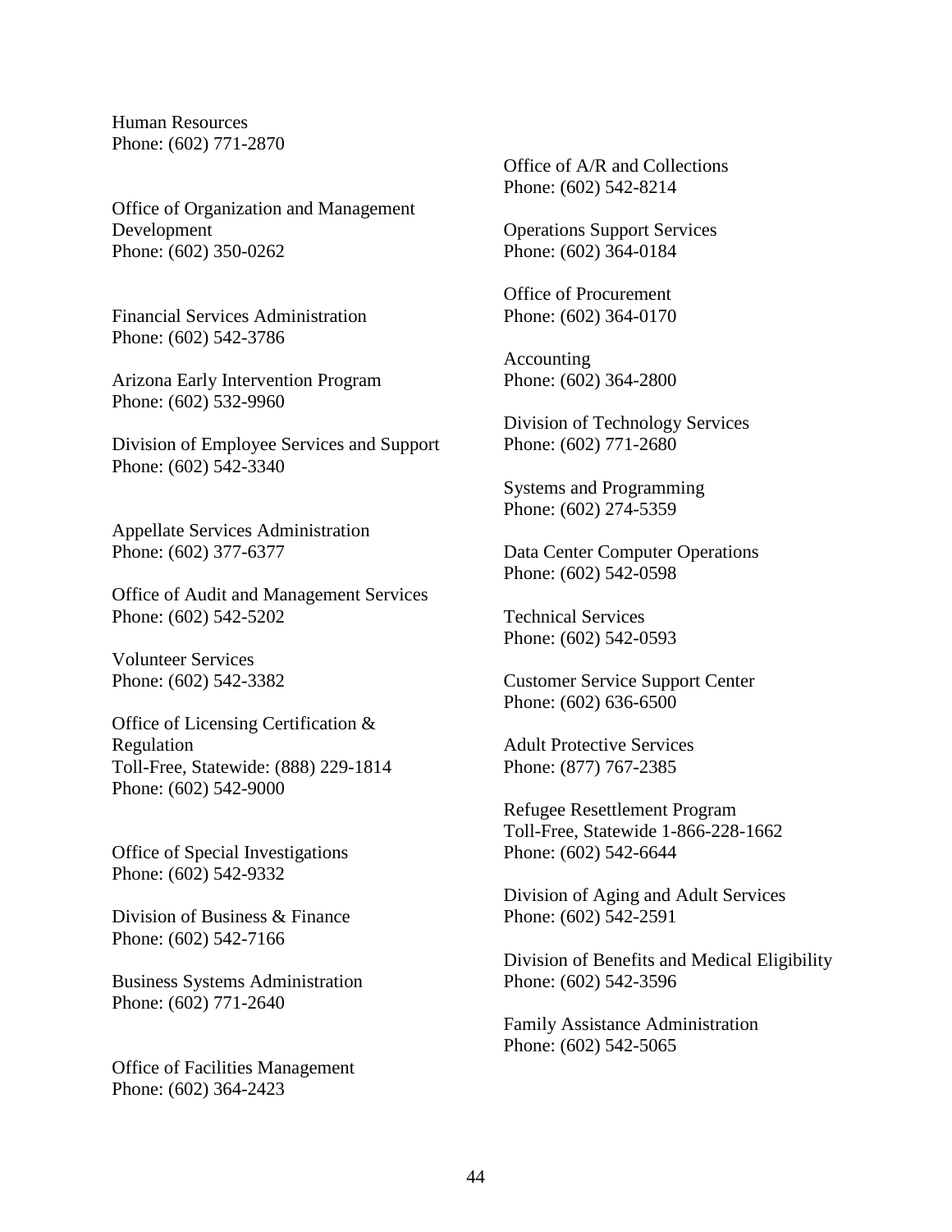Human Resources
Phone: (602) 771-2870

Office of Organization and Management Development
Phone: (602) 350-0262

Financial Services Administration
Phone: (602) 542-3786

Arizona Early Intervention Program
Phone: (602) 532-9960

Division of Employee Services and Support
Phone: (602) 542-3340

Appellate Services Administration
Phone: (602) 377-6377

Office of Audit and Management Services
Phone: (602) 542-5202

Volunteer Services
Phone: (602) 542-3382

Office of Licensing Certification & Regulation
Toll-Free, Statewide: (888) 229-1814
Phone: (602) 542-9000

Office of Special Investigations
Phone: (602) 542-9332

Division of Business & Finance
Phone: (602) 542-7166

Business Systems Administration
Phone: (602) 771-2640

Office of Facilities Management
Phone: (602) 364-2423

Office of A/R and Collections
Phone: (602) 542-8214

Operations Support Services
Phone: (602) 364-0184

Office of Procurement
Phone: (602) 364-0170

Accounting
Phone: (602) 364-2800

Division of Technology Services
Phone: (602) 771-2680

Systems and Programming
Phone: (602) 274-5359

Data Center Computer Operations
Phone: (602) 542-0598

Technical Services
Phone: (602) 542-0593

Customer Service Support Center
Phone: (602) 636-6500

Adult Protective Services
Phone: (877) 767-2385

Refugee Resettlement Program
Toll-Free, Statewide 1-866-228-1662
Phone: (602) 542-6644

Division of Aging and Adult Services
Phone: (602) 542-2591

Division of Benefits and Medical Eligibility
Phone: (602) 542-3596

Family Assistance Administration
Phone: (602) 542-5065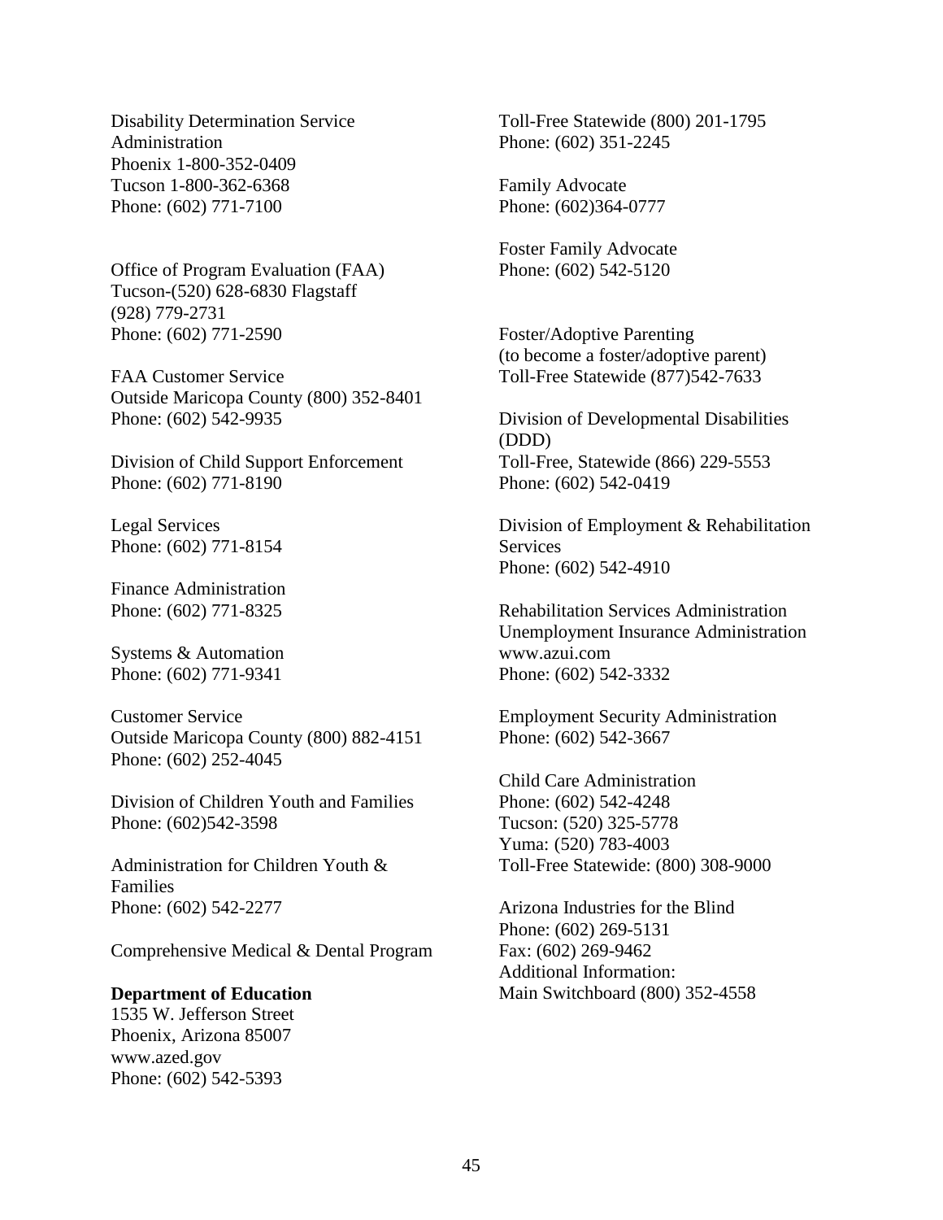Disability Determination Service Administration
Phoenix 1-800-352-0409
Tucson 1-800-362-6368
Phone: (602) 771-7100

Office of Program Evaluation (FAA)
Tucson-(520) 628-6830 Flagstaff (928) 779-2731
Phone: (602) 771-2590

FAA Customer Service
Outside Maricopa County (800) 352-8401
Phone: (602) 542-9935

Division of Child Support Enforcement
Phone: (602) 771-8190

Legal Services
Phone: (602) 771-8154

Finance Administration
Phone: (602) 771-8325

Systems & Automation
Phone: (602) 771-9341

Customer Service
Outside Maricopa County (800) 882-4151
Phone: (602) 252-4045

Division of Children Youth and Families
Phone: (602)542-3598

Administration for Children Youth & Families
Phone: (602) 542-2277

Comprehensive Medical & Dental Program

**Department of Education**
1535 W. Jefferson Street
Phoenix, Arizona 85007
www.azed.gov
Phone: (602) 542-5393

Toll-Free Statewide (800) 201-1795
Phone: (602) 351-2245

Family Advocate
Phone: (602)364-0777

Foster Family Advocate
Phone: (602) 542-5120

Foster/Adoptive Parenting
(to become a foster/adoptive parent)
Toll-Free Statewide (877)542-7633

Division of Developmental Disabilities (DDD)
Toll-Free, Statewide (866) 229-5553
Phone: (602) 542-0419

Division of Employment & Rehabilitation Services
Phone: (602) 542-4910

Rehabilitation Services Administration
Unemployment Insurance Administration
www.azui.com
Phone: (602) 542-3332

Employment Security Administration
Phone: (602) 542-3667

Child Care Administration
Phone: (602) 542-4248
Tucson: (520) 325-5778
Yuma: (520) 783-4003
Toll-Free Statewide: (800) 308-9000

Arizona Industries for the Blind
Phone: (602) 269-5131
Fax: (602) 269-9462
Additional Information:
Main Switchboard (800) 352-4558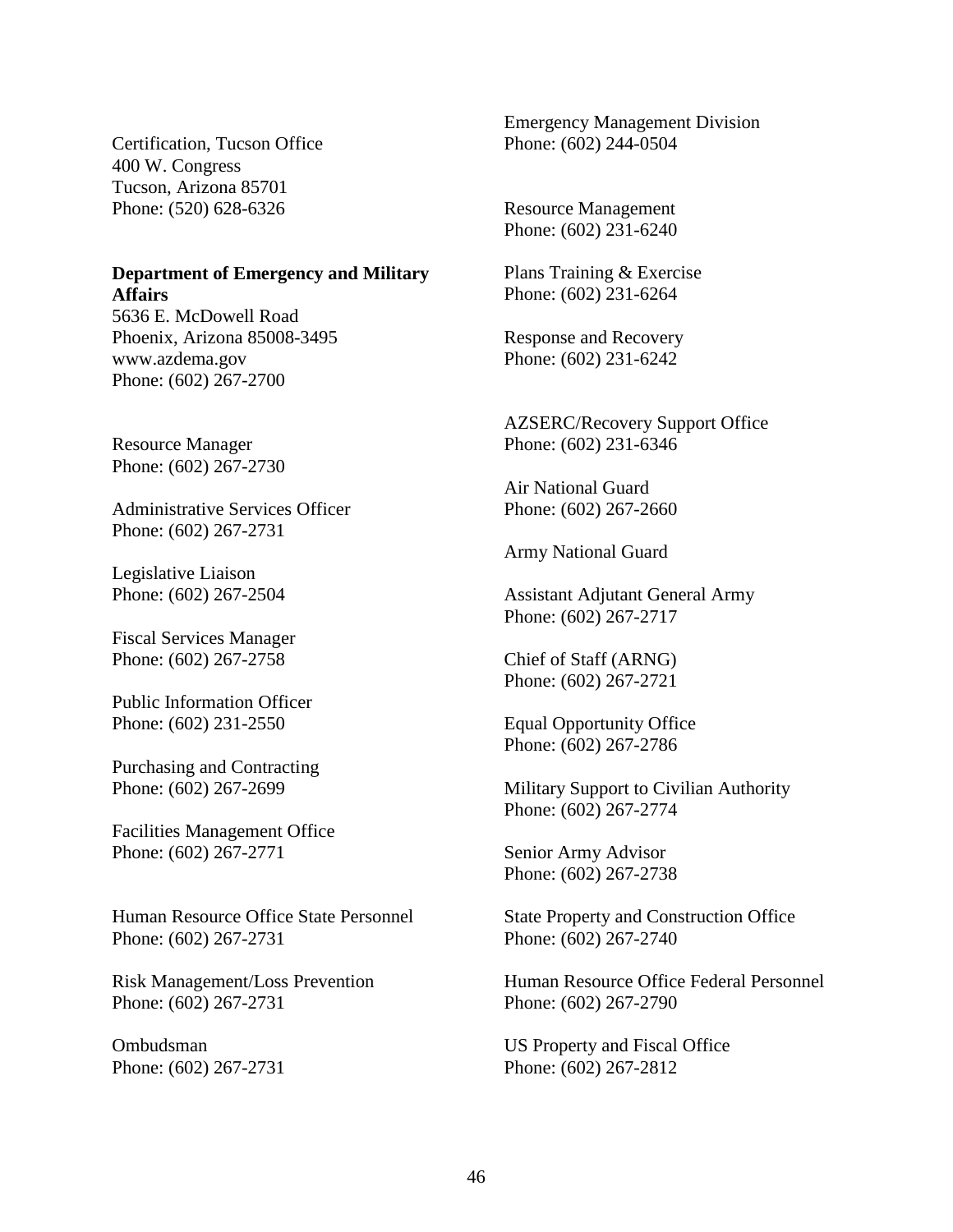Certification, Tucson Office
400 W. Congress
Tucson, Arizona 85701
Phone: (520) 628-6326

**Department of Emergency and Military Affairs**
5636 E. McDowell Road
Phoenix, Arizona 85008-3495
www.azdema.gov
Phone: (602) 267-2700

Resource Manager
Phone: (602) 267-2730

Administrative Services Officer
Phone: (602) 267-2731

Legislative Liaison
Phone: (602) 267-2504

Fiscal Services Manager
Phone: (602) 267-2758

Public Information Officer
Phone: (602) 231-2550

Purchasing and Contracting
Phone: (602) 267-2699

Facilities Management Office
Phone: (602) 267-2771

Human Resource Office State Personnel
Phone: (602) 267-2731

Risk Management/Loss Prevention
Phone: (602) 267-2731

Ombudsman
Phone: (602) 267-2731

Emergency Management Division
Phone: (602) 244-0504

Resource Management
Phone: (602) 231-6240

Plans Training & Exercise
Phone: (602) 231-6264

Response and Recovery
Phone: (602) 231-6242

AZSERC/Recovery Support Office
Phone: (602) 231-6346

Air National Guard
Phone: (602) 267-2660

Army National Guard

Assistant Adjutant General Army
Phone: (602) 267-2717

Chief of Staff (ARNG)
Phone: (602) 267-2721

Equal Opportunity Office
Phone: (602) 267-2786

Military Support to Civilian Authority
Phone: (602) 267-2774

Senior Army Advisor
Phone: (602) 267-2738

State Property and Construction Office
Phone: (602) 267-2740

Human Resource Office Federal Personnel
Phone: (602) 267-2790

US Property and Fiscal Office
Phone: (602) 267-2812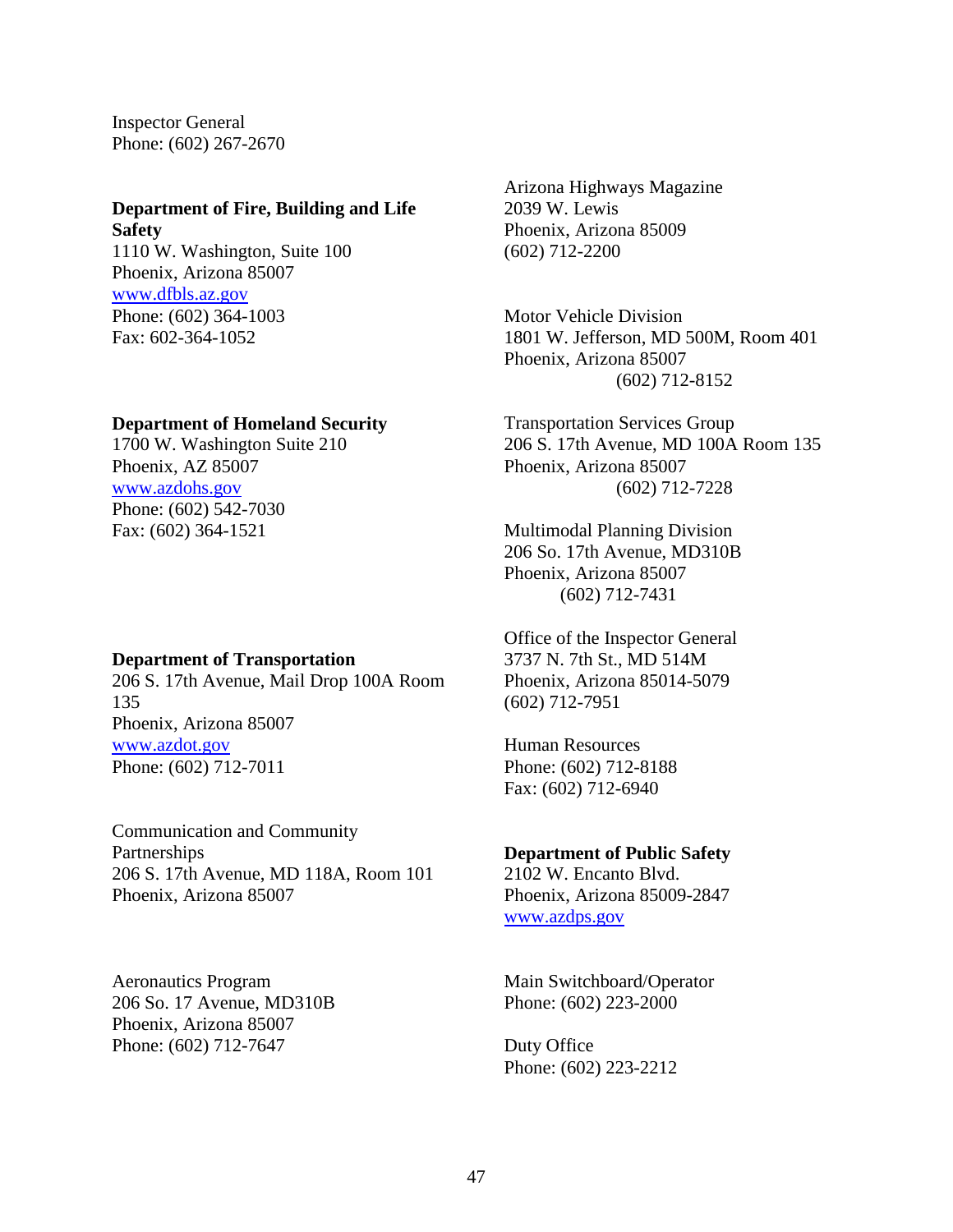Inspector General
Phone: (602) 267-2670

**Department of Fire, Building and Life Safety**
1110 W. Washington, Suite 100
Phoenix, Arizona 85007
www.dfbls.az.gov
Phone: (602) 364-1003
Fax: 602-364-1052

**Department of Homeland Security**
1700 W. Washington Suite 210
Phoenix, AZ 85007
www.azdohs.gov
Phone: (602) 542-7030
Fax: (602) 364-1521

**Department of Transportation**
206 S. 17th Avenue, Mail Drop 100A Room 135
Phoenix, Arizona 85007
www.azdot.gov
Phone: (602) 712-7011

Communication and Community Partnerships
206 S. 17th Avenue, MD 118A, Room 101
Phoenix, Arizona 85007

Aeronautics Program
206 So. 17 Avenue, MD310B
Phoenix, Arizona 85007
Phone: (602) 712-7647

Arizona Highways Magazine
2039 W. Lewis
Phoenix, Arizona 85009
(602) 712-2200

Motor Vehicle Division
1801 W. Jefferson, MD 500M, Room 401
Phoenix, Arizona 85007
(602) 712-8152

Transportation Services Group
206 S. 17th Avenue, MD 100A Room 135
Phoenix, Arizona 85007
(602) 712-7228

Multimodal Planning Division
206 So. 17th Avenue, MD310B
Phoenix, Arizona 85007
(602) 712-7431

Office of the Inspector General
3737 N. 7th St., MD 514M
Phoenix, Arizona 85014-5079
(602) 712-7951

Human Resources
Phone: (602) 712-8188
Fax: (602) 712-6940

**Department of Public Safety**
2102 W. Encanto Blvd.
Phoenix, Arizona 85009-2847
www.azdps.gov

Main Switchboard/Operator
Phone: (602) 223-2000

Duty Office
Phone: (602) 223-2212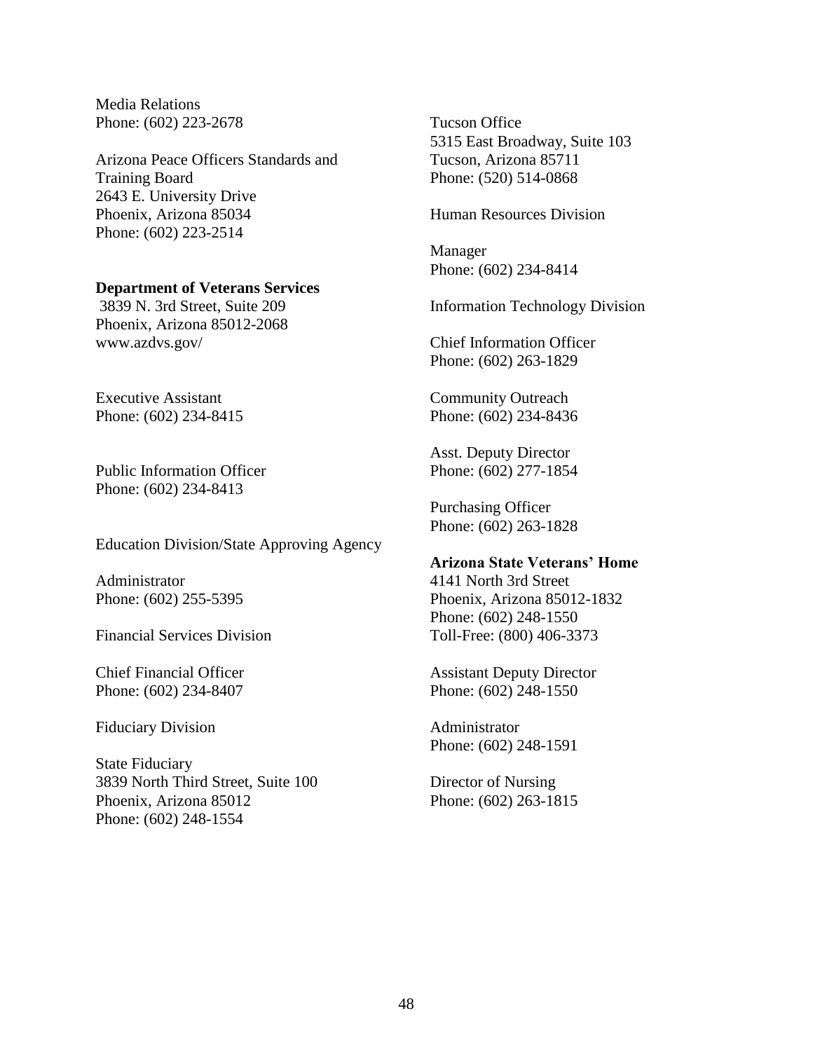Media Relations
Phone: (602) 223-2678

Arizona Peace Officers Standards and Training Board
2643 E. University Drive
Phoenix, Arizona 85034
Phone: (602) 223-2514

**Department of Veterans Services**
3839 N. 3rd Street, Suite 209
Phoenix, Arizona 85012-2068
www.azdvs.gov/

Executive Assistant
Phone: (602) 234-8415

Public Information Officer
Phone: (602) 234-8413

Education Division/State Approving Agency

Administrator
Phone: (602) 255-5395

Financial Services Division

Chief Financial Officer
Phone: (602) 234-8407

Fiduciary Division

State Fiduciary
3839 North Third Street, Suite 100
Phoenix, Arizona 85012
Phone: (602) 248-1554

Tucson Office
5315 East Broadway, Suite 103
Tucson, Arizona 85711
Phone: (520) 514-0868

Human Resources Division

Manager
Phone: (602) 234-8414

Information Technology Division

Chief Information Officer
Phone: (602) 263-1829

Community Outreach
Phone: (602) 234-8436

Asst. Deputy Director
Phone: (602) 277-1854

Purchasing Officer
Phone: (602) 263-1828

**Arizona State Veterans' Home**
4141 North 3rd Street
Phoenix, Arizona 85012-1832
Phone: (602) 248-1550
Toll-Free: (800) 406-3373

Assistant Deputy Director
Phone: (602) 248-1550

Administrator
Phone: (602) 248-1591

Director of Nursing
Phone: (602) 263-1815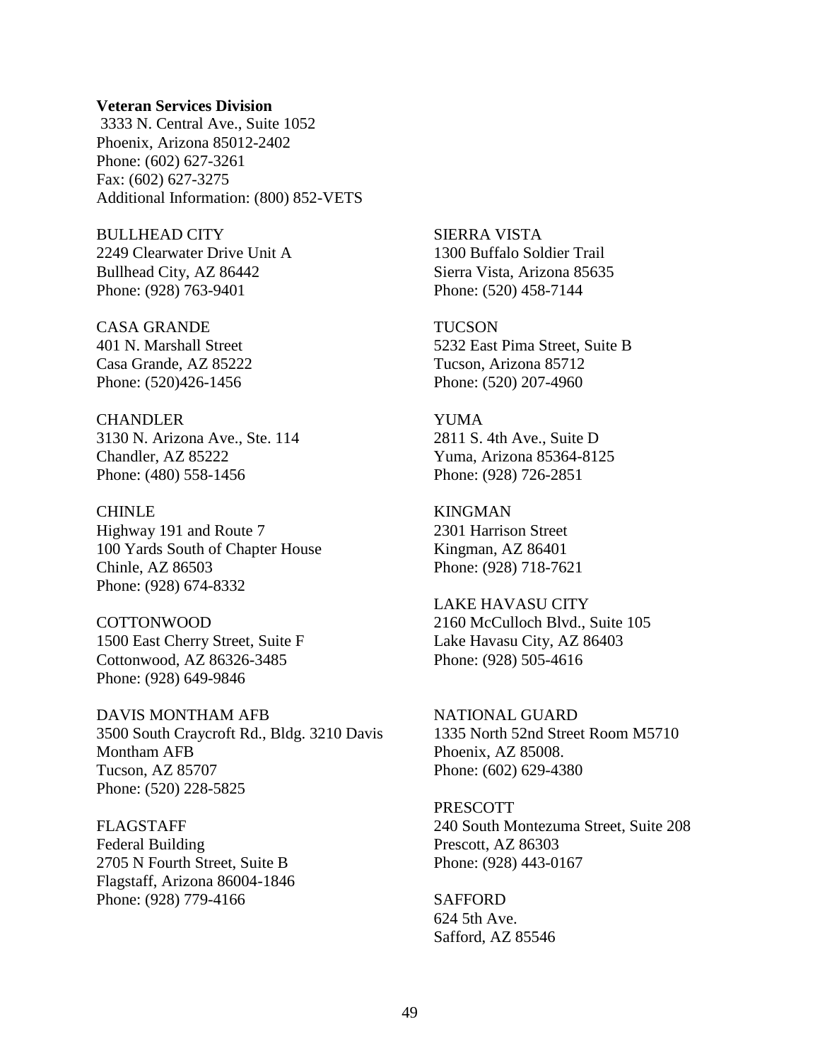**Veteran Services Division**
3333 N. Central Ave., Suite 1052
Phoenix, Arizona 85012-2402
Phone: (602) 627-3261
Fax: (602) 627-3275
Additional Information: (800) 852-VETS

BULLHEAD CITY
2249 Clearwater Drive Unit A
Bullhead City, AZ 86442
Phone: (928) 763-9401

CASA GRANDE
401 N. Marshall Street
Casa Grande, AZ 85222
Phone: (520)426-1456

CHANDLER
3130 N. Arizona Ave., Ste. 114
Chandler, AZ 85222
Phone: (480) 558-1456

CHINLE
Highway 191 and Route 7
100 Yards South of Chapter House
Chinle, AZ 86503
Phone: (928) 674-8332

COTTONWOOD
1500 East Cherry Street, Suite F
Cottonwood, AZ 86326-3485
Phone: (928) 649-9846

DAVIS MONTHAM AFB
3500 South Craycroft Rd., Bldg. 3210 Davis Montham AFB
Tucson, AZ 85707
Phone: (520) 228-5825

FLAGSTAFF
Federal Building
2705 N Fourth Street, Suite B
Flagstaff, Arizona 86004-1846
Phone: (928) 779-4166

SIERRA VISTA
1300 Buffalo Soldier Trail
Sierra Vista, Arizona 85635
Phone: (520) 458-7144

TUCSON
5232 East Pima Street, Suite B
Tucson, Arizona 85712
Phone: (520) 207-4960

YUMA
2811 S. 4th Ave., Suite D
Yuma, Arizona 85364-8125
Phone: (928) 726-2851

KINGMAN
2301 Harrison Street
Kingman, AZ 86401
Phone: (928) 718-7621

LAKE HAVASU CITY
2160 McCulloch Blvd., Suite 105
Lake Havasu City, AZ 86403
Phone: (928) 505-4616

NATIONAL GUARD
1335 North 52nd Street Room M5710
Phoenix, AZ 85008.
Phone: (602) 629-4380

PRESCOTT
240 South Montezuma Street, Suite 208
Prescott, AZ 86303
Phone: (928) 443-0167

SAFFORD
624 5th Ave.
Safford, AZ 85546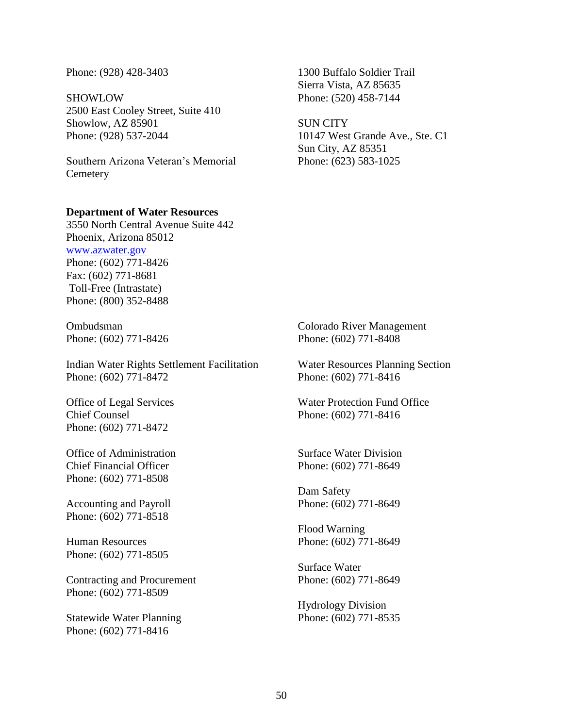Phone: (928) 428-3403

SHOWLOW
2500 East Cooley Street, Suite 410
Showlow, AZ 85901
Phone: (928) 537-2044

Southern Arizona Veteran's Memorial Cemetery
1300 Buffalo Soldier Trail
Sierra Vista, AZ 85635
Phone: (520) 458-7144

SUN CITY
10147 West Grande Ave., Ste. C1
Sun City, AZ 85351
Phone: (623) 583-1025

**Department of Water Resources**
3550 North Central Avenue Suite 442
Phoenix, Arizona 85012
www.azwater.gov
Phone: (602) 771-8426
Fax: (602) 771-8681
Toll-Free (Intrastate)
Phone: (800) 352-8488

Ombudsman
Phone: (602) 771-8426

Indian Water Rights Settlement Facilitation
Phone: (602) 771-8472

Office of Legal Services
Chief Counsel
Phone: (602) 771-8472

Office of Administration
Chief Financial Officer
Phone: (602) 771-8508

Accounting and Payroll
Phone: (602) 771-8518

Human Resources
Phone: (602) 771-8505

Contracting and Procurement
Phone: (602) 771-8509

Statewide Water Planning
Phone: (602) 771-8416

Colorado River Management
Phone: (602) 771-8408

Water Resources Planning Section
Phone: (602) 771-8416

Water Protection Fund Office
Phone: (602) 771-8416

Surface Water Division
Phone: (602) 771-8649

Dam Safety
Phone: (602) 771-8649

Flood Warning
Phone: (602) 771-8649

Surface Water
Phone: (602) 771-8649

Hydrology Division
Phone: (602) 771-8535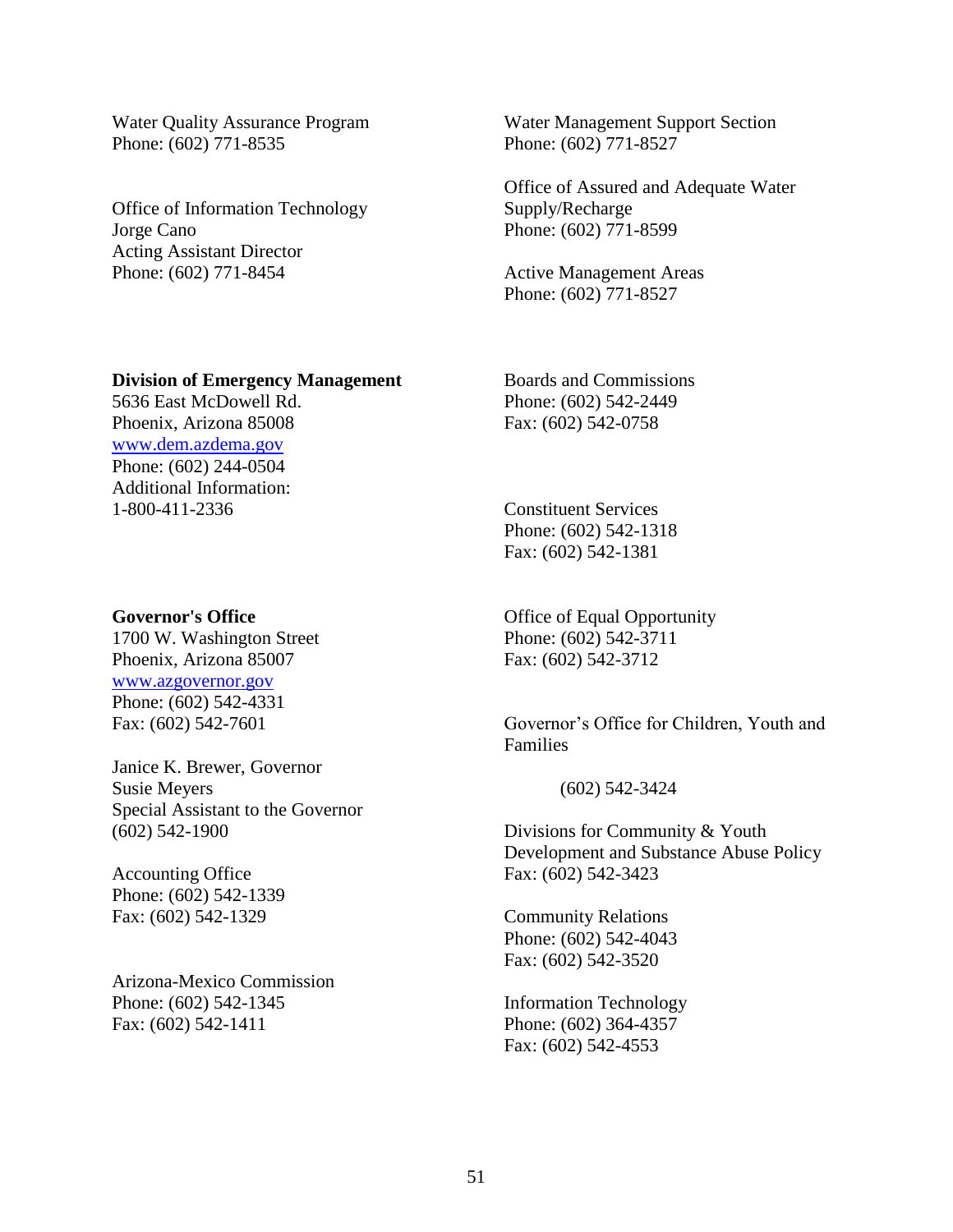Water Quality Assurance Program
Phone: (602) 771-8535

Office of Information Technology
Jorge Cano
Acting Assistant Director
Phone: (602) 771-8454

Water Management Support Section
Phone: (602) 771-8527

Office of Assured and Adequate Water Supply/Recharge
Phone: (602) 771-8599

Active Management Areas
Phone: (602) 771-8527

**Division of Emergency Management**
5636 East McDowell Rd.
Phoenix, Arizona 85008
www.dem.azdema.gov
Phone: (602) 244-0504
Additional Information:
1-800-411-2336

**Governor's Office**
1700 W. Washington Street
Phoenix, Arizona 85007
www.azgovernor.gov
Phone: (602) 542-4331
Fax: (602) 542-7601

Janice K. Brewer, Governor
Susie Meyers
Special Assistant to the Governor
(602) 542-1900

Accounting Office
Phone: (602) 542-1339
Fax: (602) 542-1329

Arizona-Mexico Commission
Phone: (602) 542-1345
Fax: (602) 542-1411

Boards and Commissions
Phone: (602) 542-2449
Fax: (602) 542-0758

Constituent Services
Phone: (602) 542-1318
Fax: (602) 542-1381

Office of Equal Opportunity
Phone: (602) 542-3711
Fax: (602) 542-3712

Governor's Office for Children, Youth and Families

(602) 542-3424

Divisions for Community & Youth Development and Substance Abuse Policy
Fax: (602) 542-3423

Community Relations
Phone: (602) 542-4043
Fax: (602) 542-3520

Information Technology
Phone: (602) 364-4357
Fax: (602) 542-4553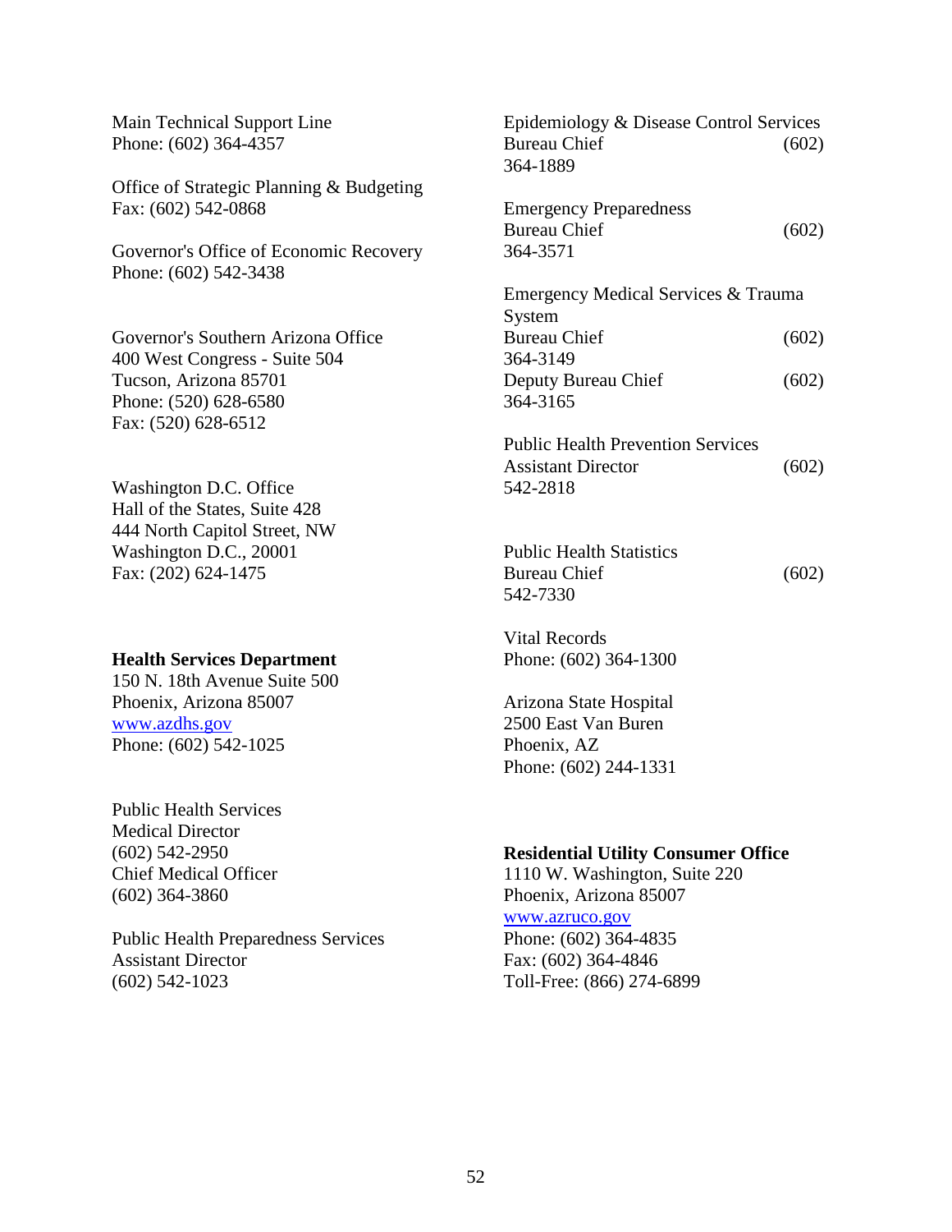Main Technical Support Line
Phone: (602) 364-4357

Office of Strategic Planning & Budgeting
Fax: (602) 542-0868

Governor's Office of Economic Recovery
Phone: (602) 542-3438

Governor's Southern Arizona Office
400 West Congress - Suite 504
Tucson, Arizona 85701
Phone: (520) 628-6580
Fax: (520) 628-6512

Washington D.C. Office
Hall of the States, Suite 428
444 North Capitol Street, NW
Washington D.C., 20001
Fax: (202) 624-1475

**Health Services Department**
150 N. 18th Avenue Suite 500
Phoenix, Arizona 85007
www.azdhs.gov
Phone: (602) 542-1025

Public Health Services
Medical Director
(602) 542-2950
Chief Medical Officer
(602) 364-3860

Public Health Preparedness Services
Assistant Director
(602) 542-1023

Epidemiology & Disease Control Services
Bureau Chief (602) 364-1889

Emergency Preparedness
Bureau Chief (602) 364-3571

Emergency Medical Services & Trauma System
Bureau Chief (602) 364-3149
Deputy Bureau Chief (602) 364-3165

Public Health Prevention Services
Assistant Director (602) 542-2818

Public Health Statistics
Bureau Chief (602) 542-7330

Vital Records
Phone: (602) 364-1300

Arizona State Hospital
2500 East Van Buren
Phoenix, AZ
Phone: (602) 244-1331

**Residential Utility Consumer Office**
1110 W. Washington, Suite 220
Phoenix, Arizona 85007
www.azruco.gov
Phone: (602) 364-4835
Fax: (602) 364-4846
Toll-Free: (866) 274-6899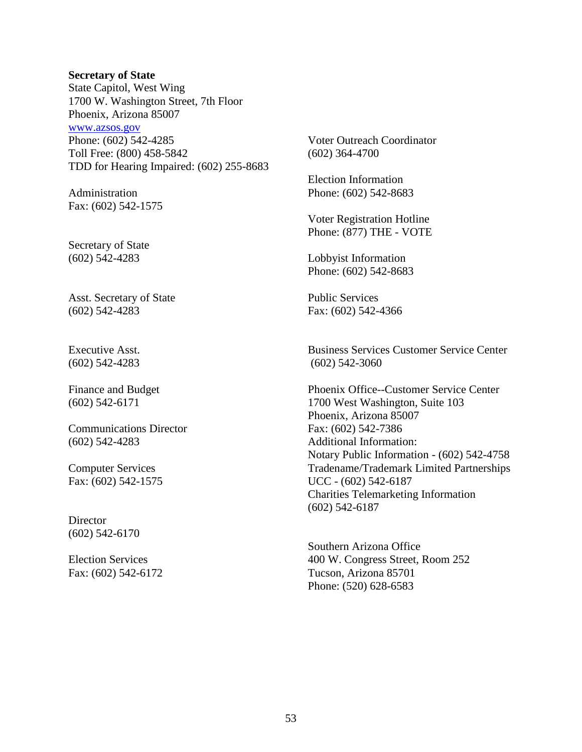**Secretary of State**
State Capitol, West Wing
1700 W. Washington Street, 7th Floor
Phoenix, Arizona 85007
www.azsos.gov
Phone: (602) 542-4285
Toll Free: (800) 458-5842
TDD for Hearing Impaired: (602) 255-8683

Administration
Fax: (602) 542-1575

Secretary of State
(602) 542-4283

Asst. Secretary of State
(602) 542-4283

Executive Asst.
(602) 542-4283

Finance and Budget
(602) 542-6171

Communications Director
(602) 542-4283

Computer Services
Fax: (602) 542-1575

Director
(602) 542-6170

Election Services
Fax: (602) 542-6172

Voter Outreach Coordinator
(602) 364-4700

Election Information
Phone: (602) 542-8683

Voter Registration Hotline
Phone: (877) THE - VOTE

Lobbyist Information
Phone: (602) 542-8683

Public Services
Fax: (602) 542-4366

Business Services Customer Service Center
(602) 542-3060

Phoenix Office--Customer Service Center
1700 West Washington, Suite 103
Phoenix, Arizona 85007
Fax: (602) 542-7386
Additional Information:
Notary Public Information - (602) 542-4758
Tradename/Trademark Limited Partnerships
UCC - (602) 542-6187
Charities Telemarketing Information
(602) 542-6187

Southern Arizona Office
400 W. Congress Street, Room 252
Tucson, Arizona 85701
Phone: (520) 628-6583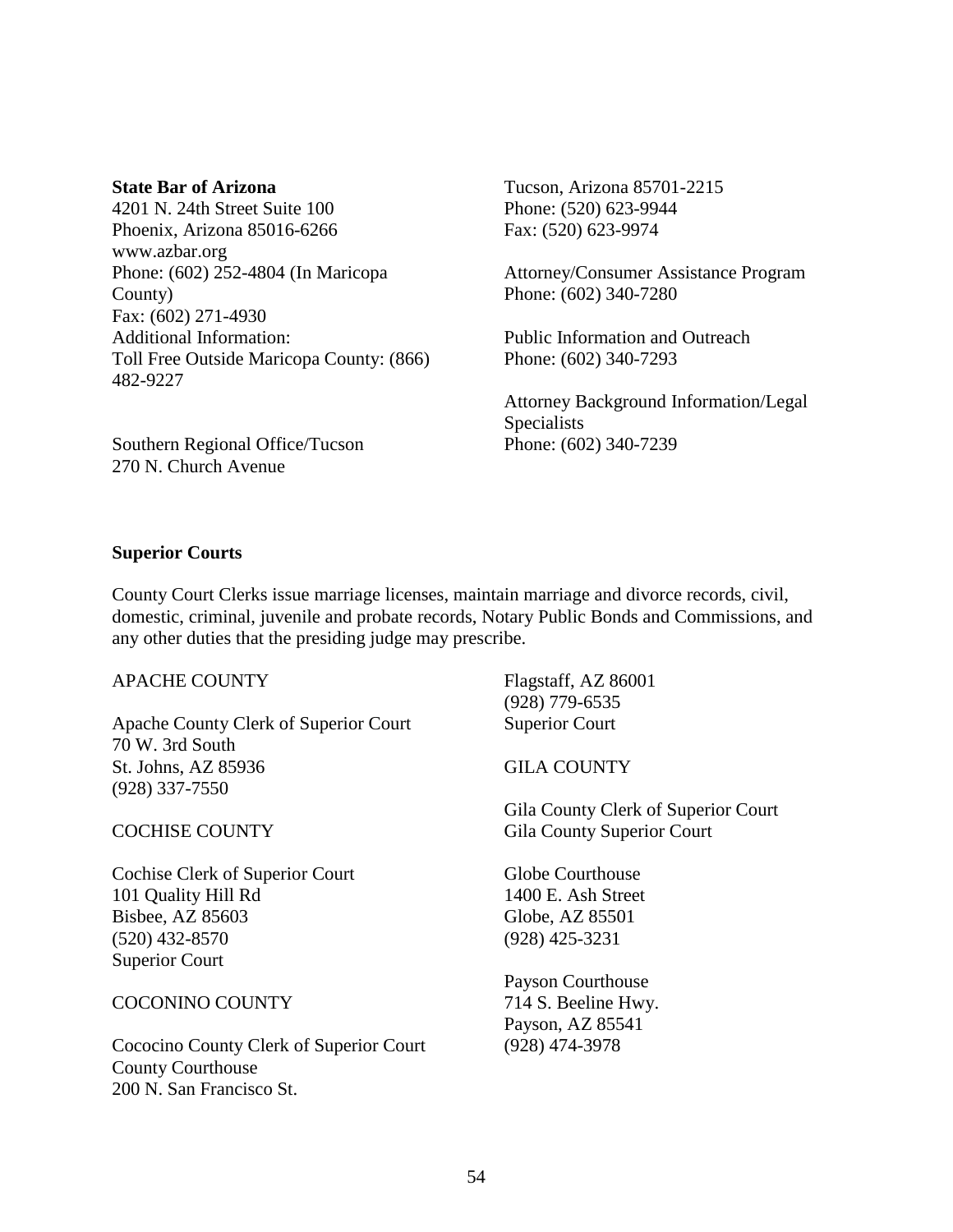**State Bar of Arizona**
4201 N. 24th Street Suite 100
Phoenix, Arizona 85016-6266
www.azbar.org
Phone: (602) 252-4804 (In Maricopa County)
Fax: (602) 271-4930
Additional Information:
Toll Free Outside Maricopa County: (866) 482-9227

Southern Regional Office/Tucson
270 N. Church Avenue
Tucson, Arizona 85701-2215
Phone: (520) 623-9944
Fax: (520) 623-9974

Attorney/Consumer Assistance Program
Phone: (602) 340-7280

Public Information and Outreach
Phone: (602) 340-7293

Attorney Background Information/Legal Specialists
Phone: (602) 340-7239

**Superior Courts**

County Court Clerks issue marriage licenses, maintain marriage and divorce records, civil, domestic, criminal, juvenile and probate records, Notary Public Bonds and Commissions, and any other duties that the presiding judge may prescribe.

APACHE COUNTY

Apache County Clerk of Superior Court
70 W. 3rd South
St. Johns, AZ 85936
(928) 337-7550

COCHISE COUNTY

Cochise Clerk of Superior Court
101 Quality Hill Rd
Bisbee, AZ 85603
(520) 432-8570
Superior Court

COCONINO COUNTY

Cococino County Clerk of Superior Court
County Courthouse
200 N. San Francisco St.
Flagstaff, AZ 86001
(928) 779-6535
Superior Court

GILA COUNTY

Gila County Clerk of Superior Court
Gila County Superior Court

Globe Courthouse
1400 E. Ash Street
Globe, AZ 85501
(928) 425-3231

Payson Courthouse
714 S. Beeline Hwy.
Payson, AZ 85541
(928) 474-3978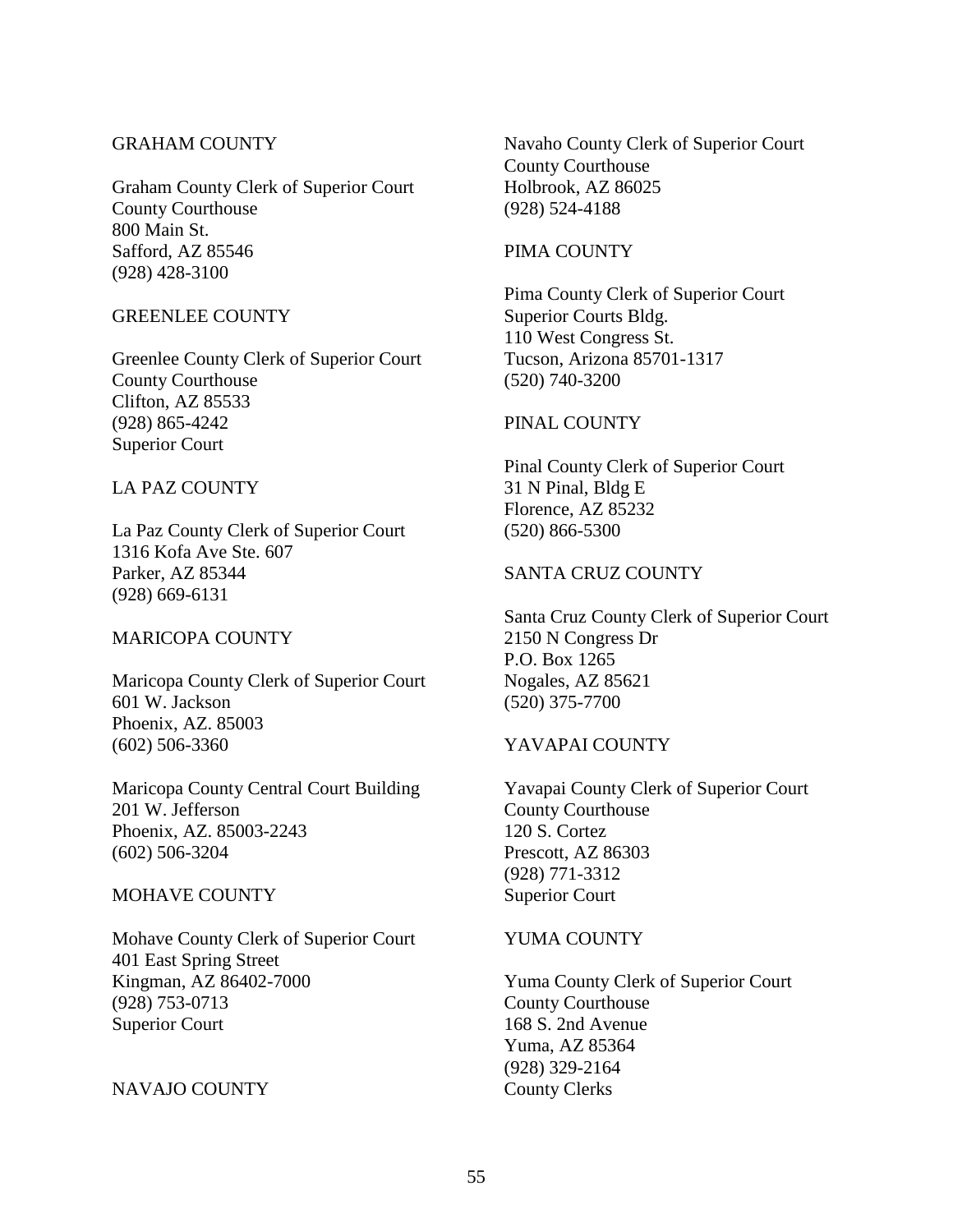GRAHAM COUNTY

Graham County Clerk of Superior Court
County Courthouse
800 Main St.
Safford, AZ 85546
(928) 428-3100

GREENLEE COUNTY

Greenlee County Clerk of Superior Court
County Courthouse
Clifton, AZ 85533
(928) 865-4242
Superior Court

LA PAZ COUNTY

La Paz County Clerk of Superior Court
1316 Kofa Ave Ste. 607
Parker, AZ 85344
(928) 669-6131

MARICOPA COUNTY

Maricopa County Clerk of Superior Court
601 W. Jackson
Phoenix, AZ. 85003
(602) 506-3360

Maricopa County Central Court Building
201 W. Jefferson
Phoenix, AZ. 85003-2243
(602) 506-3204

MOHAVE COUNTY

Mohave County Clerk of Superior Court
401 East Spring Street
Kingman, AZ 86402-7000
(928) 753-0713
Superior Court

NAVAJO COUNTY

Navaho County Clerk of Superior Court
County Courthouse
Holbrook, AZ 86025
(928) 524-4188

PIMA COUNTY

Pima County Clerk of Superior Court
Superior Courts Bldg.
110 West Congress St.
Tucson, Arizona 85701-1317
(520) 740-3200

PINAL COUNTY

Pinal County Clerk of Superior Court
31 N Pinal, Bldg E
Florence, AZ 85232
(520) 866-5300

SANTA CRUZ COUNTY

Santa Cruz County Clerk of Superior Court
2150 N Congress Dr
P.O. Box 1265
Nogales, AZ 85621
(520) 375-7700

YAVAPAI COUNTY

Yavapai County Clerk of Superior Court
County Courthouse
120 S. Cortez
Prescott, AZ 86303
(928) 771-3312
Superior Court

YUMA COUNTY

Yuma County Clerk of Superior Court
County Courthouse
168 S. 2nd Avenue
Yuma, AZ 85364
(928) 329-2164
County Clerks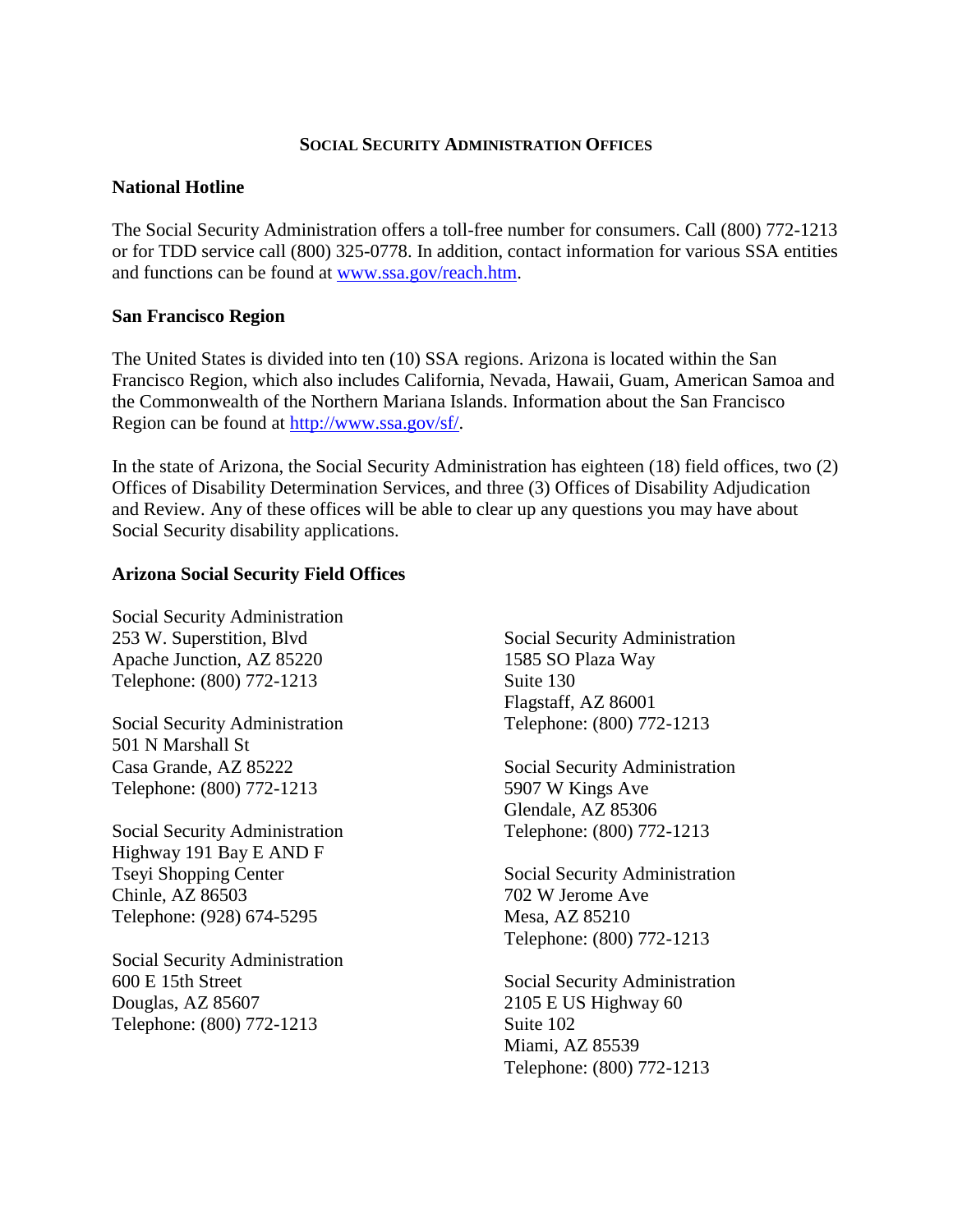## SOCIAL SECURITY ADMINISTRATION OFFICES

### National Hotline

The Social Security Administration offers a toll-free number for consumers. Call (800) 772-1213 or for TDD service call (800) 325-0778. In addition, contact information for various SSA entities and functions can be found at [www.ssa.gov/reach.htm](www.ssa.gov/reach.htm).

### San Francisco Region

The United States is divided into ten (10) SSA regions. Arizona is located within the San Francisco Region, which also includes California, Nevada, Hawaii, Guam, American Samoa and the Commonwealth of the Northern Mariana Islands. Information about the San Francisco Region can be found at [http://www.ssa.gov/sf/](http://www.ssa.gov/sf/).

In the state of Arizona, the Social Security Administration has eighteen (18) field offices, two (2) Offices of Disability Determination Services, and three (3) Offices of Disability Adjudication and Review. Any of these offices will be able to clear up any questions you may have about Social Security disability applications.

### Arizona Social Security Field Offices

Social Security Administration
253 W. Superstition, Blvd
Apache Junction, AZ 85220
Telephone: (800) 772-1213

Social Security Administration
501 N Marshall St
Casa Grande, AZ 85222
Telephone: (800) 772-1213

Social Security Administration
Highway 191 Bay E AND F
Tseyi Shopping Center
Chinle, AZ 86503
Telephone: (928) 674-5295

Social Security Administration
600 E 15th Street
Douglas, AZ 85607
Telephone: (800) 772-1213

Social Security Administration
1585 SO Plaza Way
Suite 130
Flagstaff, AZ 86001
Telephone: (800) 772-1213

Social Security Administration
5907 W Kings Ave
Glendale, AZ 85306
Telephone: (800) 772-1213

Social Security Administration
702 W Jerome Ave
Mesa, AZ 85210
Telephone: (800) 772-1213

Social Security Administration
2105 E US Highway 60
Suite 102
Miami, AZ 85539
Telephone: (800) 772-1213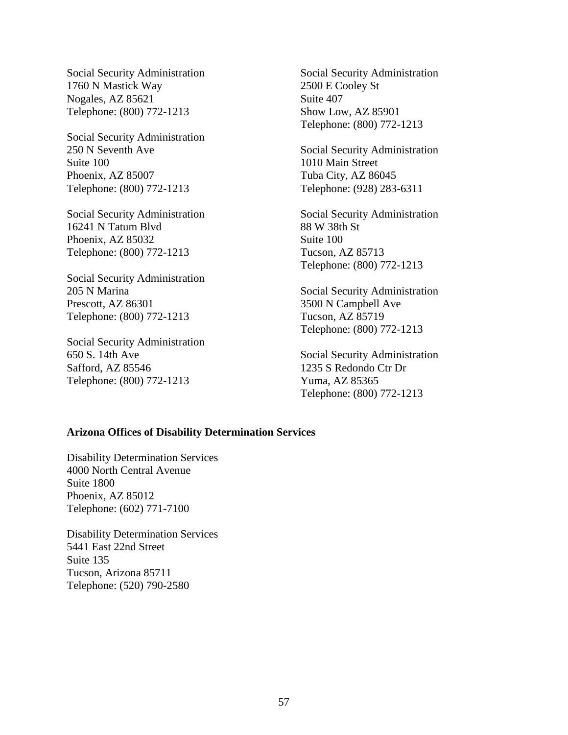Social Security Administration
1760 N Mastick Way
Nogales, AZ 85621
Telephone: (800) 772-1213

Social Security Administration
250 N Seventh Ave
Suite 100
Phoenix, AZ 85007
Telephone: (800) 772-1213

Social Security Administration
16241 N Tatum Blvd
Phoenix, AZ 85032
Telephone: (800) 772-1213

Social Security Administration
205 N Marina
Prescott, AZ 86301
Telephone: (800) 772-1213

Social Security Administration
650 S. 14th Ave
Safford, AZ 85546
Telephone: (800) 772-1213

Social Security Administration
2500 E Cooley St
Suite 407
Show Low, AZ 85901
Telephone: (800) 772-1213

Social Security Administration
1010 Main Street
Tuba City, AZ 86045
Telephone: (928) 283-6311

Social Security Administration
88 W 38th St
Suite 100
Tucson, AZ 85713
Telephone: (800) 772-1213

Social Security Administration
3500 N Campbell Ave
Tucson, AZ 85719
Telephone: (800) 772-1213

Social Security Administration
1235 S Redondo Ctr Dr
Yuma, AZ 85365
Telephone: (800) 772-1213

**Arizona Offices of Disability Determination Services**

Disability Determination Services
4000 North Central Avenue
Suite 1800
Phoenix, AZ 85012
Telephone: (602) 771-7100

Disability Determination Services
5441 East 22nd Street
Suite 135
Tucson, Arizona 85711
Telephone: (520) 790-2580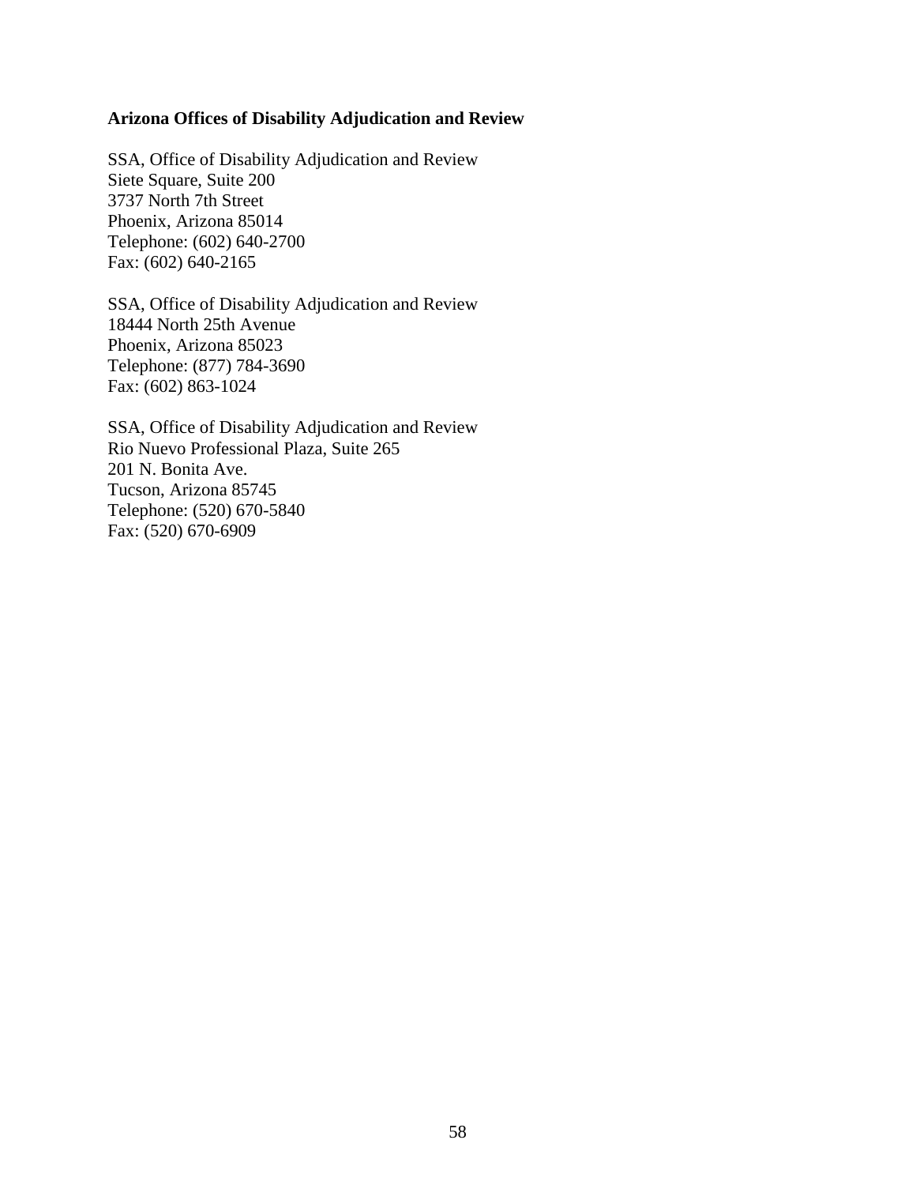**Arizona Offices of Disability Adjudication and Review**

SSA, Office of Disability Adjudication and Review
Siete Square, Suite 200
3737 North 7th Street
Phoenix, Arizona 85014
Telephone: (602) 640-2700
Fax: (602) 640-2165

SSA, Office of Disability Adjudication and Review
18444 North 25th Avenue
Phoenix, Arizona 85023
Telephone: (877) 784-3690
Fax: (602) 863-1024

SSA, Office of Disability Adjudication and Review
Rio Nuevo Professional Plaza, Suite 265
201 N. Bonita Ave.
Tucson, Arizona 85745
Telephone: (520) 670-5840
Fax: (520) 670-6909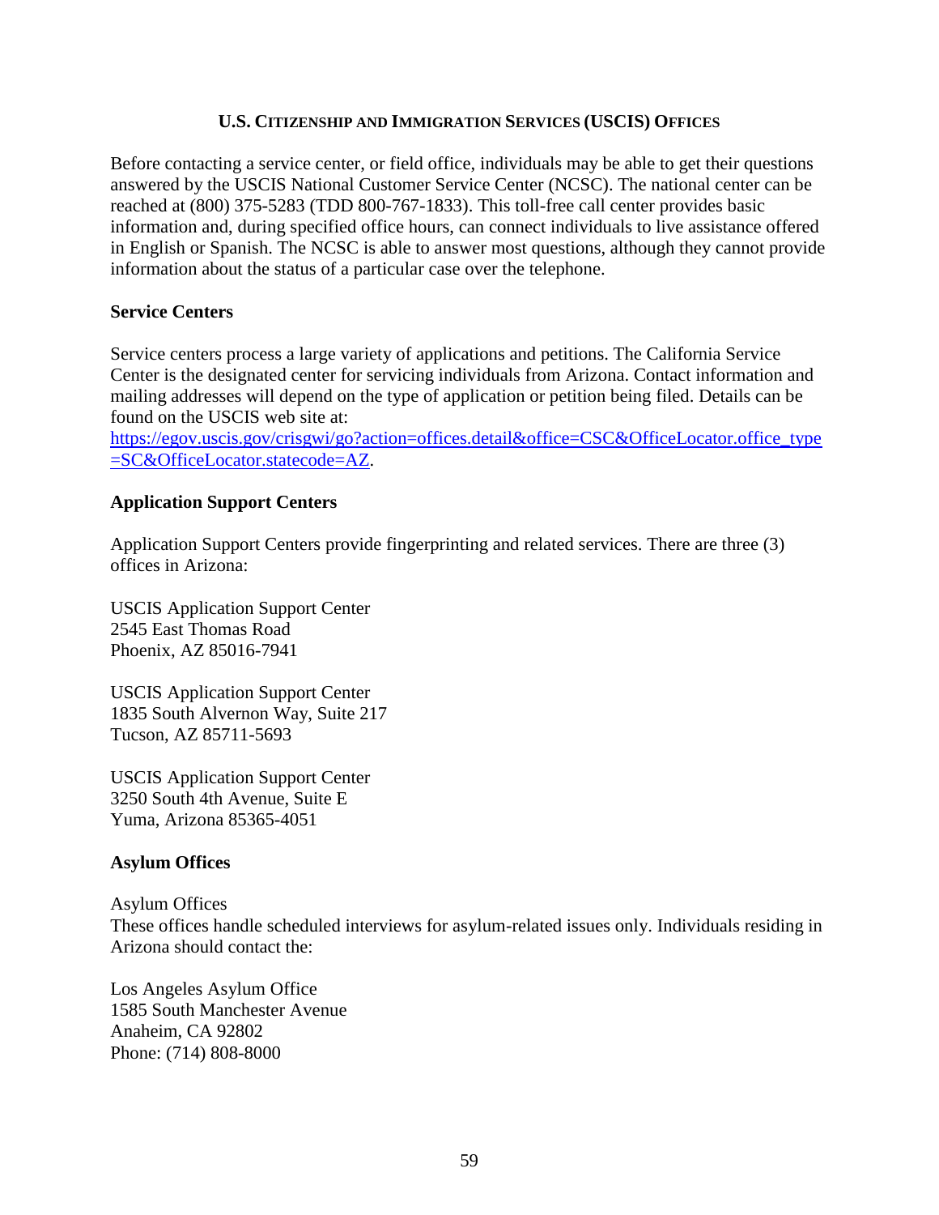## U.S. Citizenship and Immigration Services (USCIS) Offices

Before contacting a service center, or field office, individuals may be able to get their questions answered by the USCIS National Customer Service Center (NCSC). The national center can be reached at (800) 375-5283 (TDD 800-767-1833). This toll-free call center provides basic information and, during specified office hours, can connect individuals to live assistance offered in English or Spanish. The NCSC is able to answer most questions, although they cannot provide information about the status of a particular case over the telephone.

### Service Centers

Service centers process a large variety of applications and petitions. The California Service Center is the designated center for servicing individuals from Arizona. Contact information and mailing addresses will depend on the type of application or petition being filed. Details can be found on the USCIS web site at: https://egov.uscis.gov/crisgwi/go?action=offices.detail&office=CSC&OfficeLocator.office_type=SC&OfficeLocator.statecode=AZ.

### Application Support Centers

Application Support Centers provide fingerprinting and related services. There are three (3) offices in Arizona:

USCIS Application Support Center
2545 East Thomas Road
Phoenix, AZ 85016-7941

USCIS Application Support Center
1835 South Alvernon Way, Suite 217
Tucson, AZ 85711-5693

USCIS Application Support Center
3250 South 4th Avenue, Suite E
Yuma, Arizona 85365-4051

### Asylum Offices

Asylum Offices
These offices handle scheduled interviews for asylum-related issues only. Individuals residing in Arizona should contact the:

Los Angeles Asylum Office
1585 South Manchester Avenue
Anaheim, CA 92802
Phone: (714) 808-8000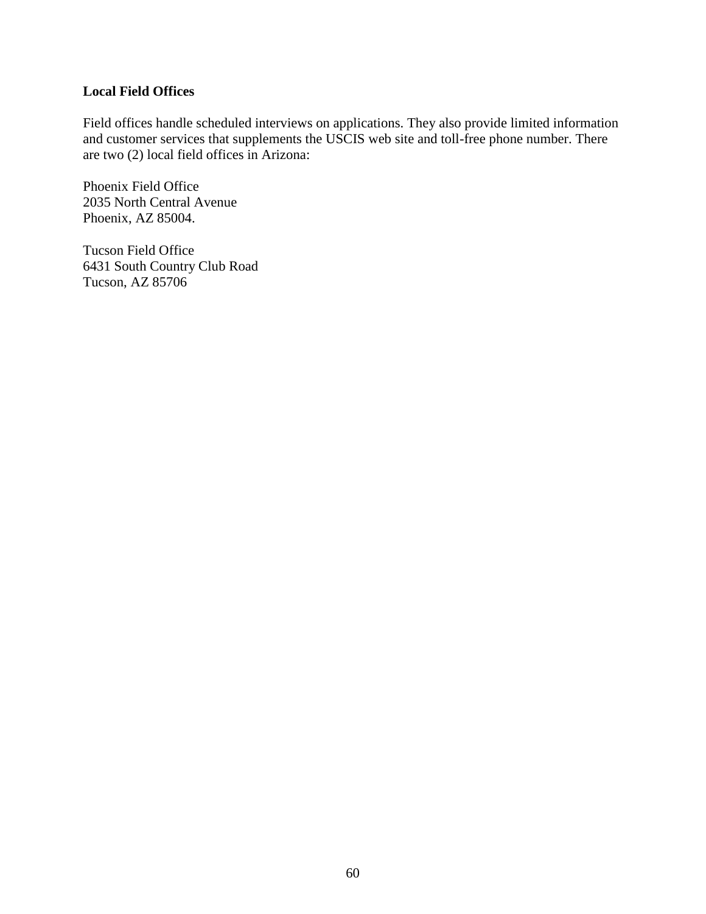**Local Field Offices**

Field offices handle scheduled interviews on applications. They also provide limited information and customer services that supplements the USCIS web site and toll-free phone number. There are two (2) local field offices in Arizona:

Phoenix Field Office  
2035 North Central Avenue  
Phoenix, AZ 85004.

Tucson Field Office  
6431 South Country Club Road  
Tucson, AZ 85706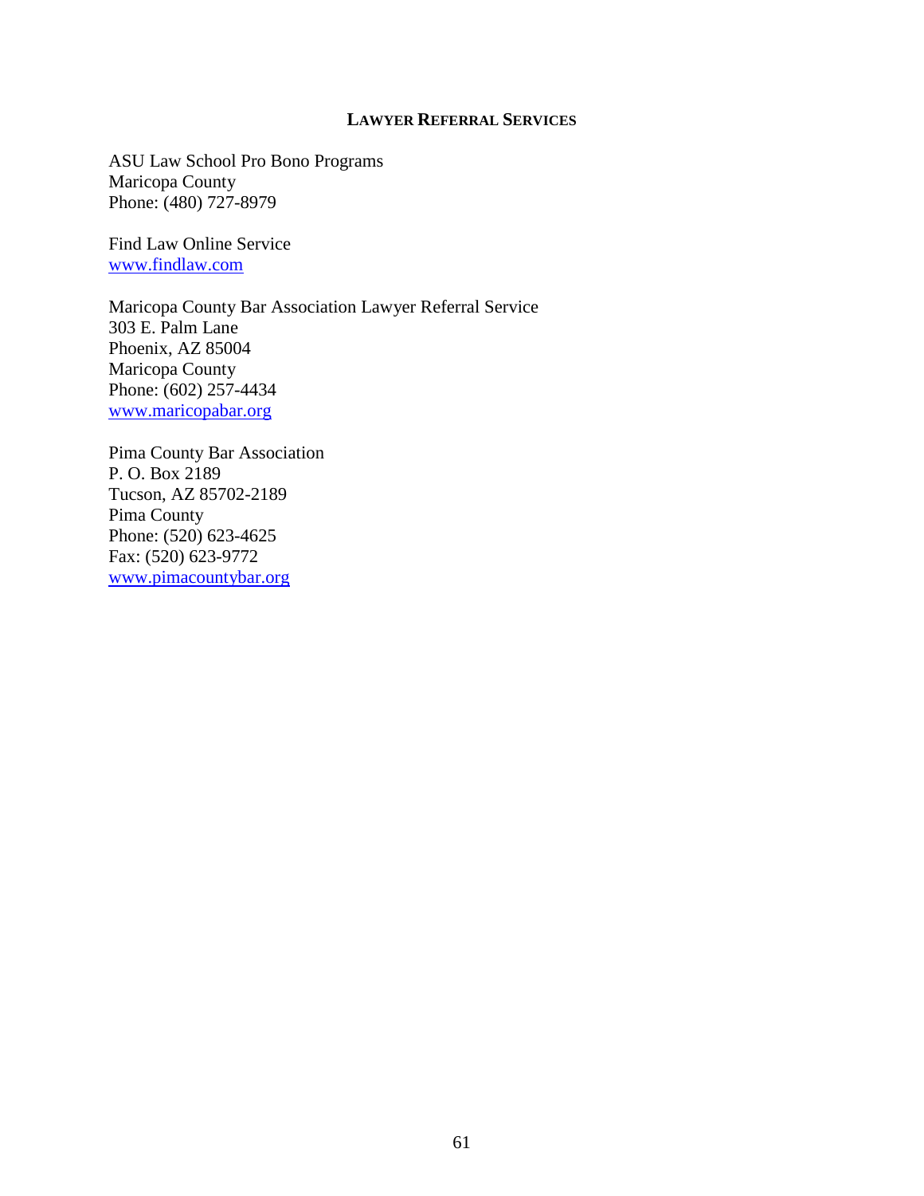## LAWYER REFERRAL SERVICES

ASU Law School Pro Bono Programs
Maricopa County
Phone: (480) 727-8979

Find Law Online Service
www.findlaw.com

Maricopa County Bar Association Lawyer Referral Service
303 E. Palm Lane
Phoenix, AZ 85004
Maricopa County
Phone: (602) 257-4434
www.maricopabar.org

Pima County Bar Association
P. O. Box 2189
Tucson, AZ 85702-2189
Pima County
Phone: (520) 623-4625
Fax: (520) 623-9772
www.pimacountybar.org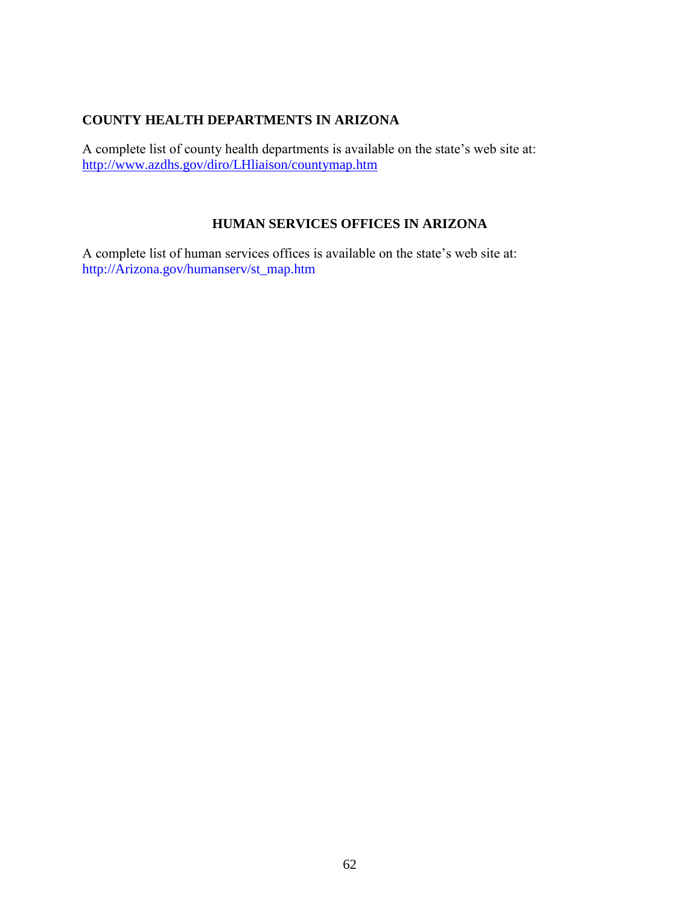## COUNTY HEALTH DEPARTMENTS IN ARIZONA

A complete list of county health departments is available on the state's web site at:
http://www.azdhs.gov/diro/LHliaison/countymap.htm

## HUMAN SERVICES OFFICES IN ARIZONA

A complete list of human services offices is available on the state's web site at:
http://Arizona.gov/humanserv/st_map.htm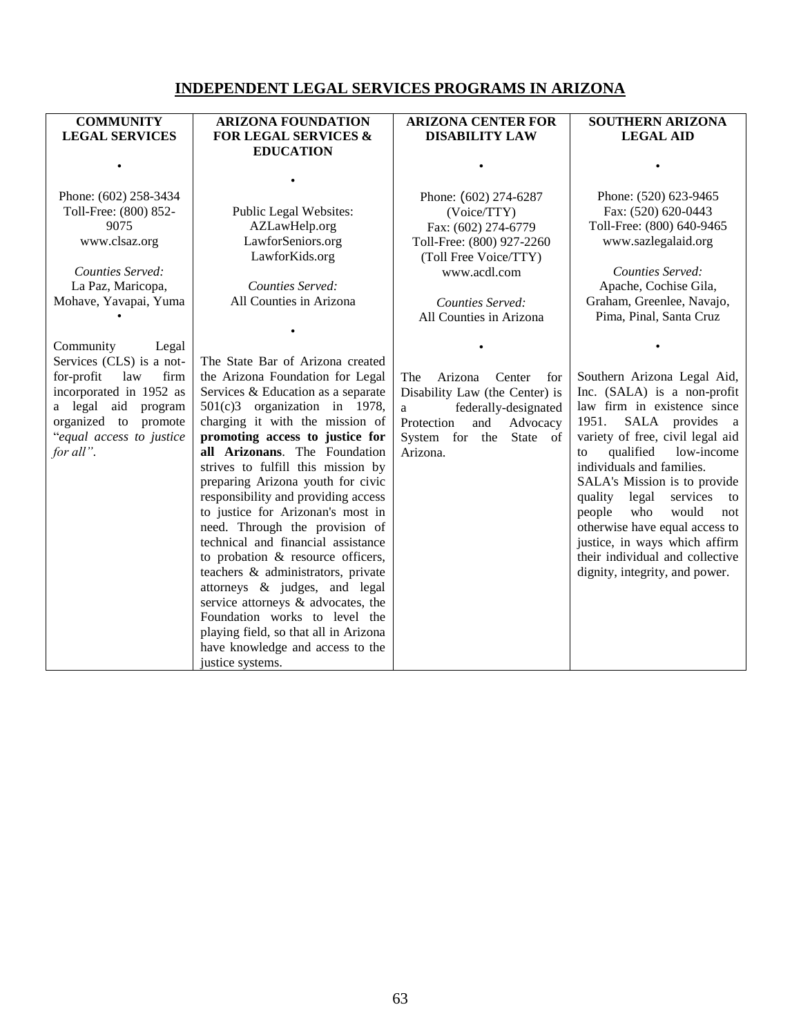# INDEPENDENT LEGAL SERVICES PROGRAMS IN ARIZONA

| COMMUNITY LEGAL SERVICES | ARIZONA FOUNDATION FOR LEGAL SERVICES & EDUCATION | ARIZONA CENTER FOR DISABILITY LAW | SOUTHERN ARIZONA LEGAL AID |
|---|---|---|---|
| • | • | • | • |
| Phone: (602) 258-3434<br>Toll-Free: (800) 852-9075<br>www.clsaz.org<br><br>*Counties Served:*<br>La Paz, Maricopa, Mohave, Yavapai, Yuma | Public Legal Websites:<br>AZLawHelp.org<br>LawforSeniors.org<br>LawforKids.org<br><br>*Counties Served:*<br>All Counties in Arizona | Phone: (602) 274-6287 (Voice/TTY)<br>Fax: (602) 274-6779<br>Toll-Free: (800) 927-2260 (Toll Free Voice/TTY)<br>www.acdl.com<br><br>*Counties Served:*<br>All Counties in Arizona | Phone: (520) 623-9465<br>Fax: (520) 620-0443<br>Toll-Free: (800) 640-9465<br>www.sazlegalaid.org<br><br>*Counties Served:*<br>Apache, Cochise Gila, Graham, Greenlee, Navajo, Pima, Pinal, Santa Cruz |
| • | • | • | • |
| Community Legal Services (CLS) is a not-for-profit law firm incorporated in 1952 as a legal aid program organized to promote "*equal access to justice for all*". | The State Bar of Arizona created the Arizona Foundation for Legal Services & Education as a separate 501(c)3 organization in 1978, charging it with the mission of **promoting access to justice for all Arizonans**. The Foundation strives to fulfill this mission by preparing Arizona youth for civic responsibility and providing access to justice for Arizonan's most in need. Through the provision of technical and financial assistance to probation & resource officers, teachers & administrators, private attorneys & judges, and legal service attorneys & advocates, the Foundation works to level the playing field, so that all in Arizona have knowledge and access to the justice systems. | The Arizona Center for Disability Law (the Center) is a federally-designated Protection and Advocacy System for the State of Arizona. | Southern Arizona Legal Aid, Inc. (SALA) is a non-profit law firm in existence since 1951. SALA provides a variety of free, civil legal aid to qualified low-income individuals and families.<br>SALA's Mission is to provide quality legal services to people who would not otherwise have equal access to justice, in ways which affirm their individual and collective dignity, integrity, and power. |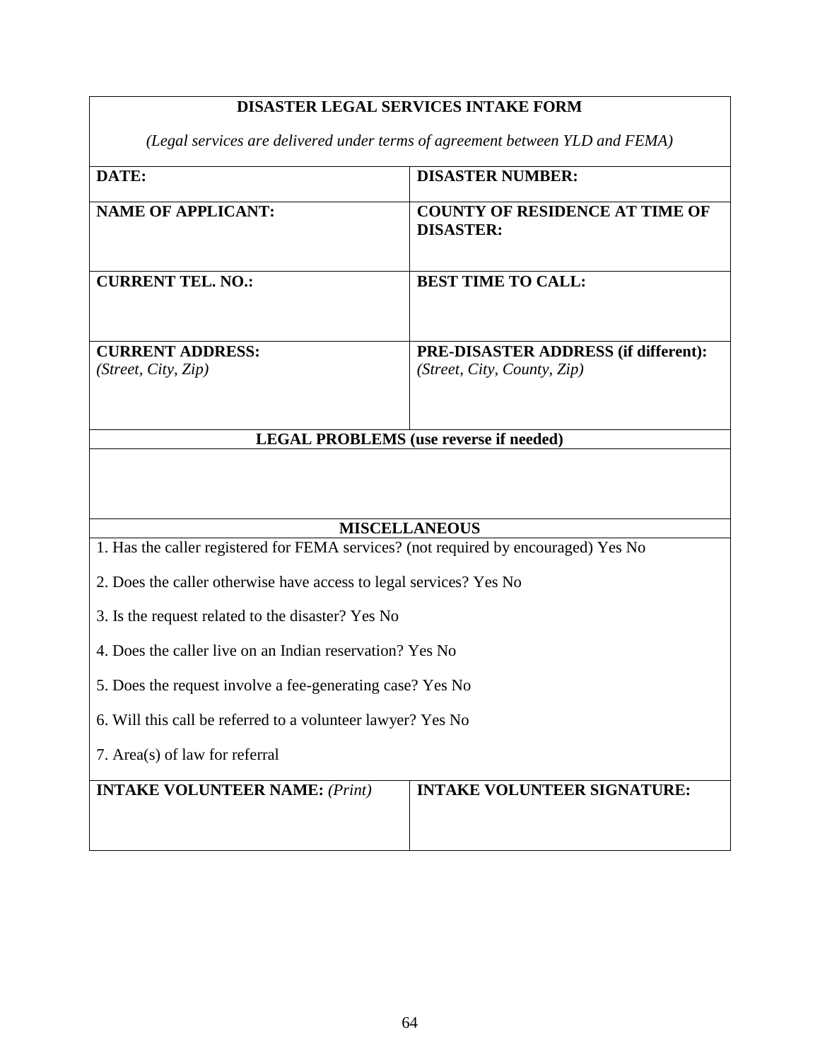# DISASTER LEGAL SERVICES INTAKE FORM

*(Legal services are delivered under terms of agreement between YLD and FEMA)*

| **DATE:** | **DISASTER NUMBER:** |
| --- | --- |
| **NAME OF APPLICANT:** | **COUNTY OF RESIDENCE AT TIME OF DISASTER:** |
| **CURRENT TEL. NO.:** | **BEST TIME TO CALL:** |
| **CURRENT ADDRESS:** *(Street, City, Zip)* | **PRE-DISASTER ADDRESS (if different):** *(Street, City, County, Zip)* |

**LEGAL PROBLEMS (use reverse if needed)**

**MISCELLANEOUS**

1. Has the caller registered for FEMA services? (not required by encouraged) Yes No
2. Does the caller otherwise have access to legal services? Yes No
3. Is the request related to the disaster? Yes No
4. Does the caller live on an Indian reservation? Yes No
5. Does the request involve a fee-generating case? Yes No
6. Will this call be referred to a volunteer lawyer? Yes No
7. Area(s) of law for referral

| **INTAKE VOLUNTEER NAME:** *(Print)* | **INTAKE VOLUNTEER SIGNATURE:** |
| --- | --- |
| | |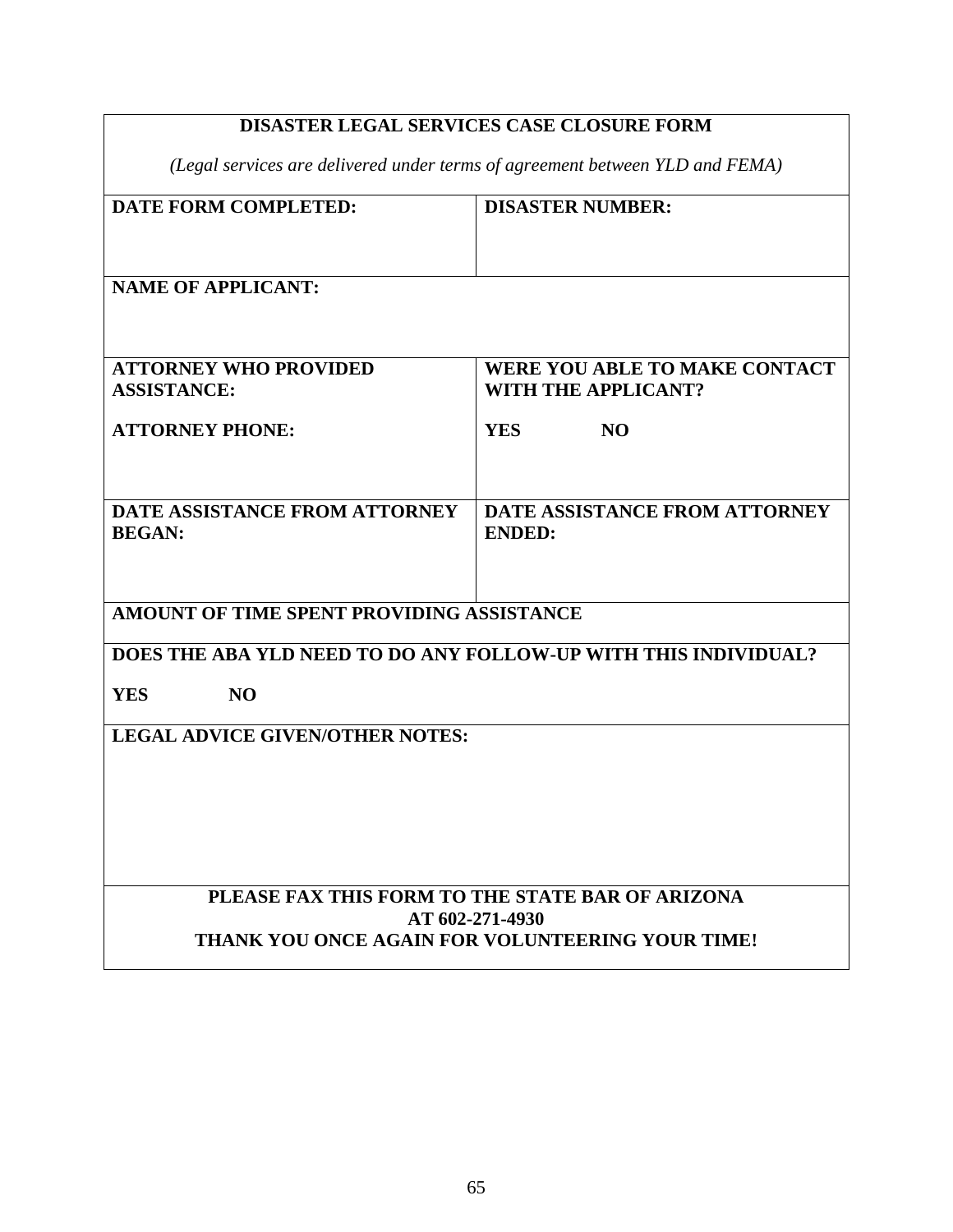| DISASTER LEGAL SERVICES CASE CLOSURE FORM | |
|---|---|
| *(Legal services are delivered under terms of agreement between YLD and FEMA)* | |
| **DATE FORM COMPLETED:** | **DISASTER NUMBER:** |
| **NAME OF APPLICANT:** | |
| **ATTORNEY WHO PROVIDED ASSISTANCE:**<br><br>**ATTORNEY PHONE:** | **WERE YOU ABLE TO MAKE CONTACT WITH THE APPLICANT?**<br><br>**YES NO** |
| **DATE ASSISTANCE FROM ATTORNEY BEGAN:** | **DATE ASSISTANCE FROM ATTORNEY ENDED:** |
| **AMOUNT OF TIME SPENT PROVIDING ASSISTANCE** | |
| **DOES THE ABA YLD NEED TO DO ANY FOLLOW-UP WITH THIS INDIVIDUAL?**<br><br>**YES NO** | |
| **LEGAL ADVICE GIVEN/OTHER NOTES:** | |
| **PLEASE FAX THIS FORM TO THE STATE BAR OF ARIZONA AT 602-271-4930**<br>**THANK YOU ONCE AGAIN FOR VOLUNTEERING YOUR TIME!** | |